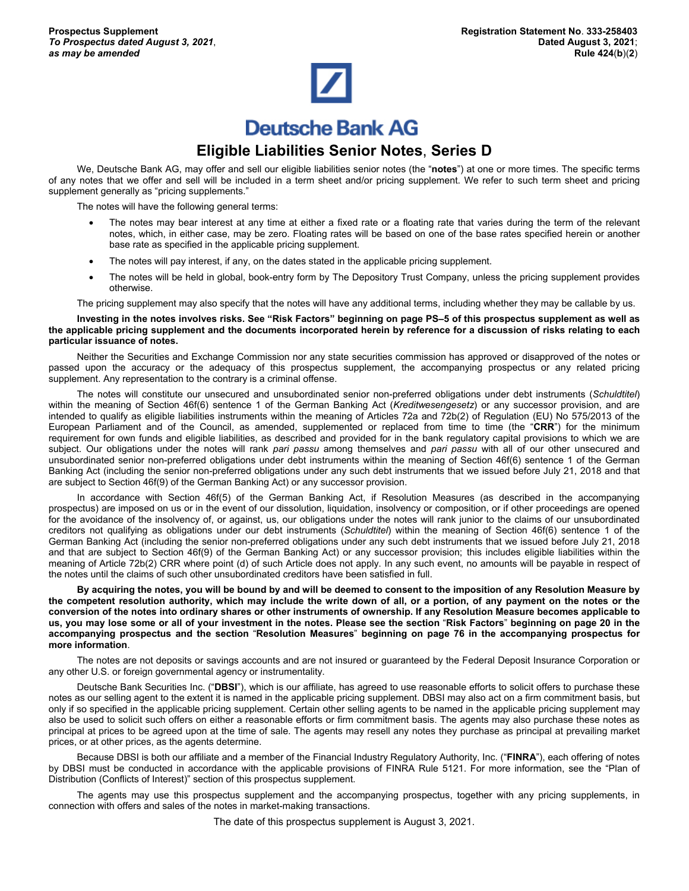**Prospectus Supplement**
***To Prospectus dated August 3, 2021*,**
***as may be amended***

**Registration Statement No. 333-258403**
**Dated August 3, 2021;**
**Rule 424(b)(2)**

# Deutsche Bank AG

## Eligible Liabilities Senior Notes, Series D

We, Deutsche Bank AG, may offer and sell our eligible liabilities senior notes (the "**notes**") at one or more times. The specific terms of any notes that we offer and sell will be included in a term sheet and/or pricing supplement. We refer to such term sheet and pricing supplement generally as "pricing supplements."

The notes will have the following general terms:

- The notes may bear interest at any time at either a fixed rate or a floating rate that varies during the term of the relevant notes, which, in either case, may be zero. Floating rates will be based on one of the base rates specified herein or another base rate as specified in the applicable pricing supplement.
- The notes will pay interest, if any, on the dates stated in the applicable pricing supplement.
- The notes will be held in global, book-entry form by The Depository Trust Company, unless the pricing supplement provides otherwise.

The pricing supplement may also specify that the notes will have any additional terms, including whether they may be callable by us.

**Investing in the notes involves risks. See "Risk Factors" beginning on page PS–5 of this prospectus supplement as well as the applicable pricing supplement and the documents incorporated herein by reference for a discussion of risks relating to each particular issuance of notes.**

Neither the Securities and Exchange Commission nor any state securities commission has approved or disapproved of the notes or passed upon the accuracy or the adequacy of this prospectus supplement, the accompanying prospectus or any related pricing supplement. Any representation to the contrary is a criminal offense.

The notes will constitute our unsecured and unsubordinated senior non-preferred obligations under debt instruments (*Schuldtitel*) within the meaning of Section 46f(6) sentence 1 of the German Banking Act (*Kreditwesengesetz*) or any successor provision, and are intended to qualify as eligible liabilities instruments within the meaning of Articles 72a and 72b(2) of Regulation (EU) No 575/2013 of the European Parliament and of the Council, as amended, supplemented or replaced from time to time (the "**CRR**") for the minimum requirement for own funds and eligible liabilities, as described and provided for in the bank regulatory capital provisions to which we are subject. Our obligations under the notes will rank *pari passu* among themselves and *pari passu* with all of our other unsecured and unsubordinated senior non-preferred obligations under debt instruments within the meaning of Section 46f(6) sentence 1 of the German Banking Act (including the senior non-preferred obligations under any such debt instruments that we issued before July 21, 2018 and that are subject to Section 46f(9) of the German Banking Act) or any successor provision.

In accordance with Section 46f(5) of the German Banking Act, if Resolution Measures (as described in the accompanying prospectus) are imposed on us or in the event of our dissolution, liquidation, insolvency or composition, or if other proceedings are opened for the avoidance of the insolvency of, or against, us, our obligations under the notes will rank junior to the claims of our unsubordinated creditors not qualifying as obligations under our debt instruments (*Schuldtitel*) within the meaning of Section 46f(6) sentence 1 of the German Banking Act (including the senior non-preferred obligations under any such debt instruments that we issued before July 21, 2018 and that are subject to Section 46f(9) of the German Banking Act) or any successor provision; this includes eligible liabilities within the meaning of Article 72b(2) CRR where point (d) of such Article does not apply. In any such event, no amounts will be payable in respect of the notes until the claims of such other unsubordinated creditors have been satisfied in full.

**By acquiring the notes, you will be bound by and will be deemed to consent to the imposition of any Resolution Measure by the competent resolution authority, which may include the write down of all, or a portion, of any payment on the notes or the conversion of the notes into ordinary shares or other instruments of ownership. If any Resolution Measure becomes applicable to us, you may lose some or all of your investment in the notes. Please see the section "Risk Factors" beginning on page 20 in the accompanying prospectus and the section "Resolution Measures" beginning on page 76 in the accompanying prospectus for more information.**

The notes are not deposits or savings accounts and are not insured or guaranteed by the Federal Deposit Insurance Corporation or any other U.S. or foreign governmental agency or instrumentality.

Deutsche Bank Securities Inc. ("**DBSI**"), which is our affiliate, has agreed to use reasonable efforts to solicit offers to purchase these notes as our selling agent to the extent it is named in the applicable pricing supplement. DBSI may also act on a firm commitment basis, but only if so specified in the applicable pricing supplement. Certain other selling agents to be named in the applicable pricing supplement may also be used to solicit such offers on either a reasonable efforts or firm commitment basis. The agents may also purchase these notes as principal at prices to be agreed upon at the time of sale. The agents may resell any notes they purchase as principal at prevailing market prices, or at other prices, as the agents determine.

Because DBSI is both our affiliate and a member of the Financial Industry Regulatory Authority, Inc. ("**FINRA**"), each offering of notes by DBSI must be conducted in accordance with the applicable provisions of FINRA Rule 5121. For more information, see the "Plan of Distribution (Conflicts of Interest)" section of this prospectus supplement.

The agents may use this prospectus supplement and the accompanying prospectus, together with any pricing supplements, in connection with offers and sales of the notes in market-making transactions.

The date of this prospectus supplement is August 3, 2021.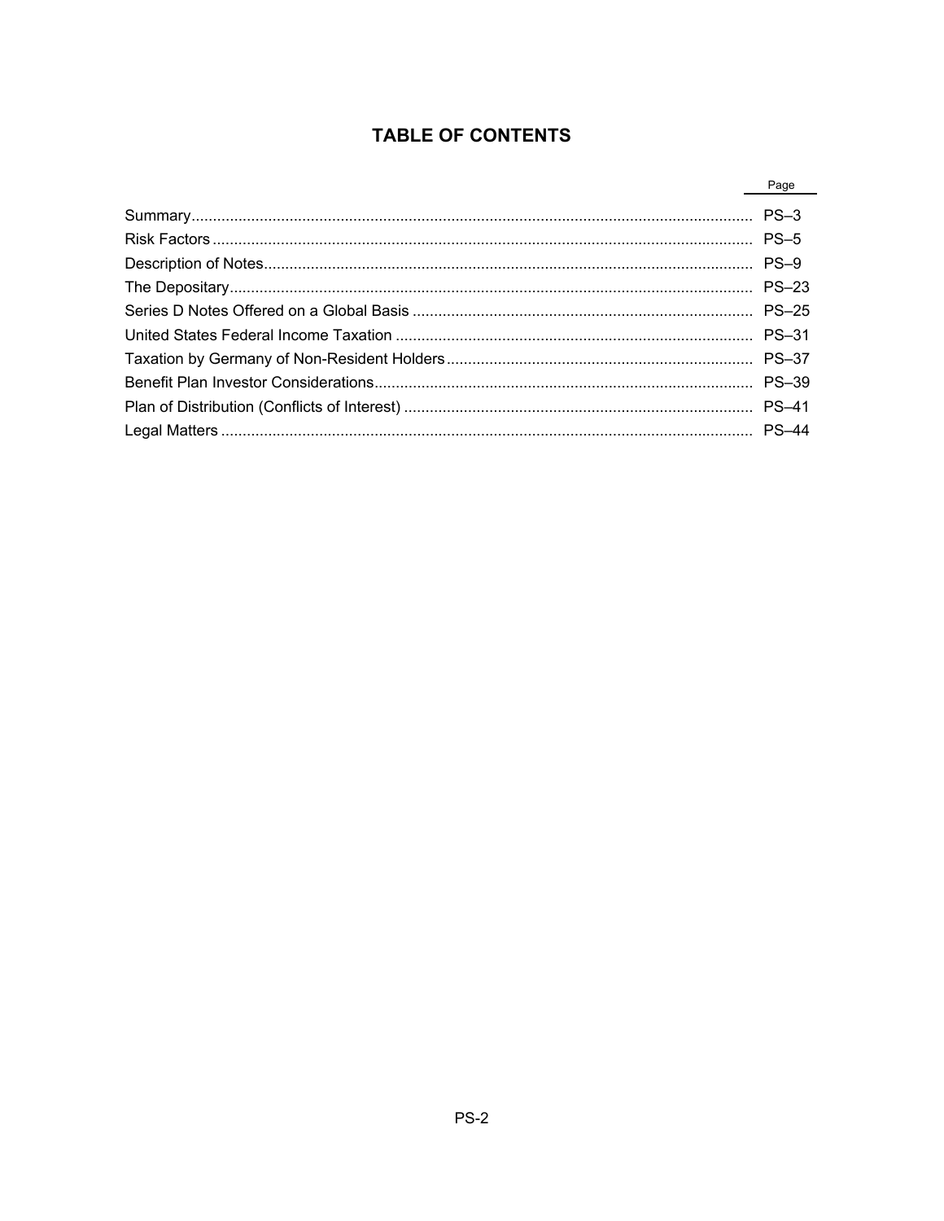# TABLE OF CONTENTS

| | Page |
|---|---|
| Summary | PS–3 |
| Risk Factors | PS–5 |
| Description of Notes | PS–9 |
| The Depositary | PS–23 |
| Series D Notes Offered on a Global Basis | PS–25 |
| United States Federal Income Taxation | PS–31 |
| Taxation by Germany of Non-Resident Holders | PS–37 |
| Benefit Plan Investor Considerations | PS–39 |
| Plan of Distribution (Conflicts of Interest) | PS–41 |
| Legal Matters | PS–44 |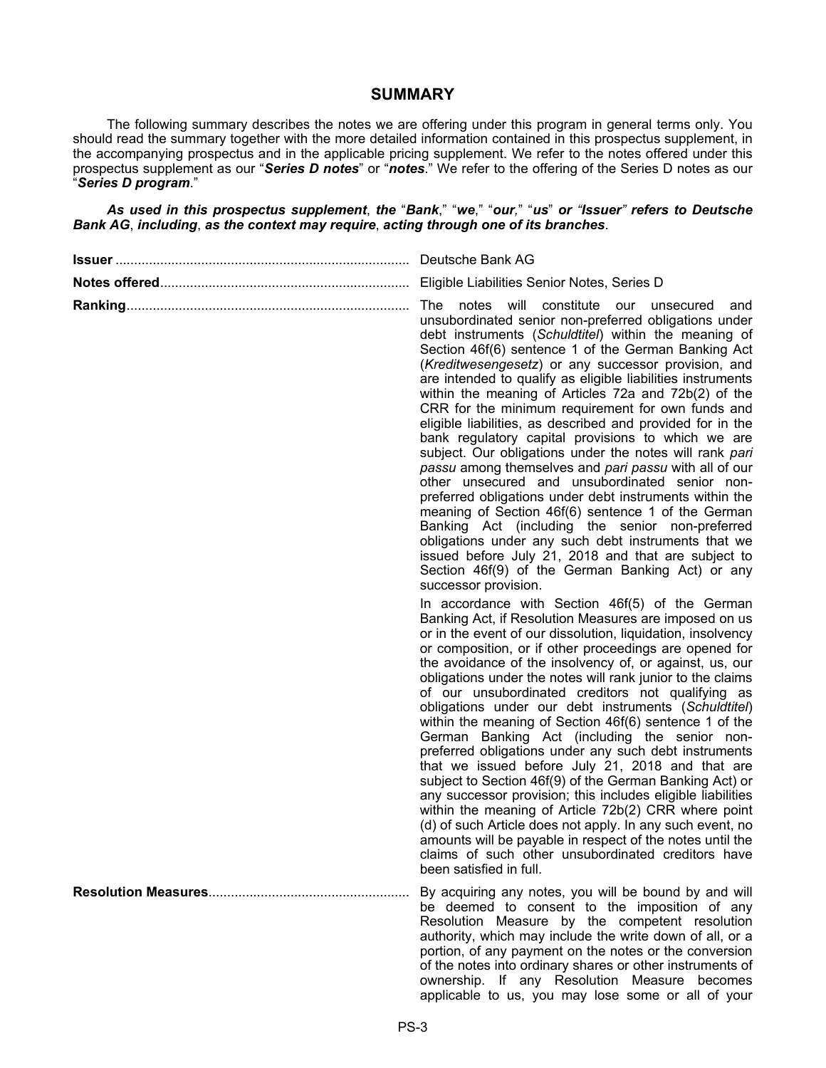## SUMMARY

The following summary describes the notes we are offering under this program in general terms only. You should read the summary together with the more detailed information contained in this prospectus supplement, in the accompanying prospectus and in the applicable pricing supplement. We refer to the notes offered under this prospectus supplement as our "***Series D notes***" or "***notes***." We refer to the offering of the Series D notes as our "***Series D program***."

***As used in this prospectus supplement*, *the* "*Bank*," "*we*," "*our*," "*us*" *or "Issuer" refers to Deutsche Bank AG*, *including*, *as the context may require*, *acting through one of its branches*.**

| | |
|---|---|
| **Issuer** | Deutsche Bank AG |
| **Notes offered** | Eligible Liabilities Senior Notes, Series D |
| **Ranking** | The notes will constitute our unsecured and unsubordinated senior non-preferred obligations under debt instruments (*Schuldtitel*) within the meaning of Section 46f(6) sentence 1 of the German Banking Act (*Kreditwesengesetz*) or any successor provision, and are intended to qualify as eligible liabilities instruments within the meaning of Articles 72a and 72b(2) of the CRR for the minimum requirement for own funds and eligible liabilities, as described and provided for in the bank regulatory capital provisions to which we are subject. Our obligations under the notes will rank *pari passu* among themselves and *pari passu* with all of our other unsecured and unsubordinated senior non-preferred obligations under debt instruments within the meaning of Section 46f(6) sentence 1 of the German Banking Act (including the senior non-preferred obligations under any such debt instruments that we issued before July 21, 2018 and that are subject to Section 46f(9) of the German Banking Act) or any successor provision.<br><br>In accordance with Section 46f(5) of the German Banking Act, if Resolution Measures are imposed on us or in the event of our dissolution, liquidation, insolvency or composition, or if other proceedings are opened for the avoidance of the insolvency of, or against, us, our obligations under the notes will rank junior to the claims of our unsubordinated creditors not qualifying as obligations under our debt instruments (*Schuldtitel*) within the meaning of Section 46f(6) sentence 1 of the German Banking Act (including the senior non-preferred obligations under any such debt instruments that we issued before July 21, 2018 and that are subject to Section 46f(9) of the German Banking Act) or any successor provision; this includes eligible liabilities within the meaning of Article 72b(2) CRR where point (d) of such Article does not apply. In any such event, no amounts will be payable in respect of the notes until the claims of such other unsubordinated creditors have been satisfied in full. |
| **Resolution Measures** | By acquiring any notes, you will be bound by and will be deemed to consent to the imposition of any Resolution Measure by the competent resolution authority, which may include the write down of all, or a portion, of any payment on the notes or the conversion of the notes into ordinary shares or other instruments of ownership. If any Resolution Measure becomes applicable to us, you may lose some or all of your |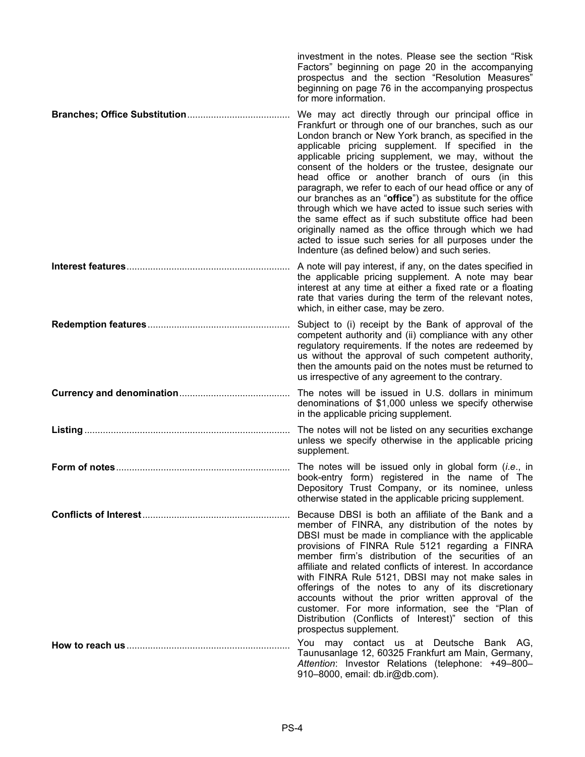investment in the notes. Please see the section "Risk Factors" beginning on page 20 in the accompanying prospectus and the section "Resolution Measures" beginning on page 76 in the accompanying prospectus for more information.

**Branches; Office Substitution** — We may act directly through our principal office in Frankfurt or through one of our branches, such as our London branch or New York branch, as specified in the applicable pricing supplement. If specified in the applicable pricing supplement, we may, without the consent of the holders or the trustee, designate our head office or another branch of ours (in this paragraph, we refer to each of our head office or any of our branches as an "**office**") as substitute for the office through which we have acted to issue such series with the same effect as if such substitute office had been originally named as the office through which we had acted to issue such series for all purposes under the Indenture (as defined below) and such series.

**Interest features** — A note will pay interest, if any, on the dates specified in the applicable pricing supplement. A note may bear interest at any time at either a fixed rate or a floating rate that varies during the term of the relevant notes, which, in either case, may be zero.

**Redemption features** — Subject to (i) receipt by the Bank of approval of the competent authority and (ii) compliance with any other regulatory requirements. If the notes are redeemed by us without the approval of such competent authority, then the amounts paid on the notes must be returned to us irrespective of any agreement to the contrary.

**Currency and denomination** — The notes will be issued in U.S. dollars in minimum denominations of $1,000 unless we specify otherwise in the applicable pricing supplement.

**Listing** — The notes will not be listed on any securities exchange unless we specify otherwise in the applicable pricing supplement.

**Form of notes** — The notes will be issued only in global form (*i.e.*, in book-entry form) registered in the name of The Depository Trust Company, or its nominee, unless otherwise stated in the applicable pricing supplement.

**Conflicts of Interest** — Because DBSI is both an affiliate of the Bank and a member of FINRA, any distribution of the notes by DBSI must be made in compliance with the applicable provisions of FINRA Rule 5121 regarding a FINRA member firm's distribution of the securities of an affiliate and related conflicts of interest. In accordance with FINRA Rule 5121, DBSI may not make sales in offerings of the notes to any of its discretionary accounts without the prior written approval of the customer. For more information, see the "Plan of Distribution (Conflicts of Interest)" section of this prospectus supplement.

**How to reach us** — You may contact us at Deutsche Bank AG, Taunusanlage 12, 60325 Frankfurt am Main, Germany, *Attention*: Investor Relations (telephone: +49–800–910–8000, email: db.ir@db.com).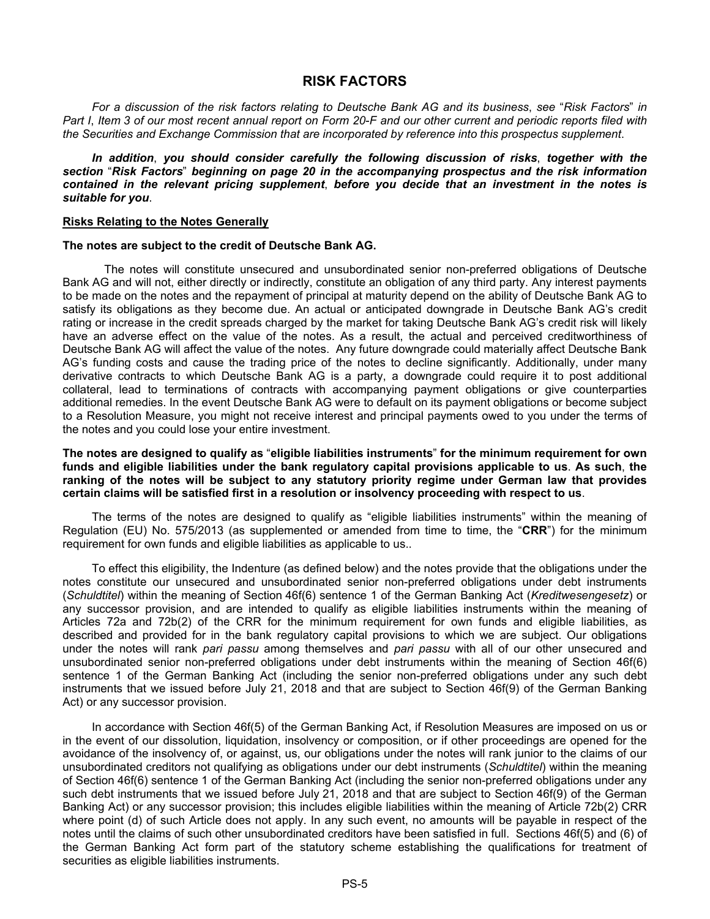# RISK FACTORS

*For a discussion of the risk factors relating to Deutsche Bank AG and its business, see "Risk Factors" in Part I, Item 3 of our most recent annual report on Form 20-F and our other current and periodic reports filed with the Securities and Exchange Commission that are incorporated by reference into this prospectus supplement.*

***In addition, you should consider carefully the following discussion of risks, together with the section "Risk Factors" beginning on page 20 in the accompanying prospectus and the risk information contained in the relevant pricing supplement, before you decide that an investment in the notes is suitable for you.***

## Risks Relating to the Notes Generally

**The notes are subject to the credit of Deutsche Bank AG.**

The notes will constitute unsecured and unsubordinated senior non-preferred obligations of Deutsche Bank AG and will not, either directly or indirectly, constitute an obligation of any third party. Any interest payments to be made on the notes and the repayment of principal at maturity depend on the ability of Deutsche Bank AG to satisfy its obligations as they become due. An actual or anticipated downgrade in Deutsche Bank AG's credit rating or increase in the credit spreads charged by the market for taking Deutsche Bank AG's credit risk will likely have an adverse effect on the value of the notes. As a result, the actual and perceived creditworthiness of Deutsche Bank AG will affect the value of the notes. Any future downgrade could materially affect Deutsche Bank AG's funding costs and cause the trading price of the notes to decline significantly. Additionally, under many derivative contracts to which Deutsche Bank AG is a party, a downgrade could require it to post additional collateral, lead to terminations of contracts with accompanying payment obligations or give counterparties additional remedies. In the event Deutsche Bank AG were to default on its payment obligations or become subject to a Resolution Measure, you might not receive interest and principal payments owed to you under the terms of the notes and you could lose your entire investment.

**The notes are designed to qualify as "eligible liabilities instruments" for the minimum requirement for own funds and eligible liabilities under the bank regulatory capital provisions applicable to us. As such, the ranking of the notes will be subject to any statutory priority regime under German law that provides certain claims will be satisfied first in a resolution or insolvency proceeding with respect to us.**

The terms of the notes are designed to qualify as "eligible liabilities instruments" within the meaning of Regulation (EU) No. 575/2013 (as supplemented or amended from time to time, the "**CRR**") for the minimum requirement for own funds and eligible liabilities as applicable to us..

To effect this eligibility, the Indenture (as defined below) and the notes provide that the obligations under the notes constitute our unsecured and unsubordinated senior non-preferred obligations under debt instruments (*Schuldtitel*) within the meaning of Section 46f(6) sentence 1 of the German Banking Act (*Kreditwesengesetz*) or any successor provision, and are intended to qualify as eligible liabilities instruments within the meaning of Articles 72a and 72b(2) of the CRR for the minimum requirement for own funds and eligible liabilities, as described and provided for in the bank regulatory capital provisions to which we are subject. Our obligations under the notes will rank *pari passu* among themselves and *pari passu* with all of our other unsecured and unsubordinated senior non-preferred obligations under debt instruments within the meaning of Section 46f(6) sentence 1 of the German Banking Act (including the senior non-preferred obligations under any such debt instruments that we issued before July 21, 2018 and that are subject to Section 46f(9) of the German Banking Act) or any successor provision.

In accordance with Section 46f(5) of the German Banking Act, if Resolution Measures are imposed on us or in the event of our dissolution, liquidation, insolvency or composition, or if other proceedings are opened for the avoidance of the insolvency of, or against, us, our obligations under the notes will rank junior to the claims of our unsubordinated creditors not qualifying as obligations under our debt instruments (*Schuldtitel*) within the meaning of Section 46f(6) sentence 1 of the German Banking Act (including the senior non-preferred obligations under any such debt instruments that we issued before July 21, 2018 and that are subject to Section 46f(9) of the German Banking Act) or any successor provision; this includes eligible liabilities within the meaning of Article 72b(2) CRR where point (d) of such Article does not apply. In any such event, no amounts will be payable in respect of the notes until the claims of such other unsubordinated creditors have been satisfied in full. Sections 46f(5) and (6) of the German Banking Act form part of the statutory scheme establishing the qualifications for treatment of securities as eligible liabilities instruments.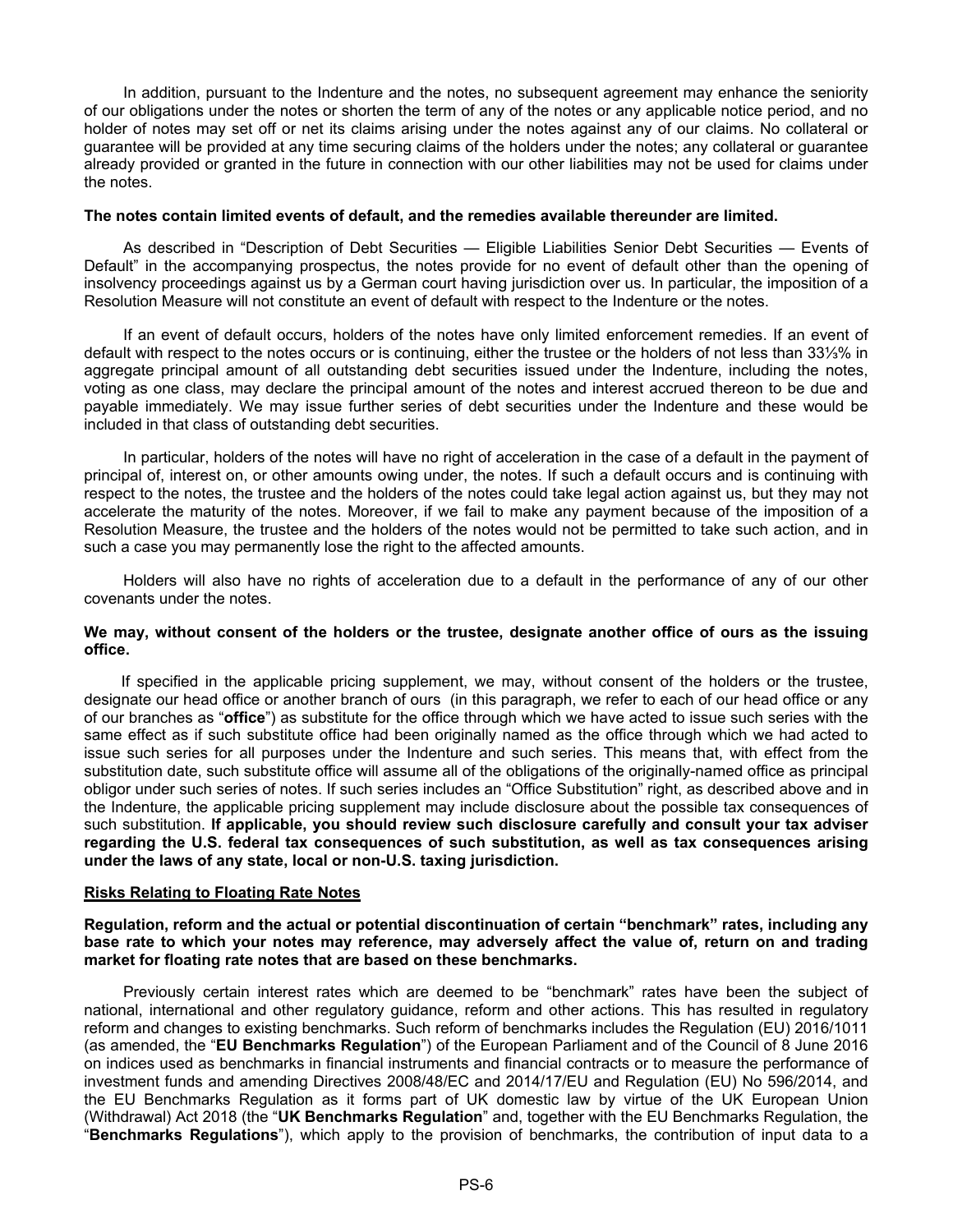In addition, pursuant to the Indenture and the notes, no subsequent agreement may enhance the seniority of our obligations under the notes or shorten the term of any of the notes or any applicable notice period, and no holder of notes may set off or net its claims arising under the notes against any of our claims. No collateral or guarantee will be provided at any time securing claims of the holders under the notes; any collateral or guarantee already provided or granted in the future in connection with our other liabilities may not be used for claims under the notes.

**The notes contain limited events of default, and the remedies available thereunder are limited.**

As described in "Description of Debt Securities — Eligible Liabilities Senior Debt Securities — Events of Default" in the accompanying prospectus, the notes provide for no event of default other than the opening of insolvency proceedings against us by a German court having jurisdiction over us. In particular, the imposition of a Resolution Measure will not constitute an event of default with respect to the Indenture or the notes.

If an event of default occurs, holders of the notes have only limited enforcement remedies. If an event of default with respect to the notes occurs or is continuing, either the trustee or the holders of not less than 33⅓% in aggregate principal amount of all outstanding debt securities issued under the Indenture, including the notes, voting as one class, may declare the principal amount of the notes and interest accrued thereon to be due and payable immediately. We may issue further series of debt securities under the Indenture and these would be included in that class of outstanding debt securities.

In particular, holders of the notes will have no right of acceleration in the case of a default in the payment of principal of, interest on, or other amounts owing under, the notes. If such a default occurs and is continuing with respect to the notes, the trustee and the holders of the notes could take legal action against us, but they may not accelerate the maturity of the notes. Moreover, if we fail to make any payment because of the imposition of a Resolution Measure, the trustee and the holders of the notes would not be permitted to take such action, and in such a case you may permanently lose the right to the affected amounts.

Holders will also have no rights of acceleration due to a default in the performance of any of our other covenants under the notes.

**We may, without consent of the holders or the trustee, designate another office of ours as the issuing office.**

If specified in the applicable pricing supplement, we may, without consent of the holders or the trustee, designate our head office or another branch of ours (in this paragraph, we refer to each of our head office or any of our branches as "**office**") as substitute for the office through which we have acted to issue such series with the same effect as if such substitute office had been originally named as the office through which we had acted to issue such series for all purposes under the Indenture and such series. This means that, with effect from the substitution date, such substitute office will assume all of the obligations of the originally-named office as principal obligor under such series of notes. If such series includes an "Office Substitution" right, as described above and in the Indenture, the applicable pricing supplement may include disclosure about the possible tax consequences of such substitution. **If applicable, you should review such disclosure carefully and consult your tax adviser regarding the U.S. federal tax consequences of such substitution, as well as tax consequences arising under the laws of any state, local or non-U.S. taxing jurisdiction.**

## Risks Relating to Floating Rate Notes

**Regulation, reform and the actual or potential discontinuation of certain "benchmark" rates, including any base rate to which your notes may reference, may adversely affect the value of, return on and trading market for floating rate notes that are based on these benchmarks.**

Previously certain interest rates which are deemed to be "benchmark" rates have been the subject of national, international and other regulatory guidance, reform and other actions. This has resulted in regulatory reform and changes to existing benchmarks. Such reform of benchmarks includes the Regulation (EU) 2016/1011 (as amended, the "**EU Benchmarks Regulation**") of the European Parliament and of the Council of 8 June 2016 on indices used as benchmarks in financial instruments and financial contracts or to measure the performance of investment funds and amending Directives 2008/48/EC and 2014/17/EU and Regulation (EU) No 596/2014, and the EU Benchmarks Regulation as it forms part of UK domestic law by virtue of the UK European Union (Withdrawal) Act 2018 (the "**UK Benchmarks Regulation**" and, together with the EU Benchmarks Regulation, the "**Benchmarks Regulations**"), which apply to the provision of benchmarks, the contribution of input data to a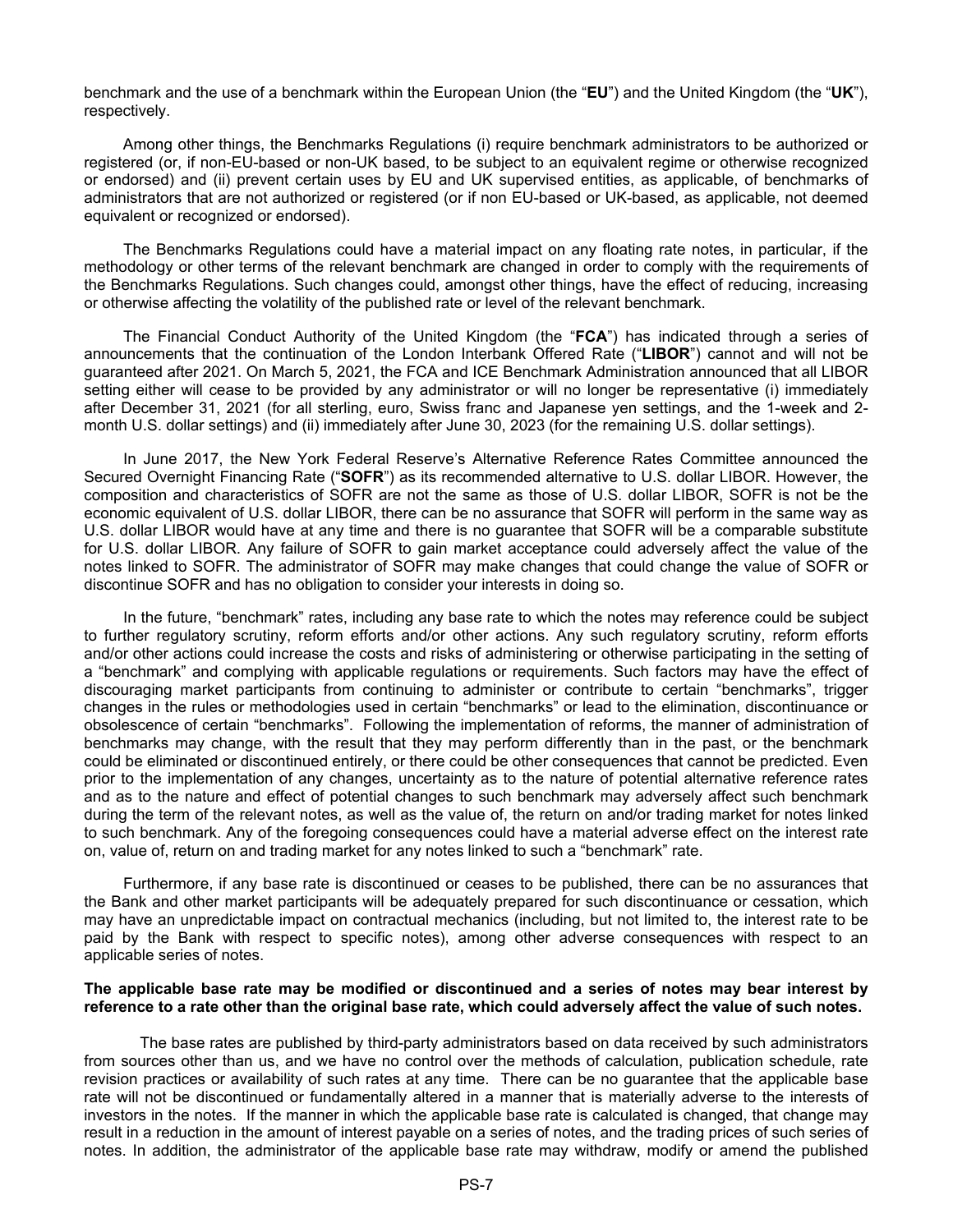benchmark and the use of a benchmark within the European Union (the "**EU**") and the United Kingdom (the "**UK**"), respectively.

Among other things, the Benchmarks Regulations (i) require benchmark administrators to be authorized or registered (or, if non-EU-based or non-UK based, to be subject to an equivalent regime or otherwise recognized or endorsed) and (ii) prevent certain uses by EU and UK supervised entities, as applicable, of benchmarks of administrators that are not authorized or registered (or if non EU-based or UK-based, as applicable, not deemed equivalent or recognized or endorsed).

The Benchmarks Regulations could have a material impact on any floating rate notes, in particular, if the methodology or other terms of the relevant benchmark are changed in order to comply with the requirements of the Benchmarks Regulations. Such changes could, amongst other things, have the effect of reducing, increasing or otherwise affecting the volatility of the published rate or level of the relevant benchmark.

The Financial Conduct Authority of the United Kingdom (the "**FCA**") has indicated through a series of announcements that the continuation of the London Interbank Offered Rate ("**LIBOR**") cannot and will not be guaranteed after 2021. On March 5, 2021, the FCA and ICE Benchmark Administration announced that all LIBOR setting either will cease to be provided by any administrator or will no longer be representative (i) immediately after December 31, 2021 (for all sterling, euro, Swiss franc and Japanese yen settings, and the 1-week and 2-month U.S. dollar settings) and (ii) immediately after June 30, 2023 (for the remaining U.S. dollar settings).

In June 2017, the New York Federal Reserve's Alternative Reference Rates Committee announced the Secured Overnight Financing Rate ("**SOFR**") as its recommended alternative to U.S. dollar LIBOR. However, the composition and characteristics of SOFR are not the same as those of U.S. dollar LIBOR, SOFR is not be the economic equivalent of U.S. dollar LIBOR, there can be no assurance that SOFR will perform in the same way as U.S. dollar LIBOR would have at any time and there is no guarantee that SOFR will be a comparable substitute for U.S. dollar LIBOR. Any failure of SOFR to gain market acceptance could adversely affect the value of the notes linked to SOFR. The administrator of SOFR may make changes that could change the value of SOFR or discontinue SOFR and has no obligation to consider your interests in doing so.

In the future, "benchmark" rates, including any base rate to which the notes may reference could be subject to further regulatory scrutiny, reform efforts and/or other actions. Any such regulatory scrutiny, reform efforts and/or other actions could increase the costs and risks of administering or otherwise participating in the setting of a "benchmark" and complying with applicable regulations or requirements. Such factors may have the effect of discouraging market participants from continuing to administer or contribute to certain "benchmarks", trigger changes in the rules or methodologies used in certain "benchmarks" or lead to the elimination, discontinuance or obsolescence of certain "benchmarks". Following the implementation of reforms, the manner of administration of benchmarks may change, with the result that they may perform differently than in the past, or the benchmark could be eliminated or discontinued entirely, or there could be other consequences that cannot be predicted. Even prior to the implementation of any changes, uncertainty as to the nature of potential alternative reference rates and as to the nature and effect of potential changes to such benchmark may adversely affect such benchmark during the term of the relevant notes, as well as the value of, the return on and/or trading market for notes linked to such benchmark. Any of the foregoing consequences could have a material adverse effect on the interest rate on, value of, return on and trading market for any notes linked to such a "benchmark" rate.

Furthermore, if any base rate is discontinued or ceases to be published, there can be no assurances that the Bank and other market participants will be adequately prepared for such discontinuance or cessation, which may have an unpredictable impact on contractual mechanics (including, but not limited to, the interest rate to be paid by the Bank with respect to specific notes), among other adverse consequences with respect to an applicable series of notes.

**The applicable base rate may be modified or discontinued and a series of notes may bear interest by reference to a rate other than the original base rate, which could adversely affect the value of such notes.**

The base rates are published by third-party administrators based on data received by such administrators from sources other than us, and we have no control over the methods of calculation, publication schedule, rate revision practices or availability of such rates at any time. There can be no guarantee that the applicable base rate will not be discontinued or fundamentally altered in a manner that is materially adverse to the interests of investors in the notes. If the manner in which the applicable base rate is calculated is changed, that change may result in a reduction in the amount of interest payable on a series of notes, and the trading prices of such series of notes. In addition, the administrator of the applicable base rate may withdraw, modify or amend the published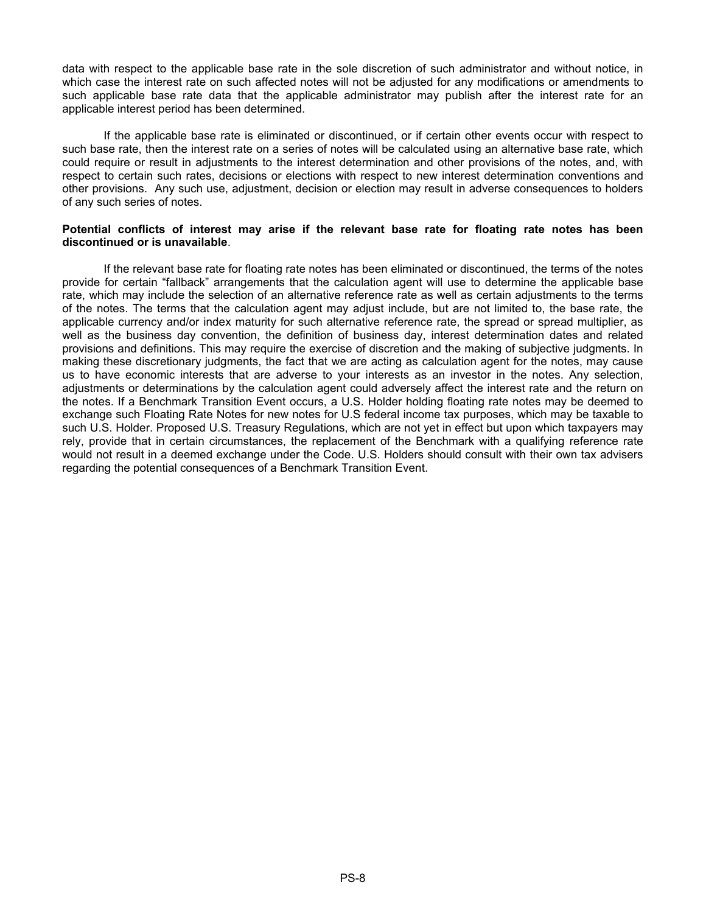data with respect to the applicable base rate in the sole discretion of such administrator and without notice, in which case the interest rate on such affected notes will not be adjusted for any modifications or amendments to such applicable base rate data that the applicable administrator may publish after the interest rate for an applicable interest period has been determined.

If the applicable base rate is eliminated or discontinued, or if certain other events occur with respect to such base rate, then the interest rate on a series of notes will be calculated using an alternative base rate, which could require or result in adjustments to the interest determination and other provisions of the notes, and, with respect to certain such rates, decisions or elections with respect to new interest determination conventions and other provisions. Any such use, adjustment, decision or election may result in adverse consequences to holders of any such series of notes.

**Potential conflicts of interest may arise if the relevant base rate for floating rate notes has been discontinued or is unavailable**.

If the relevant base rate for floating rate notes has been eliminated or discontinued, the terms of the notes provide for certain "fallback" arrangements that the calculation agent will use to determine the applicable base rate, which may include the selection of an alternative reference rate as well as certain adjustments to the terms of the notes. The terms that the calculation agent may adjust include, but are not limited to, the base rate, the applicable currency and/or index maturity for such alternative reference rate, the spread or spread multiplier, as well as the business day convention, the definition of business day, interest determination dates and related provisions and definitions. This may require the exercise of discretion and the making of subjective judgments. In making these discretionary judgments, the fact that we are acting as calculation agent for the notes, may cause us to have economic interests that are adverse to your interests as an investor in the notes. Any selection, adjustments or determinations by the calculation agent could adversely affect the interest rate and the return on the notes. If a Benchmark Transition Event occurs, a U.S. Holder holding floating rate notes may be deemed to exchange such Floating Rate Notes for new notes for U.S federal income tax purposes, which may be taxable to such U.S. Holder. Proposed U.S. Treasury Regulations, which are not yet in effect but upon which taxpayers may rely, provide that in certain circumstances, the replacement of the Benchmark with a qualifying reference rate would not result in a deemed exchange under the Code. U.S. Holders should consult with their own tax advisers regarding the potential consequences of a Benchmark Transition Event.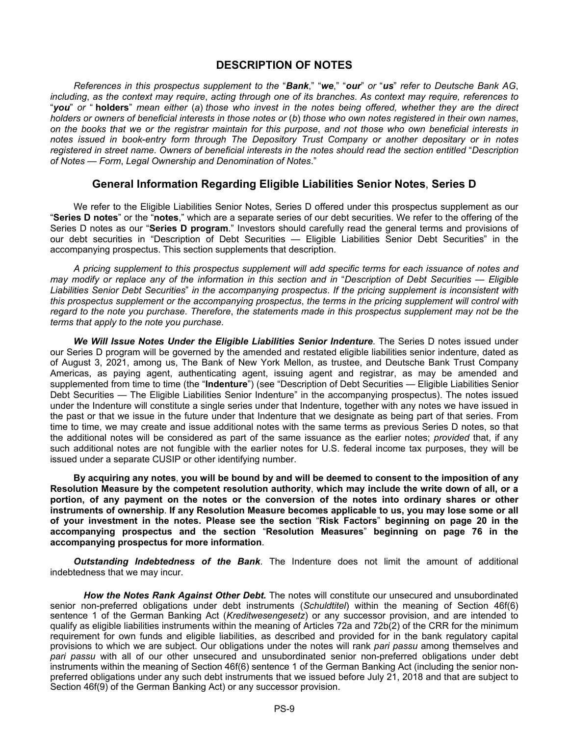## DESCRIPTION OF NOTES

*References in this prospectus supplement to the "**Bank**," "**we**," "**our**" or "**us**" refer to Deutsche Bank AG, including, as the context may require, acting through one of its branches. As context may require, references to "**you**" or " **holders**" mean either (a) those who invest in the notes being offered, whether they are the direct holders or owners of beneficial interests in those notes or (b) those who own notes registered in their own names, on the books that we or the registrar maintain for this purpose, and not those who own beneficial interests in notes issued in book-entry form through The Depository Trust Company or another depositary or in notes registered in street name. Owners of beneficial interests in the notes should read the section entitled "Description of Notes — Form, Legal Ownership and Denomination of Notes."*

### General Information Regarding Eligible Liabilities Senior Notes, Series D

We refer to the Eligible Liabilities Senior Notes, Series D offered under this prospectus supplement as our "**Series D notes**" or the "**notes**," which are a separate series of our debt securities. We refer to the offering of the Series D notes as our "**Series D program**." Investors should carefully read the general terms and provisions of our debt securities in "Description of Debt Securities — Eligible Liabilities Senior Debt Securities" in the accompanying prospectus. This section supplements that description.

*A pricing supplement to this prospectus supplement will add specific terms for each issuance of notes and may modify or replace any of the information in this section and in "Description of Debt Securities — Eligible Liabilities Senior Debt Securities" in the accompanying prospectus. If the pricing supplement is inconsistent with this prospectus supplement or the accompanying prospectus, the terms in the pricing supplement will control with regard to the note you purchase. Therefore, the statements made in this prospectus supplement may not be the terms that apply to the note you purchase.*

***We Will Issue Notes Under the Eligible Liabilities Senior Indenture***. The Series D notes issued under our Series D program will be governed by the amended and restated eligible liabilities senior indenture, dated as of August 3, 2021, among us, The Bank of New York Mellon, as trustee, and Deutsche Bank Trust Company Americas, as paying agent, authenticating agent, issuing agent and registrar, as may be amended and supplemented from time to time (the "**Indenture**") (see "Description of Debt Securities — Eligible Liabilities Senior Debt Securities — The Eligible Liabilities Senior Indenture" in the accompanying prospectus). The notes issued under the Indenture will constitute a single series under that Indenture, together with any notes we have issued in the past or that we issue in the future under that Indenture that we designate as being part of that series. From time to time, we may create and issue additional notes with the same terms as previous Series D notes, so that the additional notes will be considered as part of the same issuance as the earlier notes; *provided* that, if any such additional notes are not fungible with the earlier notes for U.S. federal income tax purposes, they will be issued under a separate CUSIP or other identifying number.

**By acquiring any notes, you will be bound by and will be deemed to consent to the imposition of any Resolution Measure by the competent resolution authority, which may include the write down of all, or a portion, of any payment on the notes or the conversion of the notes into ordinary shares or other instruments of ownership. If any Resolution Measure becomes applicable to us, you may lose some or all of your investment in the notes. Please see the section "Risk Factors" beginning on page 20 in the accompanying prospectus and the section "Resolution Measures" beginning on page 76 in the accompanying prospectus for more information.**

***Outstanding Indebtedness of the Bank***. The Indenture does not limit the amount of additional indebtedness that we may incur.

***How the Notes Rank Against Other Debt.*** The notes will constitute our unsecured and unsubordinated senior non-preferred obligations under debt instruments (*Schuldtitel*) within the meaning of Section 46f(6) sentence 1 of the German Banking Act (*Kreditwesengesetz*) or any successor provision, and are intended to qualify as eligible liabilities instruments within the meaning of Articles 72a and 72b(2) of the CRR for the minimum requirement for own funds and eligible liabilities, as described and provided for in the bank regulatory capital provisions to which we are subject. Our obligations under the notes will rank *pari passu* among themselves and *pari passu* with all of our other unsecured and unsubordinated senior non-preferred obligations under debt instruments within the meaning of Section 46f(6) sentence 1 of the German Banking Act (including the senior non-preferred obligations under any such debt instruments that we issued before July 21, 2018 and that are subject to Section 46f(9) of the German Banking Act) or any successor provision.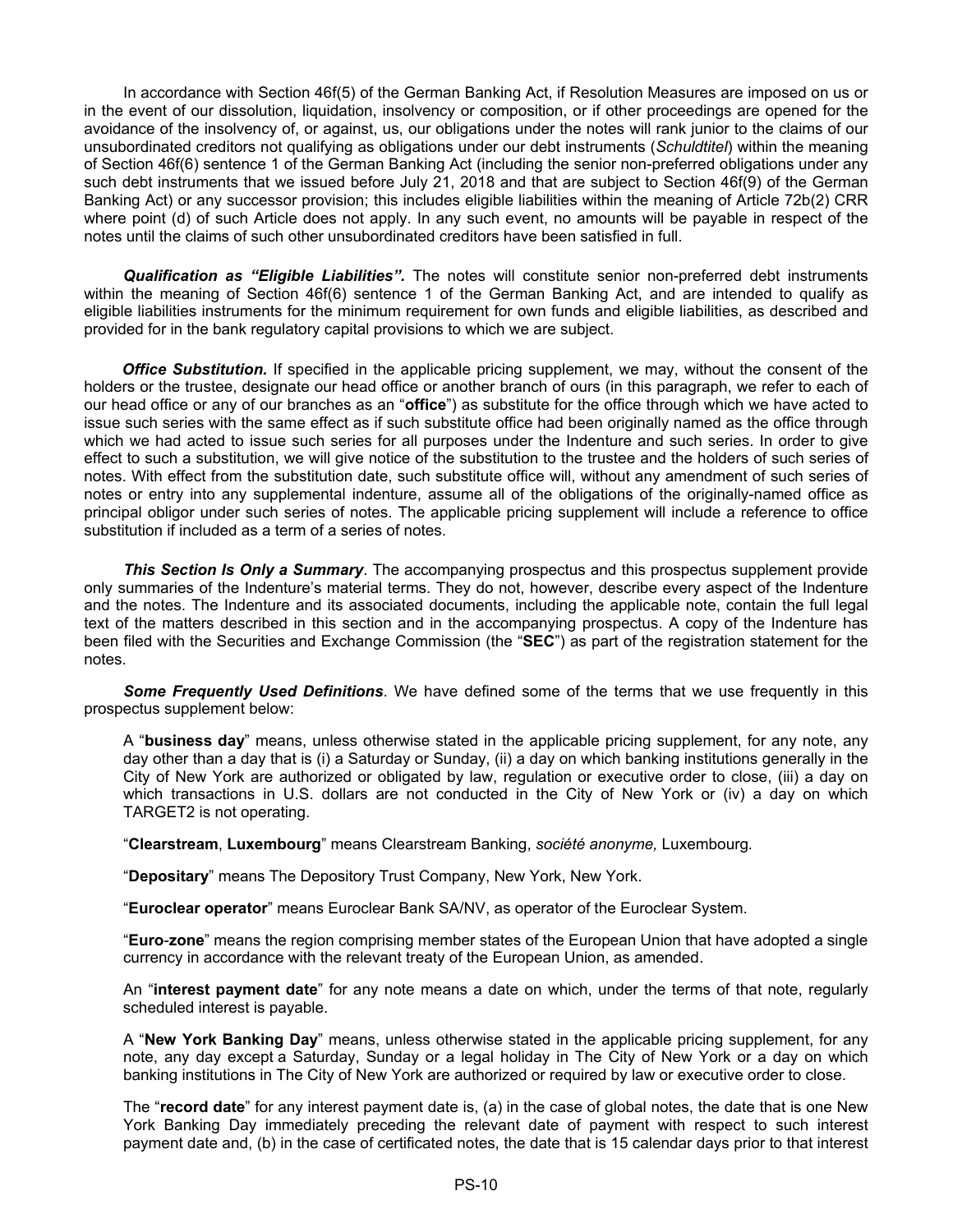In accordance with Section 46f(5) of the German Banking Act, if Resolution Measures are imposed on us or in the event of our dissolution, liquidation, insolvency or composition, or if other proceedings are opened for the avoidance of the insolvency of, or against, us, our obligations under the notes will rank junior to the claims of our unsubordinated creditors not qualifying as obligations under our debt instruments (*Schuldtitel*) within the meaning of Section 46f(6) sentence 1 of the German Banking Act (including the senior non-preferred obligations under any such debt instruments that we issued before July 21, 2018 and that are subject to Section 46f(9) of the German Banking Act) or any successor provision; this includes eligible liabilities within the meaning of Article 72b(2) CRR where point (d) of such Article does not apply. In any such event, no amounts will be payable in respect of the notes until the claims of such other unsubordinated creditors have been satisfied in full.

***Qualification as "Eligible Liabilities".*** The notes will constitute senior non-preferred debt instruments within the meaning of Section 46f(6) sentence 1 of the German Banking Act, and are intended to qualify as eligible liabilities instruments for the minimum requirement for own funds and eligible liabilities, as described and provided for in the bank regulatory capital provisions to which we are subject.

***Office Substitution.*** If specified in the applicable pricing supplement, we may, without the consent of the holders or the trustee, designate our head office or another branch of ours (in this paragraph, we refer to each of our head office or any of our branches as an "**office**") as substitute for the office through which we have acted to issue such series with the same effect as if such substitute office had been originally named as the office through which we had acted to issue such series for all purposes under the Indenture and such series. In order to give effect to such a substitution, we will give notice of the substitution to the trustee and the holders of such series of notes. With effect from the substitution date, such substitute office will, without any amendment of such series of notes or entry into any supplemental indenture, assume all of the obligations of the originally-named office as principal obligor under such series of notes. The applicable pricing supplement will include a reference to office substitution if included as a term of a series of notes.

***This Section Is Only a Summary***. The accompanying prospectus and this prospectus supplement provide only summaries of the Indenture's material terms. They do not, however, describe every aspect of the Indenture and the notes. The Indenture and its associated documents, including the applicable note, contain the full legal text of the matters described in this section and in the accompanying prospectus. A copy of the Indenture has been filed with the Securities and Exchange Commission (the "**SEC**") as part of the registration statement for the notes.

***Some Frequently Used Definitions***. We have defined some of the terms that we use frequently in this prospectus supplement below:

A "**business day**" means, unless otherwise stated in the applicable pricing supplement, for any note, any day other than a day that is (i) a Saturday or Sunday, (ii) a day on which banking institutions generally in the City of New York are authorized or obligated by law, regulation or executive order to close, (iii) a day on which transactions in U.S. dollars are not conducted in the City of New York or (iv) a day on which TARGET2 is not operating.

"**Clearstream**, **Luxembourg**" means Clearstream Banking, *société anonyme,* Luxembourg*.*

"**Depositary**" means The Depository Trust Company, New York, New York.

"**Euroclear operator**" means Euroclear Bank SA/NV, as operator of the Euroclear System.

"**Euro**-**zone**" means the region comprising member states of the European Union that have adopted a single currency in accordance with the relevant treaty of the European Union, as amended.

An "**interest payment date**" for any note means a date on which, under the terms of that note, regularly scheduled interest is payable.

A "**New York Banking Day**" means, unless otherwise stated in the applicable pricing supplement, for any note, any day except a Saturday, Sunday or a legal holiday in The City of New York or a day on which banking institutions in The City of New York are authorized or required by law or executive order to close.

The "**record date**" for any interest payment date is, (a) in the case of global notes, the date that is one New York Banking Day immediately preceding the relevant date of payment with respect to such interest payment date and, (b) in the case of certificated notes, the date that is 15 calendar days prior to that interest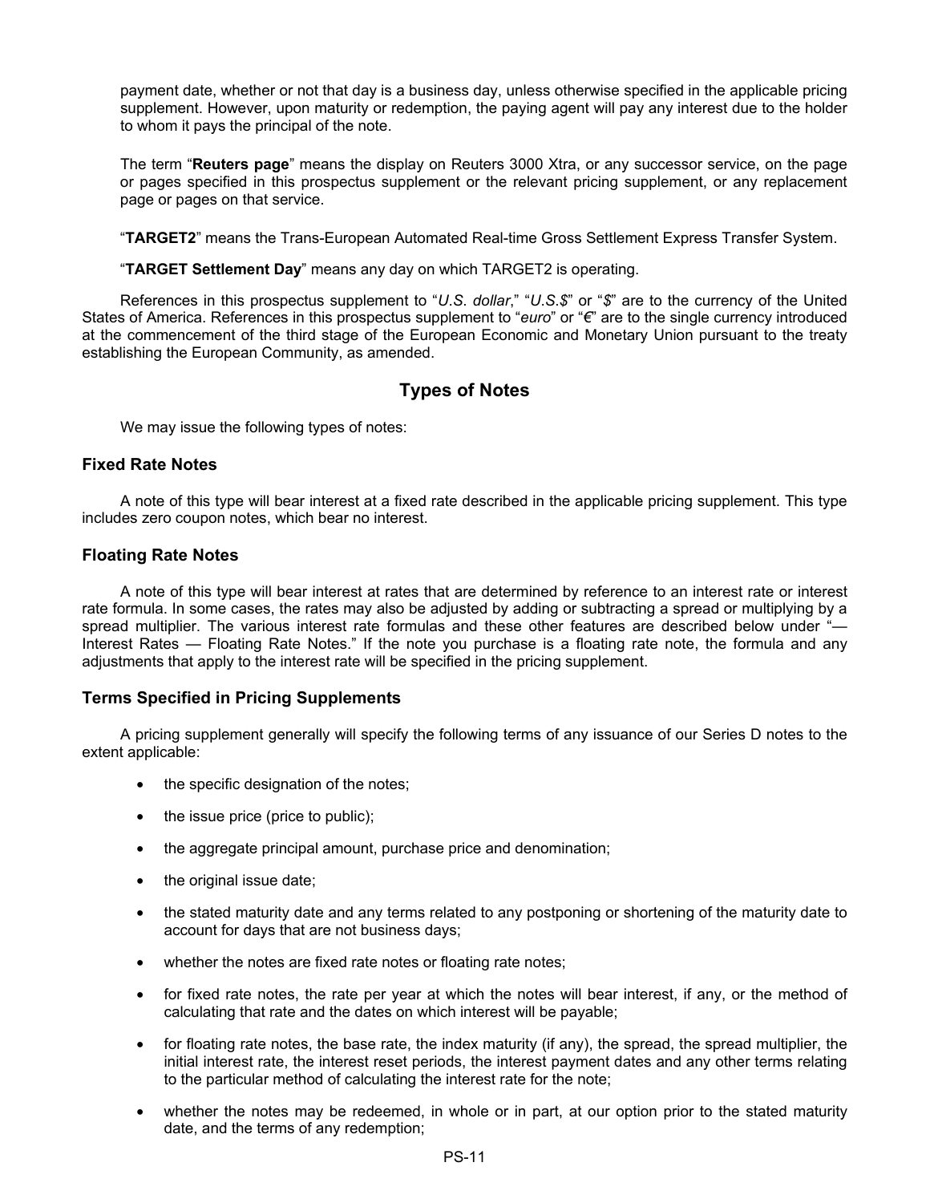payment date, whether or not that day is a business day, unless otherwise specified in the applicable pricing supplement. However, upon maturity or redemption, the paying agent will pay any interest due to the holder to whom it pays the principal of the note.

The term "**Reuters page**" means the display on Reuters 3000 Xtra, or any successor service, on the page or pages specified in this prospectus supplement or the relevant pricing supplement, or any replacement page or pages on that service.

"**TARGET2**" means the Trans-European Automated Real-time Gross Settlement Express Transfer System.

"**TARGET Settlement Day**" means any day on which TARGET2 is operating.

References in this prospectus supplement to "*U.S. dollar*," "*U.S.$*" or "*$*" are to the currency of the United States of America. References in this prospectus supplement to "*euro*" or "*€*" are to the single currency introduced at the commencement of the third stage of the European Economic and Monetary Union pursuant to the treaty establishing the European Community, as amended.

## Types of Notes

We may issue the following types of notes:

### Fixed Rate Notes

A note of this type will bear interest at a fixed rate described in the applicable pricing supplement. This type includes zero coupon notes, which bear no interest.

### Floating Rate Notes

A note of this type will bear interest at rates that are determined by reference to an interest rate or interest rate formula. In some cases, the rates may also be adjusted by adding or subtracting a spread or multiplying by a spread multiplier. The various interest rate formulas and these other features are described below under "— Interest Rates — Floating Rate Notes." If the note you purchase is a floating rate note, the formula and any adjustments that apply to the interest rate will be specified in the pricing supplement.

### Terms Specified in Pricing Supplements

A pricing supplement generally will specify the following terms of any issuance of our Series D notes to the extent applicable:

- the specific designation of the notes;
- the issue price (price to public);
- the aggregate principal amount, purchase price and denomination;
- the original issue date;
- the stated maturity date and any terms related to any postponing or shortening of the maturity date to account for days that are not business days;
- whether the notes are fixed rate notes or floating rate notes;
- for fixed rate notes, the rate per year at which the notes will bear interest, if any, or the method of calculating that rate and the dates on which interest will be payable;
- for floating rate notes, the base rate, the index maturity (if any), the spread, the spread multiplier, the initial interest rate, the interest reset periods, the interest payment dates and any other terms relating to the particular method of calculating the interest rate for the note;
- whether the notes may be redeemed, in whole or in part, at our option prior to the stated maturity date, and the terms of any redemption;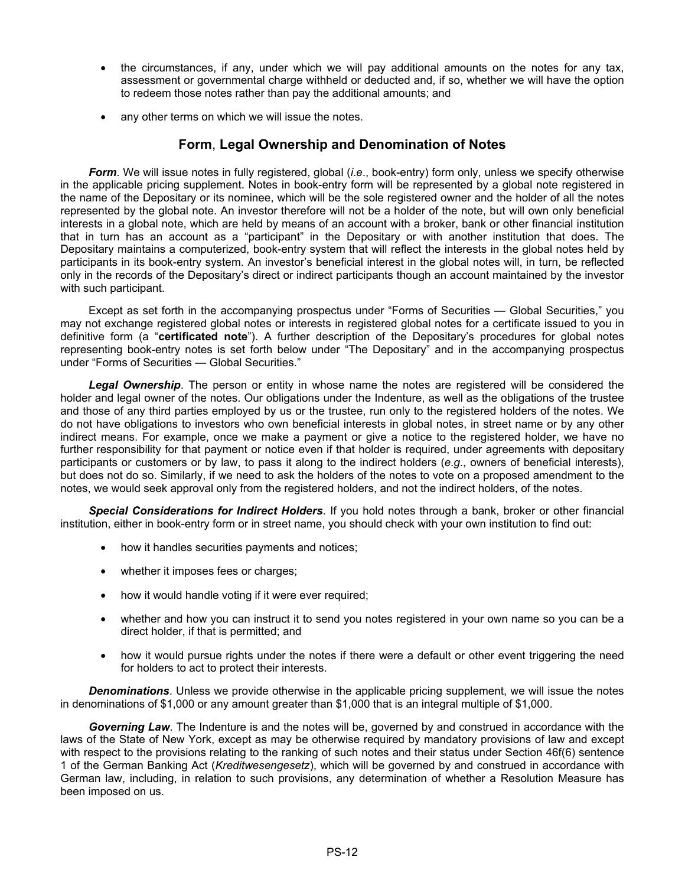- the circumstances, if any, under which we will pay additional amounts on the notes for any tax, assessment or governmental charge withheld or deducted and, if so, whether we will have the option to redeem those notes rather than pay the additional amounts; and
- any other terms on which we will issue the notes.

## Form, Legal Ownership and Denomination of Notes

***Form***. We will issue notes in fully registered, global (*i.e*., book-entry) form only, unless we specify otherwise in the applicable pricing supplement. Notes in book-entry form will be represented by a global note registered in the name of the Depositary or its nominee, which will be the sole registered owner and the holder of all the notes represented by the global note. An investor therefore will not be a holder of the note, but will own only beneficial interests in a global note, which are held by means of an account with a broker, bank or other financial institution that in turn has an account as a "participant" in the Depositary or with another institution that does. The Depositary maintains a computerized, book-entry system that will reflect the interests in the global notes held by participants in its book-entry system. An investor's beneficial interest in the global notes will, in turn, be reflected only in the records of the Depositary's direct or indirect participants though an account maintained by the investor with such participant.

Except as set forth in the accompanying prospectus under "Forms of Securities — Global Securities," you may not exchange registered global notes or interests in registered global notes for a certificate issued to you in definitive form (a "**certificated note**"). A further description of the Depositary's procedures for global notes representing book-entry notes is set forth below under "The Depositary" and in the accompanying prospectus under "Forms of Securities — Global Securities."

***Legal Ownership***. The person or entity in whose name the notes are registered will be considered the holder and legal owner of the notes. Our obligations under the Indenture, as well as the obligations of the trustee and those of any third parties employed by us or the trustee, run only to the registered holders of the notes. We do not have obligations to investors who own beneficial interests in global notes, in street name or by any other indirect means. For example, once we make a payment or give a notice to the registered holder, we have no further responsibility for that payment or notice even if that holder is required, under agreements with depositary participants or customers or by law, to pass it along to the indirect holders (*e.g*., owners of beneficial interests), but does not do so. Similarly, if we need to ask the holders of the notes to vote on a proposed amendment to the notes, we would seek approval only from the registered holders, and not the indirect holders, of the notes.

***Special Considerations for Indirect Holders***. If you hold notes through a bank, broker or other financial institution, either in book-entry form or in street name, you should check with your own institution to find out:

- how it handles securities payments and notices;
- whether it imposes fees or charges;
- how it would handle voting if it were ever required;
- whether and how you can instruct it to send you notes registered in your own name so you can be a direct holder, if that is permitted; and
- how it would pursue rights under the notes if there were a default or other event triggering the need for holders to act to protect their interests.

***Denominations***. Unless we provide otherwise in the applicable pricing supplement, we will issue the notes in denominations of $1,000 or any amount greater than $1,000 that is an integral multiple of $1,000.

***Governing Law***. The Indenture is and the notes will be, governed by and construed in accordance with the laws of the State of New York, except as may be otherwise required by mandatory provisions of law and except with respect to the provisions relating to the ranking of such notes and their status under Section 46f(6) sentence 1 of the German Banking Act (*Kreditwesengesetz*), which will be governed by and construed in accordance with German law, including, in relation to such provisions, any determination of whether a Resolution Measure has been imposed on us.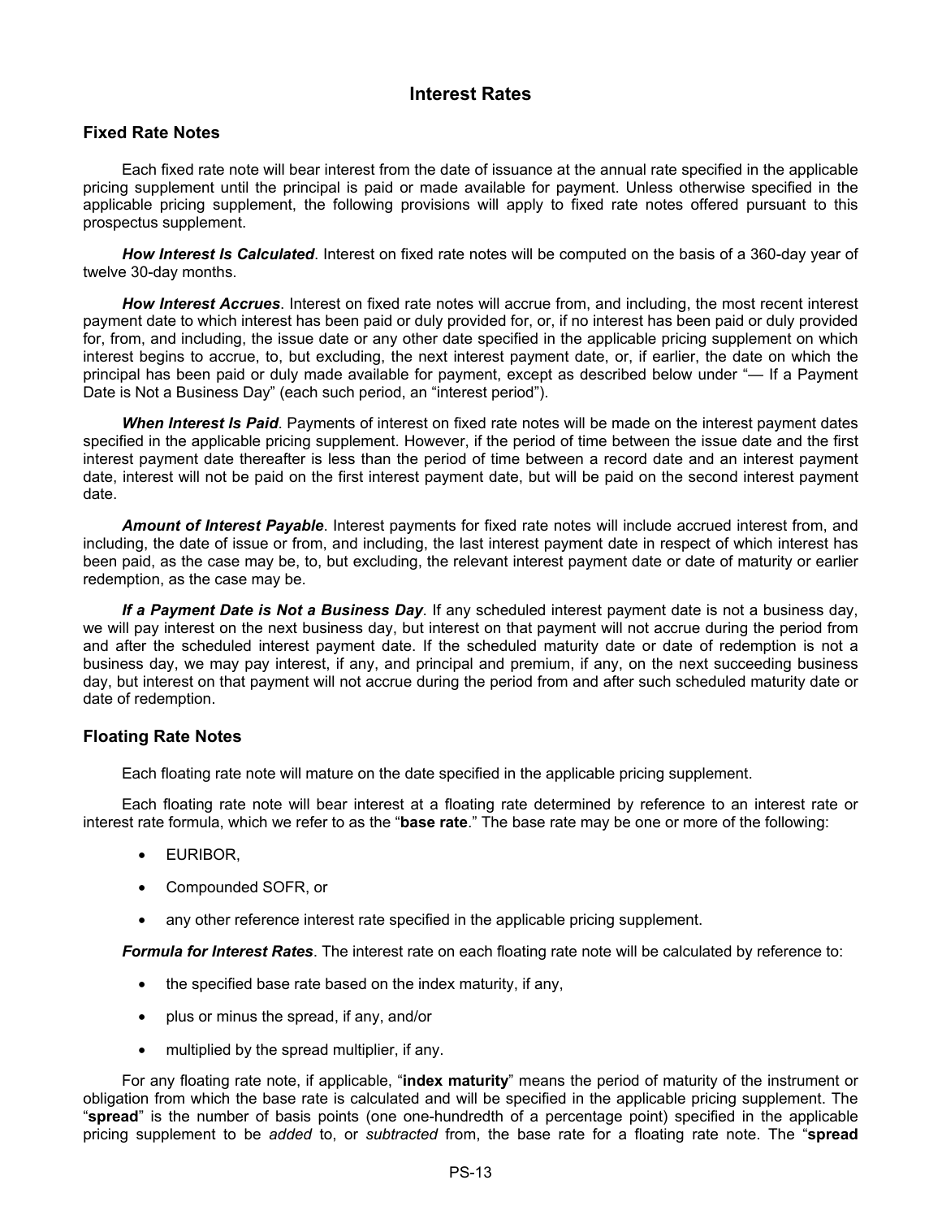## Interest Rates

### Fixed Rate Notes

Each fixed rate note will bear interest from the date of issuance at the annual rate specified in the applicable pricing supplement until the principal is paid or made available for payment. Unless otherwise specified in the applicable pricing supplement, the following provisions will apply to fixed rate notes offered pursuant to this prospectus supplement.

***How Interest Is Calculated***. Interest on fixed rate notes will be computed on the basis of a 360-day year of twelve 30-day months.

***How Interest Accrues***. Interest on fixed rate notes will accrue from, and including, the most recent interest payment date to which interest has been paid or duly provided for, or, if no interest has been paid or duly provided for, from, and including, the issue date or any other date specified in the applicable pricing supplement on which interest begins to accrue, to, but excluding, the next interest payment date, or, if earlier, the date on which the principal has been paid or duly made available for payment, except as described below under "— If a Payment Date is Not a Business Day" (each such period, an "interest period").

***When Interest Is Paid***. Payments of interest on fixed rate notes will be made on the interest payment dates specified in the applicable pricing supplement. However, if the period of time between the issue date and the first interest payment date thereafter is less than the period of time between a record date and an interest payment date, interest will not be paid on the first interest payment date, but will be paid on the second interest payment date.

***Amount of Interest Payable***. Interest payments for fixed rate notes will include accrued interest from, and including, the date of issue or from, and including, the last interest payment date in respect of which interest has been paid, as the case may be, to, but excluding, the relevant interest payment date or date of maturity or earlier redemption, as the case may be.

***If a Payment Date is Not a Business Day***. If any scheduled interest payment date is not a business day, we will pay interest on the next business day, but interest on that payment will not accrue during the period from and after the scheduled interest payment date. If the scheduled maturity date or date of redemption is not a business day, we may pay interest, if any, and principal and premium, if any, on the next succeeding business day, but interest on that payment will not accrue during the period from and after such scheduled maturity date or date of redemption.

### Floating Rate Notes

Each floating rate note will mature on the date specified in the applicable pricing supplement.

Each floating rate note will bear interest at a floating rate determined by reference to an interest rate or interest rate formula, which we refer to as the "**base rate**." The base rate may be one or more of the following:

- EURIBOR,
- Compounded SOFR, or
- any other reference interest rate specified in the applicable pricing supplement.

***Formula for Interest Rates***. The interest rate on each floating rate note will be calculated by reference to:

- the specified base rate based on the index maturity, if any,
- plus or minus the spread, if any, and/or
- multiplied by the spread multiplier, if any.

For any floating rate note, if applicable, "**index maturity**" means the period of maturity of the instrument or obligation from which the base rate is calculated and will be specified in the applicable pricing supplement. The "**spread**" is the number of basis points (one one-hundredth of a percentage point) specified in the applicable pricing supplement to be *added* to, or *subtracted* from, the base rate for a floating rate note. The "**spread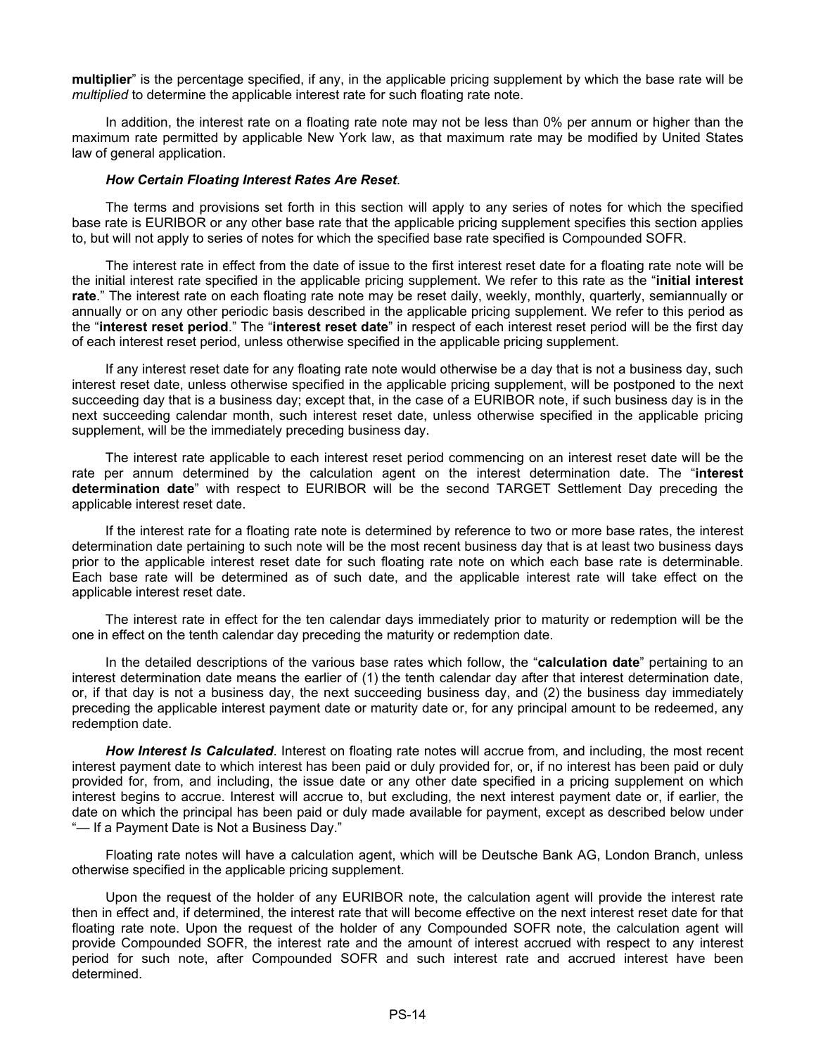**multiplier**" is the percentage specified, if any, in the applicable pricing supplement by which the base rate will be *multiplied* to determine the applicable interest rate for such floating rate note.

In addition, the interest rate on a floating rate note may not be less than 0% per annum or higher than the maximum rate permitted by applicable New York law, as that maximum rate may be modified by United States law of general application.

***How Certain Floating Interest Rates Are Reset***.

The terms and provisions set forth in this section will apply to any series of notes for which the specified base rate is EURIBOR or any other base rate that the applicable pricing supplement specifies this section applies to, but will not apply to series of notes for which the specified base rate specified is Compounded SOFR.

The interest rate in effect from the date of issue to the first interest reset date for a floating rate note will be the initial interest rate specified in the applicable pricing supplement. We refer to this rate as the "**initial interest rate**." The interest rate on each floating rate note may be reset daily, weekly, monthly, quarterly, semiannually or annually or on any other periodic basis described in the applicable pricing supplement. We refer to this period as the "**interest reset period**." The "**interest reset date**" in respect of each interest reset period will be the first day of each interest reset period, unless otherwise specified in the applicable pricing supplement.

If any interest reset date for any floating rate note would otherwise be a day that is not a business day, such interest reset date, unless otherwise specified in the applicable pricing supplement, will be postponed to the next succeeding day that is a business day; except that, in the case of a EURIBOR note, if such business day is in the next succeeding calendar month, such interest reset date, unless otherwise specified in the applicable pricing supplement, will be the immediately preceding business day.

The interest rate applicable to each interest reset period commencing on an interest reset date will be the rate per annum determined by the calculation agent on the interest determination date. The "**interest determination date**" with respect to EURIBOR will be the second TARGET Settlement Day preceding the applicable interest reset date.

If the interest rate for a floating rate note is determined by reference to two or more base rates, the interest determination date pertaining to such note will be the most recent business day that is at least two business days prior to the applicable interest reset date for such floating rate note on which each base rate is determinable. Each base rate will be determined as of such date, and the applicable interest rate will take effect on the applicable interest reset date.

The interest rate in effect for the ten calendar days immediately prior to maturity or redemption will be the one in effect on the tenth calendar day preceding the maturity or redemption date.

In the detailed descriptions of the various base rates which follow, the "**calculation date**" pertaining to an interest determination date means the earlier of (1) the tenth calendar day after that interest determination date, or, if that day is not a business day, the next succeeding business day, and (2) the business day immediately preceding the applicable interest payment date or maturity date or, for any principal amount to be redeemed, any redemption date.

***How Interest Is Calculated***. Interest on floating rate notes will accrue from, and including, the most recent interest payment date to which interest has been paid or duly provided for, or, if no interest has been paid or duly provided for, from, and including, the issue date or any other date specified in a pricing supplement on which interest begins to accrue. Interest will accrue to, but excluding, the next interest payment date or, if earlier, the date on which the principal has been paid or duly made available for payment, except as described below under "— If a Payment Date is Not a Business Day."

Floating rate notes will have a calculation agent, which will be Deutsche Bank AG, London Branch, unless otherwise specified in the applicable pricing supplement.

Upon the request of the holder of any EURIBOR note, the calculation agent will provide the interest rate then in effect and, if determined, the interest rate that will become effective on the next interest reset date for that floating rate note. Upon the request of the holder of any Compounded SOFR note, the calculation agent will provide Compounded SOFR, the interest rate and the amount of interest accrued with respect to any interest period for such note, after Compounded SOFR and such interest rate and accrued interest have been determined.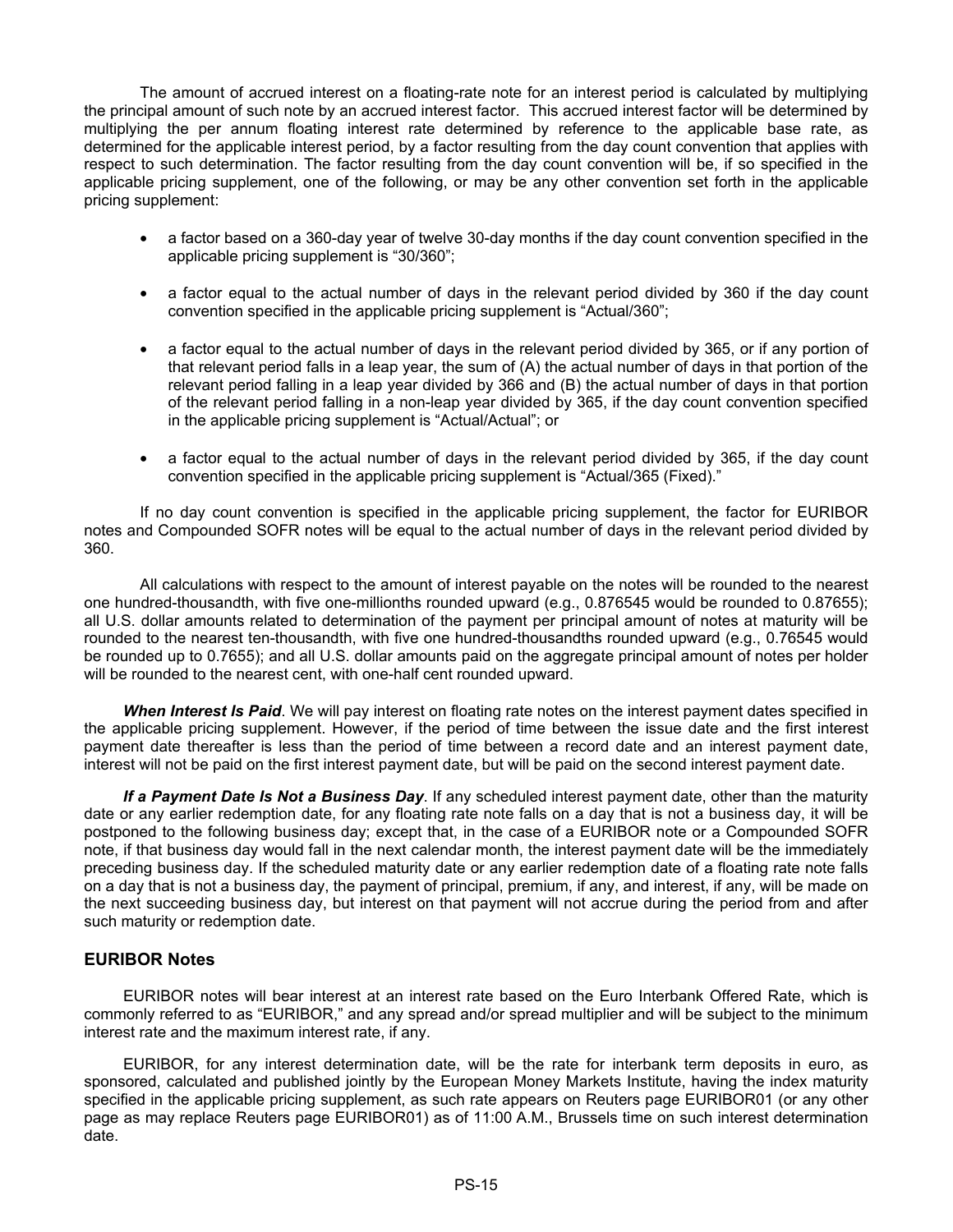The amount of accrued interest on a floating-rate note for an interest period is calculated by multiplying the principal amount of such note by an accrued interest factor. This accrued interest factor will be determined by multiplying the per annum floating interest rate determined by reference to the applicable base rate, as determined for the applicable interest period, by a factor resulting from the day count convention that applies with respect to such determination. The factor resulting from the day count convention will be, if so specified in the applicable pricing supplement, one of the following, or may be any other convention set forth in the applicable pricing supplement:

- a factor based on a 360-day year of twelve 30-day months if the day count convention specified in the applicable pricing supplement is "30/360";
- a factor equal to the actual number of days in the relevant period divided by 360 if the day count convention specified in the applicable pricing supplement is "Actual/360";
- a factor equal to the actual number of days in the relevant period divided by 365, or if any portion of that relevant period falls in a leap year, the sum of (A) the actual number of days in that portion of the relevant period falling in a leap year divided by 366 and (B) the actual number of days in that portion of the relevant period falling in a non-leap year divided by 365, if the day count convention specified in the applicable pricing supplement is "Actual/Actual"; or
- a factor equal to the actual number of days in the relevant period divided by 365, if the day count convention specified in the applicable pricing supplement is "Actual/365 (Fixed)."

If no day count convention is specified in the applicable pricing supplement, the factor for EURIBOR notes and Compounded SOFR notes will be equal to the actual number of days in the relevant period divided by 360.

All calculations with respect to the amount of interest payable on the notes will be rounded to the nearest one hundred-thousandth, with five one-millionths rounded upward (e.g., 0.876545 would be rounded to 0.87655); all U.S. dollar amounts related to determination of the payment per principal amount of notes at maturity will be rounded to the nearest ten-thousandth, with five one hundred-thousandths rounded upward (e.g., 0.76545 would be rounded up to 0.7655); and all U.S. dollar amounts paid on the aggregate principal amount of notes per holder will be rounded to the nearest cent, with one-half cent rounded upward.

***When Interest Is Paid***. We will pay interest on floating rate notes on the interest payment dates specified in the applicable pricing supplement. However, if the period of time between the issue date and the first interest payment date thereafter is less than the period of time between a record date and an interest payment date, interest will not be paid on the first interest payment date, but will be paid on the second interest payment date.

***If a Payment Date Is Not a Business Day***. If any scheduled interest payment date, other than the maturity date or any earlier redemption date, for any floating rate note falls on a day that is not a business day, it will be postponed to the following business day; except that, in the case of a EURIBOR note or a Compounded SOFR note, if that business day would fall in the next calendar month, the interest payment date will be the immediately preceding business day. If the scheduled maturity date or any earlier redemption date of a floating rate note falls on a day that is not a business day, the payment of principal, premium, if any, and interest, if any, will be made on the next succeeding business day, but interest on that payment will not accrue during the period from and after such maturity or redemption date.

## EURIBOR Notes

EURIBOR notes will bear interest at an interest rate based on the Euro Interbank Offered Rate, which is commonly referred to as "EURIBOR," and any spread and/or spread multiplier and will be subject to the minimum interest rate and the maximum interest rate, if any.

EURIBOR, for any interest determination date, will be the rate for interbank term deposits in euro, as sponsored, calculated and published jointly by the European Money Markets Institute, having the index maturity specified in the applicable pricing supplement, as such rate appears on Reuters page EURIBOR01 (or any other page as may replace Reuters page EURIBOR01) as of 11:00 A.M., Brussels time on such interest determination date.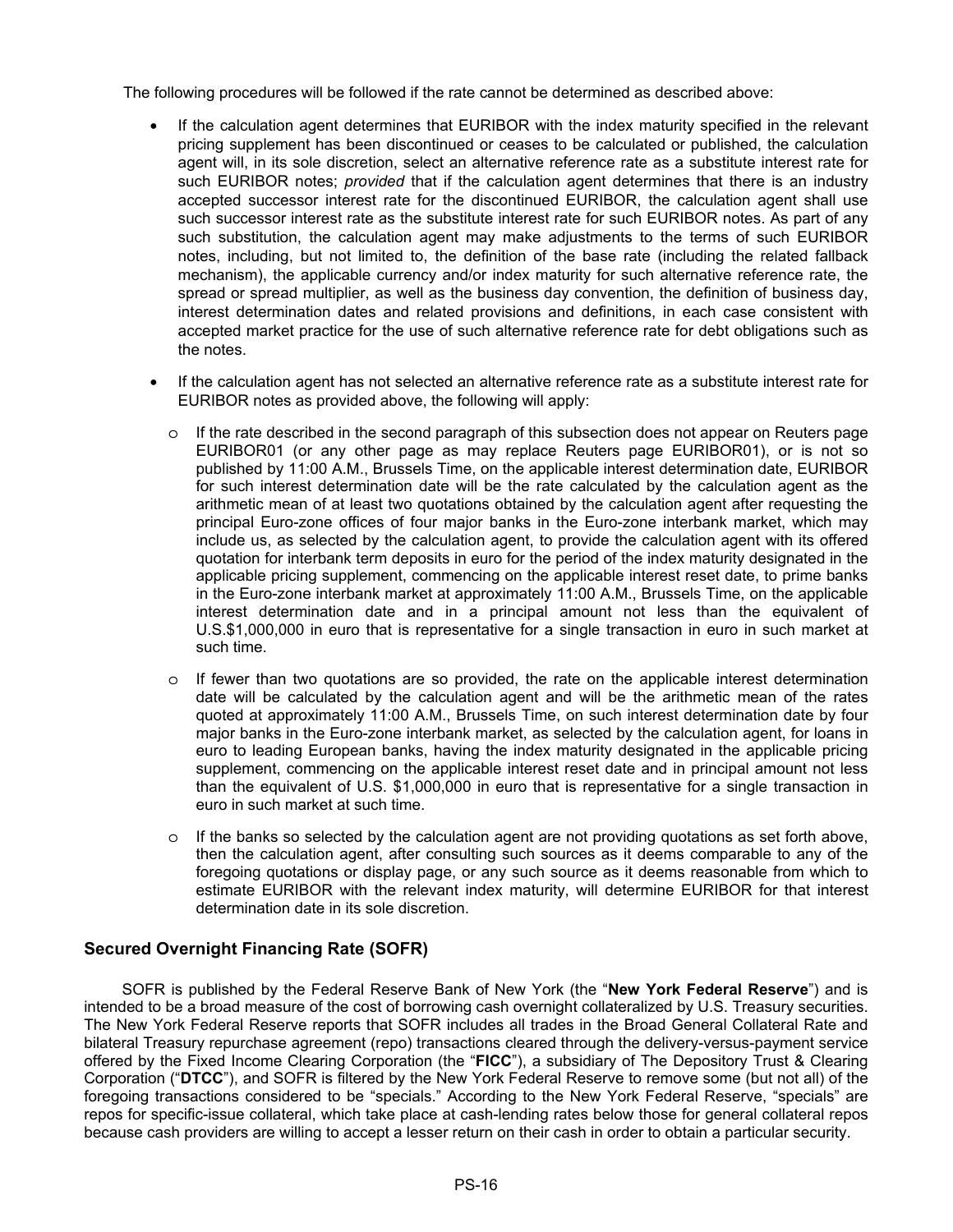The following procedures will be followed if the rate cannot be determined as described above:

- If the calculation agent determines that EURIBOR with the index maturity specified in the relevant pricing supplement has been discontinued or ceases to be calculated or published, the calculation agent will, in its sole discretion, select an alternative reference rate as a substitute interest rate for such EURIBOR notes; *provided* that if the calculation agent determines that there is an industry accepted successor interest rate for the discontinued EURIBOR, the calculation agent shall use such successor interest rate as the substitute interest rate for such EURIBOR notes. As part of any such substitution, the calculation agent may make adjustments to the terms of such EURIBOR notes, including, but not limited to, the definition of the base rate (including the related fallback mechanism), the applicable currency and/or index maturity for such alternative reference rate, the spread or spread multiplier, as well as the business day convention, the definition of business day, interest determination dates and related provisions and definitions, in each case consistent with accepted market practice for the use of such alternative reference rate for debt obligations such as the notes.

- If the calculation agent has not selected an alternative reference rate as a substitute interest rate for EURIBOR notes as provided above, the following will apply:

  - If the rate described in the second paragraph of this subsection does not appear on Reuters page EURIBOR01 (or any other page as may replace Reuters page EURIBOR01), or is not so published by 11:00 A.M., Brussels Time, on the applicable interest determination date, EURIBOR for such interest determination date will be the rate calculated by the calculation agent as the arithmetic mean of at least two quotations obtained by the calculation agent after requesting the principal Euro-zone offices of four major banks in the Euro-zone interbank market, which may include us, as selected by the calculation agent, to provide the calculation agent with its offered quotation for interbank term deposits in euro for the period of the index maturity designated in the applicable pricing supplement, commencing on the applicable interest reset date, to prime banks in the Euro-zone interbank market at approximately 11:00 A.M., Brussels Time, on the applicable interest determination date and in a principal amount not less than the equivalent of U.S.$1,000,000 in euro that is representative for a single transaction in euro in such market at such time.

  - If fewer than two quotations are so provided, the rate on the applicable interest determination date will be calculated by the calculation agent and will be the arithmetic mean of the rates quoted at approximately 11:00 A.M., Brussels Time, on such interest determination date by four major banks in the Euro-zone interbank market, as selected by the calculation agent, for loans in euro to leading European banks, having the index maturity designated in the applicable pricing supplement, commencing on the applicable interest reset date and in principal amount not less than the equivalent of U.S. $1,000,000 in euro that is representative for a single transaction in euro in such market at such time.

  - If the banks so selected by the calculation agent are not providing quotations as set forth above, then the calculation agent, after consulting such sources as it deems comparable to any of the foregoing quotations or display page, or any such source as it deems reasonable from which to estimate EURIBOR with the relevant index maturity, will determine EURIBOR for that interest determination date in its sole discretion.

## Secured Overnight Financing Rate (SOFR)

SOFR is published by the Federal Reserve Bank of New York (the "**New York Federal Reserve**") and is intended to be a broad measure of the cost of borrowing cash overnight collateralized by U.S. Treasury securities. The New York Federal Reserve reports that SOFR includes all trades in the Broad General Collateral Rate and bilateral Treasury repurchase agreement (repo) transactions cleared through the delivery-versus-payment service offered by the Fixed Income Clearing Corporation (the "**FICC**"), a subsidiary of The Depository Trust & Clearing Corporation ("**DTCC**"), and SOFR is filtered by the New York Federal Reserve to remove some (but not all) of the foregoing transactions considered to be "specials." According to the New York Federal Reserve, "specials" are repos for specific-issue collateral, which take place at cash-lending rates below those for general collateral repos because cash providers are willing to accept a lesser return on their cash in order to obtain a particular security.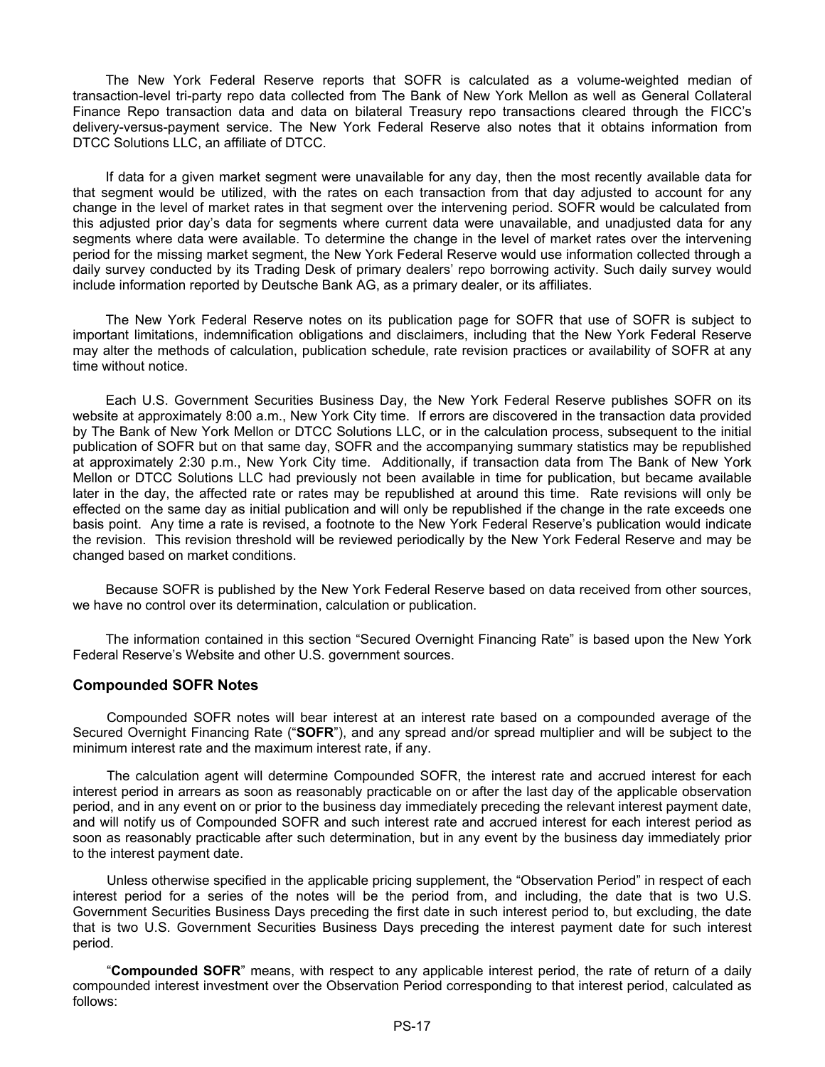The New York Federal Reserve reports that SOFR is calculated as a volume-weighted median of transaction-level tri-party repo data collected from The Bank of New York Mellon as well as General Collateral Finance Repo transaction data and data on bilateral Treasury repo transactions cleared through the FICC's delivery-versus-payment service. The New York Federal Reserve also notes that it obtains information from DTCC Solutions LLC, an affiliate of DTCC.

If data for a given market segment were unavailable for any day, then the most recently available data for that segment would be utilized, with the rates on each transaction from that day adjusted to account for any change in the level of market rates in that segment over the intervening period. SOFR would be calculated from this adjusted prior day's data for segments where current data were unavailable, and unadjusted data for any segments where data were available. To determine the change in the level of market rates over the intervening period for the missing market segment, the New York Federal Reserve would use information collected through a daily survey conducted by its Trading Desk of primary dealers' repo borrowing activity. Such daily survey would include information reported by Deutsche Bank AG, as a primary dealer, or its affiliates.

The New York Federal Reserve notes on its publication page for SOFR that use of SOFR is subject to important limitations, indemnification obligations and disclaimers, including that the New York Federal Reserve may alter the methods of calculation, publication schedule, rate revision practices or availability of SOFR at any time without notice.

Each U.S. Government Securities Business Day, the New York Federal Reserve publishes SOFR on its website at approximately 8:00 a.m., New York City time. If errors are discovered in the transaction data provided by The Bank of New York Mellon or DTCC Solutions LLC, or in the calculation process, subsequent to the initial publication of SOFR but on that same day, SOFR and the accompanying summary statistics may be republished at approximately 2:30 p.m., New York City time. Additionally, if transaction data from The Bank of New York Mellon or DTCC Solutions LLC had previously not been available in time for publication, but became available later in the day, the affected rate or rates may be republished at around this time. Rate revisions will only be effected on the same day as initial publication and will only be republished if the change in the rate exceeds one basis point. Any time a rate is revised, a footnote to the New York Federal Reserve's publication would indicate the revision. This revision threshold will be reviewed periodically by the New York Federal Reserve and may be changed based on market conditions.

Because SOFR is published by the New York Federal Reserve based on data received from other sources, we have no control over its determination, calculation or publication.

The information contained in this section "Secured Overnight Financing Rate" is based upon the New York Federal Reserve's Website and other U.S. government sources.

## Compounded SOFR Notes

Compounded SOFR notes will bear interest at an interest rate based on a compounded average of the Secured Overnight Financing Rate ("**SOFR**"), and any spread and/or spread multiplier and will be subject to the minimum interest rate and the maximum interest rate, if any.

The calculation agent will determine Compounded SOFR, the interest rate and accrued interest for each interest period in arrears as soon as reasonably practicable on or after the last day of the applicable observation period, and in any event on or prior to the business day immediately preceding the relevant interest payment date, and will notify us of Compounded SOFR and such interest rate and accrued interest for each interest period as soon as reasonably practicable after such determination, but in any event by the business day immediately prior to the interest payment date.

Unless otherwise specified in the applicable pricing supplement, the "Observation Period" in respect of each interest period for a series of the notes will be the period from, and including, the date that is two U.S. Government Securities Business Days preceding the first date in such interest period to, but excluding, the date that is two U.S. Government Securities Business Days preceding the interest payment date for such interest period.

"**Compounded SOFR**" means, with respect to any applicable interest period, the rate of return of a daily compounded interest investment over the Observation Period corresponding to that interest period, calculated as follows: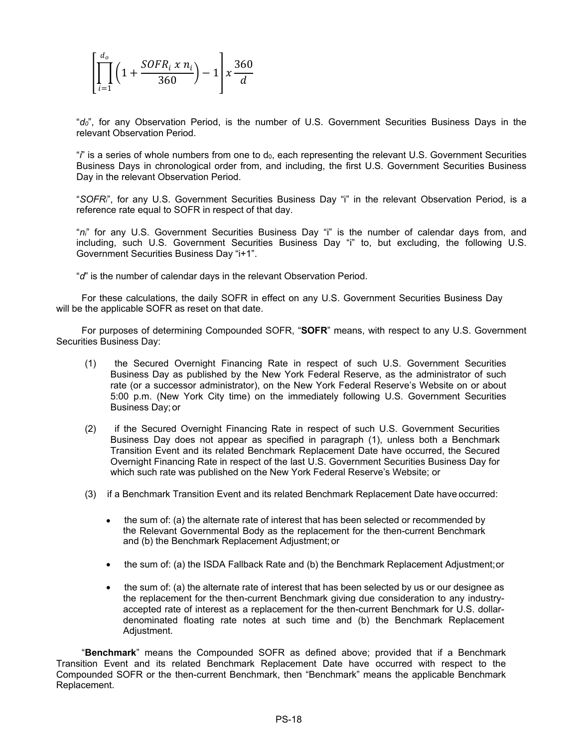$$\left[\prod_{i=1}^{d_o}\left(1+\frac{SOFR_i\ x\ n_i}{360}\right)-1\right]x\,\frac{360}{d}$$

"$d_0$", for any Observation Period, is the number of U.S. Government Securities Business Days in the relevant Observation Period.

"$i$" is a series of whole numbers from one to $d_0$, each representing the relevant U.S. Government Securities Business Days in chronological order from, and including, the first U.S. Government Securities Business Day in the relevant Observation Period.

"$SOFR_i$", for any U.S. Government Securities Business Day "i" in the relevant Observation Period, is a reference rate equal to SOFR in respect of that day.

"$n_i$" for any U.S. Government Securities Business Day "i" is the number of calendar days from, and including, such U.S. Government Securities Business Day "i" to, but excluding, the following U.S. Government Securities Business Day "i+1".

"$d$" is the number of calendar days in the relevant Observation Period.

For these calculations, the daily SOFR in effect on any U.S. Government Securities Business Day will be the applicable SOFR as reset on that date.

For purposes of determining Compounded SOFR, "**SOFR**" means, with respect to any U.S. Government Securities Business Day:

(1) the Secured Overnight Financing Rate in respect of such U.S. Government Securities Business Day as published by the New York Federal Reserve, as the administrator of such rate (or a successor administrator), on the New York Federal Reserve's Website on or about 5:00 p.m. (New York City time) on the immediately following U.S. Government Securities Business Day; or

(2) if the Secured Overnight Financing Rate in respect of such U.S. Government Securities Business Day does not appear as specified in paragraph (1), unless both a Benchmark Transition Event and its related Benchmark Replacement Date have occurred, the Secured Overnight Financing Rate in respect of the last U.S. Government Securities Business Day for which such rate was published on the New York Federal Reserve's Website; or

(3) if a Benchmark Transition Event and its related Benchmark Replacement Date have occurred:

- the sum of: (a) the alternate rate of interest that has been selected or recommended by the Relevant Governmental Body as the replacement for the then-current Benchmark and (b) the Benchmark Replacement Adjustment; or
- the sum of: (a) the ISDA Fallback Rate and (b) the Benchmark Replacement Adjustment; or
- the sum of: (a) the alternate rate of interest that has been selected by us or our designee as the replacement for the then-current Benchmark giving due consideration to any industry-accepted rate of interest as a replacement for the then-current Benchmark for U.S. dollar-denominated floating rate notes at such time and (b) the Benchmark Replacement Adjustment.

"**Benchmark**" means the Compounded SOFR as defined above; provided that if a Benchmark Transition Event and its related Benchmark Replacement Date have occurred with respect to the Compounded SOFR or the then-current Benchmark, then "Benchmark" means the applicable Benchmark Replacement.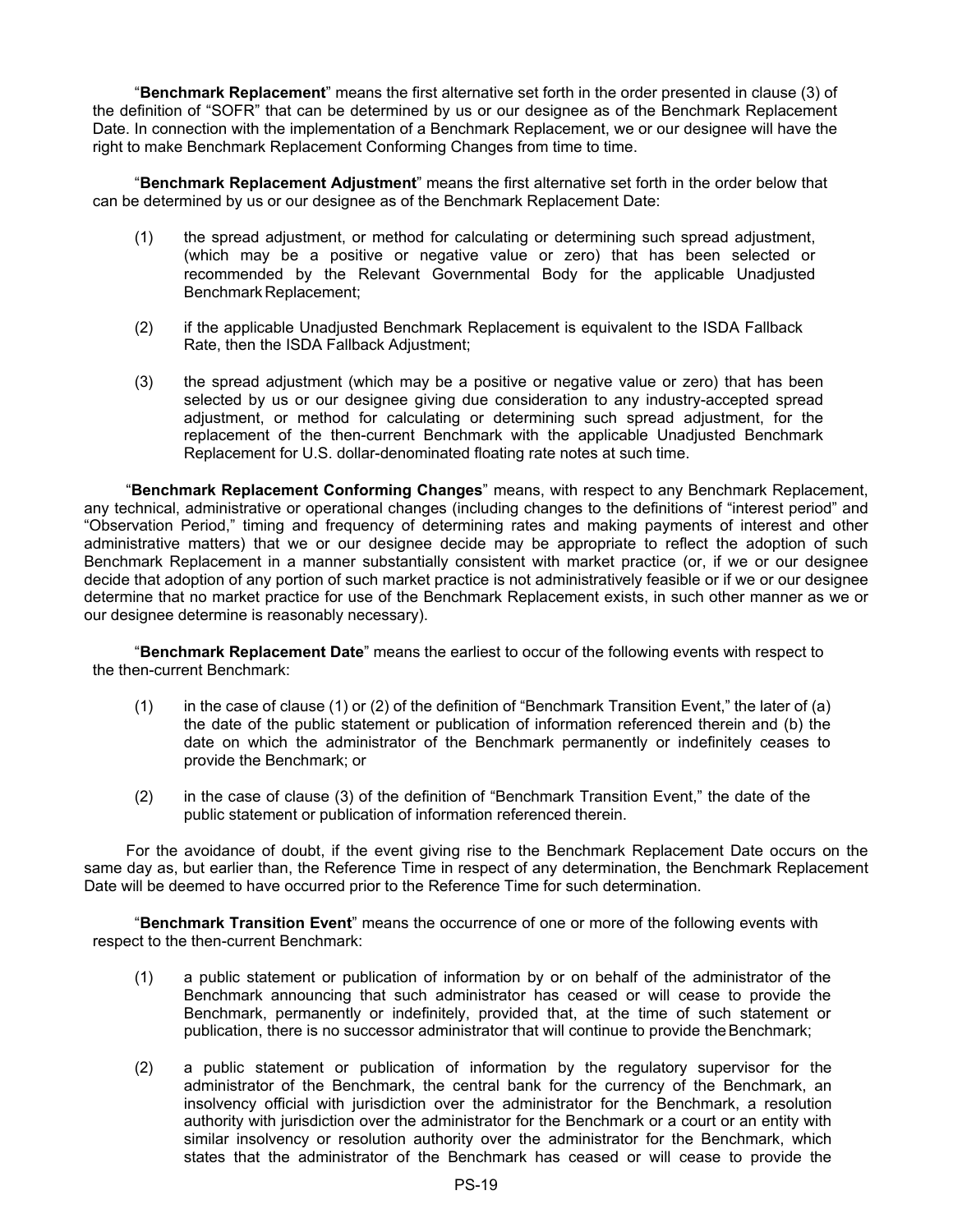"**Benchmark Replacement**" means the first alternative set forth in the order presented in clause (3) of the definition of "SOFR" that can be determined by us or our designee as of the Benchmark Replacement Date. In connection with the implementation of a Benchmark Replacement, we or our designee will have the right to make Benchmark Replacement Conforming Changes from time to time.

"**Benchmark Replacement Adjustment**" means the first alternative set forth in the order below that can be determined by us or our designee as of the Benchmark Replacement Date:

(1) the spread adjustment, or method for calculating or determining such spread adjustment, (which may be a positive or negative value or zero) that has been selected or recommended by the Relevant Governmental Body for the applicable Unadjusted Benchmark Replacement;

(2) if the applicable Unadjusted Benchmark Replacement is equivalent to the ISDA Fallback Rate, then the ISDA Fallback Adjustment;

(3) the spread adjustment (which may be a positive or negative value or zero) that has been selected by us or our designee giving due consideration to any industry-accepted spread adjustment, or method for calculating or determining such spread adjustment, for the replacement of the then-current Benchmark with the applicable Unadjusted Benchmark Replacement for U.S. dollar-denominated floating rate notes at such time.

"**Benchmark Replacement Conforming Changes**" means, with respect to any Benchmark Replacement, any technical, administrative or operational changes (including changes to the definitions of "interest period" and "Observation Period," timing and frequency of determining rates and making payments of interest and other administrative matters) that we or our designee decide may be appropriate to reflect the adoption of such Benchmark Replacement in a manner substantially consistent with market practice (or, if we or our designee decide that adoption of any portion of such market practice is not administratively feasible or if we or our designee determine that no market practice for use of the Benchmark Replacement exists, in such other manner as we or our designee determine is reasonably necessary).

"**Benchmark Replacement Date**" means the earliest to occur of the following events with respect to the then-current Benchmark:

(1) in the case of clause (1) or (2) of the definition of "Benchmark Transition Event," the later of (a) the date of the public statement or publication of information referenced therein and (b) the date on which the administrator of the Benchmark permanently or indefinitely ceases to provide the Benchmark; or

(2) in the case of clause (3) of the definition of "Benchmark Transition Event," the date of the public statement or publication of information referenced therein.

For the avoidance of doubt, if the event giving rise to the Benchmark Replacement Date occurs on the same day as, but earlier than, the Reference Time in respect of any determination, the Benchmark Replacement Date will be deemed to have occurred prior to the Reference Time for such determination.

"**Benchmark Transition Event**" means the occurrence of one or more of the following events with respect to the then-current Benchmark:

(1) a public statement or publication of information by or on behalf of the administrator of the Benchmark announcing that such administrator has ceased or will cease to provide the Benchmark, permanently or indefinitely, provided that, at the time of such statement or publication, there is no successor administrator that will continue to provide the Benchmark;

(2) a public statement or publication of information by the regulatory supervisor for the administrator of the Benchmark, the central bank for the currency of the Benchmark, an insolvency official with jurisdiction over the administrator for the Benchmark, a resolution authority with jurisdiction over the administrator for the Benchmark or a court or an entity with similar insolvency or resolution authority over the administrator for the Benchmark, which states that the administrator of the Benchmark has ceased or will cease to provide the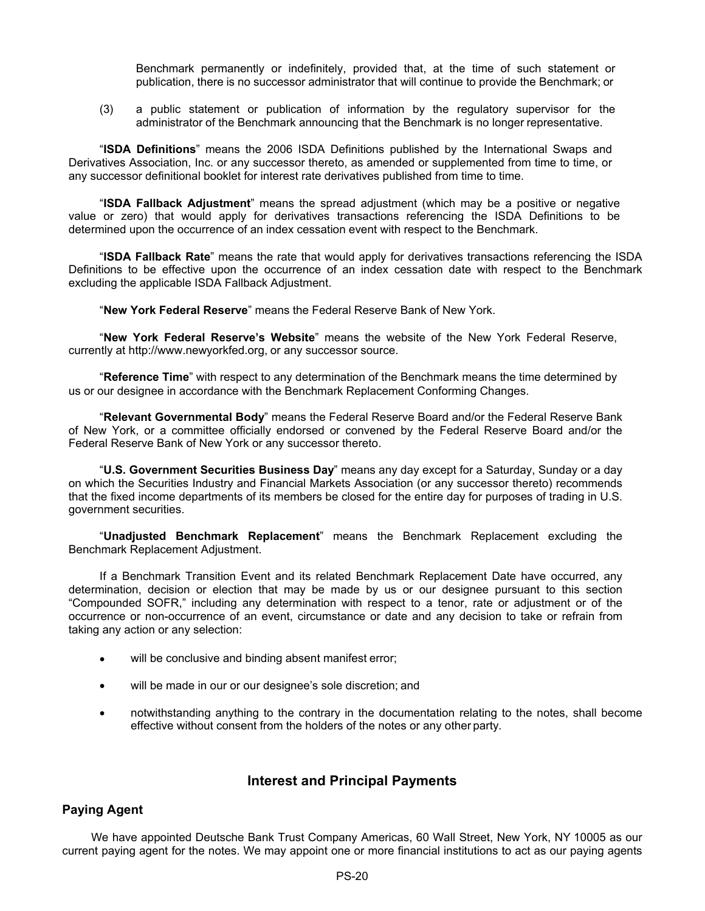Benchmark permanently or indefinitely, provided that, at the time of such statement or publication, there is no successor administrator that will continue to provide the Benchmark; or

(3) a public statement or publication of information by the regulatory supervisor for the administrator of the Benchmark announcing that the Benchmark is no longer representative.

"**ISDA Definitions**" means the 2006 ISDA Definitions published by the International Swaps and Derivatives Association, Inc. or any successor thereto, as amended or supplemented from time to time, or any successor definitional booklet for interest rate derivatives published from time to time.

"**ISDA Fallback Adjustment**" means the spread adjustment (which may be a positive or negative value or zero) that would apply for derivatives transactions referencing the ISDA Definitions to be determined upon the occurrence of an index cessation event with respect to the Benchmark.

"**ISDA Fallback Rate**" means the rate that would apply for derivatives transactions referencing the ISDA Definitions to be effective upon the occurrence of an index cessation date with respect to the Benchmark excluding the applicable ISDA Fallback Adjustment.

"**New York Federal Reserve**" means the Federal Reserve Bank of New York.

"**New York Federal Reserve's Website**" means the website of the New York Federal Reserve, currently at http://www.newyorkfed.org, or any successor source.

"**Reference Time**" with respect to any determination of the Benchmark means the time determined by us or our designee in accordance with the Benchmark Replacement Conforming Changes.

"**Relevant Governmental Body**" means the Federal Reserve Board and/or the Federal Reserve Bank of New York, or a committee officially endorsed or convened by the Federal Reserve Board and/or the Federal Reserve Bank of New York or any successor thereto.

"**U.S. Government Securities Business Day**" means any day except for a Saturday, Sunday or a day on which the Securities Industry and Financial Markets Association (or any successor thereto) recommends that the fixed income departments of its members be closed for the entire day for purposes of trading in U.S. government securities.

"**Unadjusted Benchmark Replacement**" means the Benchmark Replacement excluding the Benchmark Replacement Adjustment.

If a Benchmark Transition Event and its related Benchmark Replacement Date have occurred, any determination, decision or election that may be made by us or our designee pursuant to this section "Compounded SOFR," including any determination with respect to a tenor, rate or adjustment or of the occurrence or non-occurrence of an event, circumstance or date and any decision to take or refrain from taking any action or any selection:

- will be conclusive and binding absent manifest error;
- will be made in our or our designee's sole discretion; and
- notwithstanding anything to the contrary in the documentation relating to the notes, shall become effective without consent from the holders of the notes or any other party.

## Interest and Principal Payments

### Paying Agent

We have appointed Deutsche Bank Trust Company Americas, 60 Wall Street, New York, NY 10005 as our current paying agent for the notes. We may appoint one or more financial institutions to act as our paying agents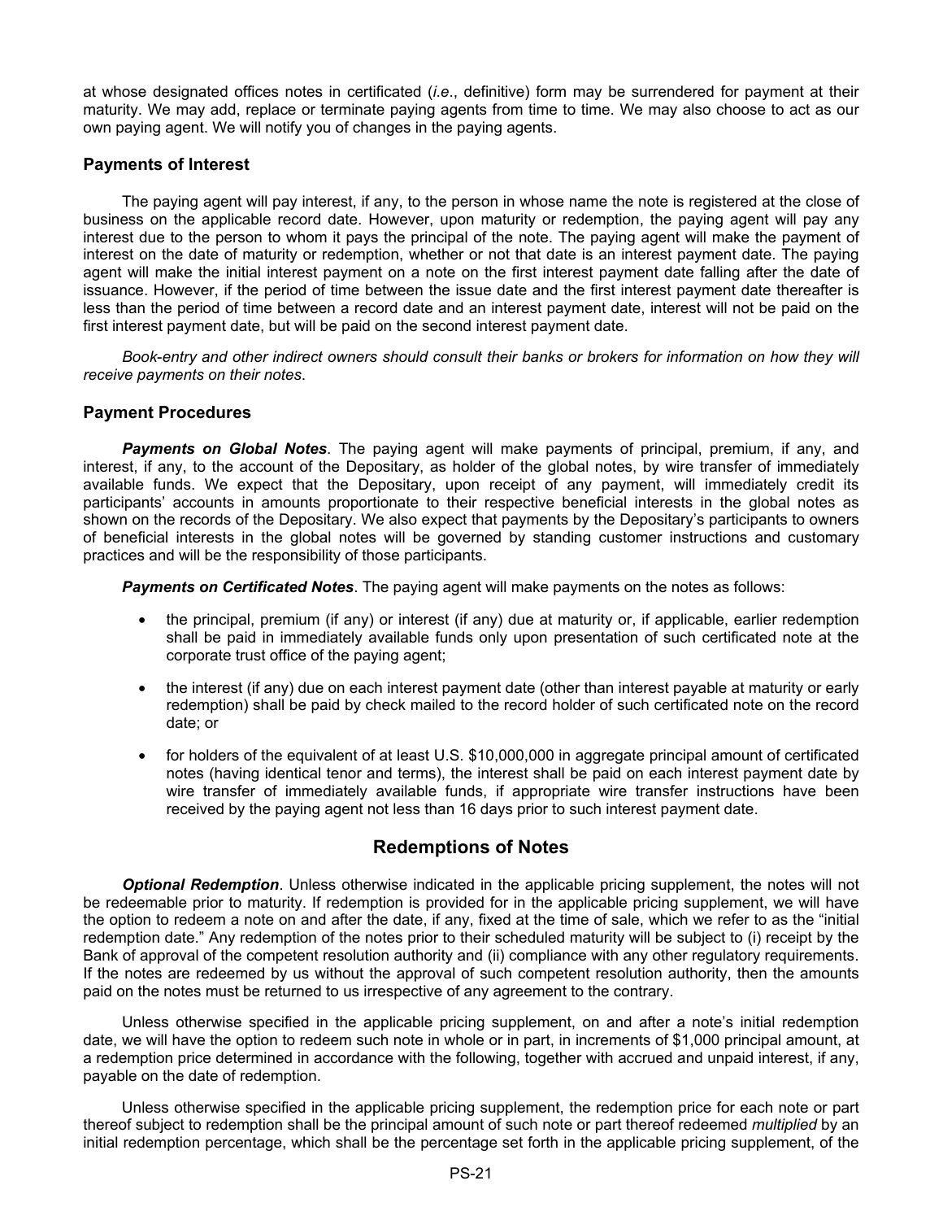at whose designated offices notes in certificated (*i.e*., definitive) form may be surrendered for payment at their maturity. We may add, replace or terminate paying agents from time to time. We may also choose to act as our own paying agent. We will notify you of changes in the paying agents.

### Payments of Interest

The paying agent will pay interest, if any, to the person in whose name the note is registered at the close of business on the applicable record date. However, upon maturity or redemption, the paying agent will pay any interest due to the person to whom it pays the principal of the note. The paying agent will make the payment of interest on the date of maturity or redemption, whether or not that date is an interest payment date. The paying agent will make the initial interest payment on a note on the first interest payment date falling after the date of issuance. However, if the period of time between the issue date and the first interest payment date thereafter is less than the period of time between a record date and an interest payment date, interest will not be paid on the first interest payment date, but will be paid on the second interest payment date.

*Book-entry and other indirect owners should consult their banks or brokers for information on how they will receive payments on their notes*.

### Payment Procedures

***Payments on Global Notes***. The paying agent will make payments of principal, premium, if any, and interest, if any, to the account of the Depositary, as holder of the global notes, by wire transfer of immediately available funds. We expect that the Depositary, upon receipt of any payment, will immediately credit its participants' accounts in amounts proportionate to their respective beneficial interests in the global notes as shown on the records of the Depositary. We also expect that payments by the Depositary's participants to owners of beneficial interests in the global notes will be governed by standing customer instructions and customary practices and will be the responsibility of those participants.

***Payments on Certificated Notes***. The paying agent will make payments on the notes as follows:

- the principal, premium (if any) or interest (if any) due at maturity or, if applicable, earlier redemption shall be paid in immediately available funds only upon presentation of such certificated note at the corporate trust office of the paying agent;
- the interest (if any) due on each interest payment date (other than interest payable at maturity or early redemption) shall be paid by check mailed to the record holder of such certificated note on the record date; or
- for holders of the equivalent of at least U.S. $10,000,000 in aggregate principal amount of certificated notes (having identical tenor and terms), the interest shall be paid on each interest payment date by wire transfer of immediately available funds, if appropriate wire transfer instructions have been received by the paying agent not less than 16 days prior to such interest payment date.

## Redemptions of Notes

***Optional Redemption***. Unless otherwise indicated in the applicable pricing supplement, the notes will not be redeemable prior to maturity. If redemption is provided for in the applicable pricing supplement, we will have the option to redeem a note on and after the date, if any, fixed at the time of sale, which we refer to as the "initial redemption date." Any redemption of the notes prior to their scheduled maturity will be subject to (i) receipt by the Bank of approval of the competent resolution authority and (ii) compliance with any other regulatory requirements. If the notes are redeemed by us without the approval of such competent resolution authority, then the amounts paid on the notes must be returned to us irrespective of any agreement to the contrary.

Unless otherwise specified in the applicable pricing supplement, on and after a note's initial redemption date, we will have the option to redeem such note in whole or in part, in increments of $1,000 principal amount, at a redemption price determined in accordance with the following, together with accrued and unpaid interest, if any, payable on the date of redemption.

Unless otherwise specified in the applicable pricing supplement, the redemption price for each note or part thereof subject to redemption shall be the principal amount of such note or part thereof redeemed *multiplied* by an initial redemption percentage, which shall be the percentage set forth in the applicable pricing supplement, of the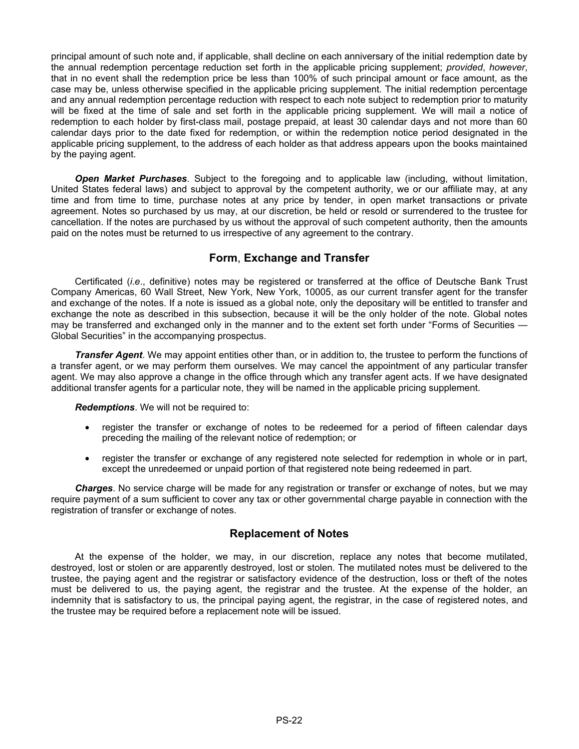principal amount of such note and, if applicable, shall decline on each anniversary of the initial redemption date by the annual redemption percentage reduction set forth in the applicable pricing supplement; *provided*, *however*, that in no event shall the redemption price be less than 100% of such principal amount or face amount, as the case may be, unless otherwise specified in the applicable pricing supplement. The initial redemption percentage and any annual redemption percentage reduction with respect to each note subject to redemption prior to maturity will be fixed at the time of sale and set forth in the applicable pricing supplement. We will mail a notice of redemption to each holder by first-class mail, postage prepaid, at least 30 calendar days and not more than 60 calendar days prior to the date fixed for redemption, or within the redemption notice period designated in the applicable pricing supplement, to the address of each holder as that address appears upon the books maintained by the paying agent.

***Open Market Purchases***. Subject to the foregoing and to applicable law (including, without limitation, United States federal laws) and subject to approval by the competent authority, we or our affiliate may, at any time and from time to time, purchase notes at any price by tender, in open market transactions or private agreement. Notes so purchased by us may, at our discretion, be held or resold or surrendered to the trustee for cancellation. If the notes are purchased by us without the approval of such competent authority, then the amounts paid on the notes must be returned to us irrespective of any agreement to the contrary.

## Form, Exchange and Transfer

Certificated (*i.e*., definitive) notes may be registered or transferred at the office of Deutsche Bank Trust Company Americas, 60 Wall Street, New York, New York, 10005, as our current transfer agent for the transfer and exchange of the notes. If a note is issued as a global note, only the depositary will be entitled to transfer and exchange the note as described in this subsection, because it will be the only holder of the note. Global notes may be transferred and exchanged only in the manner and to the extent set forth under "Forms of Securities — Global Securities" in the accompanying prospectus.

***Transfer Agent***. We may appoint entities other than, or in addition to, the trustee to perform the functions of a transfer agent, or we may perform them ourselves. We may cancel the appointment of any particular transfer agent. We may also approve a change in the office through which any transfer agent acts. If we have designated additional transfer agents for a particular note, they will be named in the applicable pricing supplement.

***Redemptions***. We will not be required to:

- register the transfer or exchange of notes to be redeemed for a period of fifteen calendar days preceding the mailing of the relevant notice of redemption; or
- register the transfer or exchange of any registered note selected for redemption in whole or in part, except the unredeemed or unpaid portion of that registered note being redeemed in part.

***Charges***. No service charge will be made for any registration or transfer or exchange of notes, but we may require payment of a sum sufficient to cover any tax or other governmental charge payable in connection with the registration of transfer or exchange of notes.

## Replacement of Notes

At the expense of the holder, we may, in our discretion, replace any notes that become mutilated, destroyed, lost or stolen or are apparently destroyed, lost or stolen. The mutilated notes must be delivered to the trustee, the paying agent and the registrar or satisfactory evidence of the destruction, loss or theft of the notes must be delivered to us, the paying agent, the registrar and the trustee. At the expense of the holder, an indemnity that is satisfactory to us, the principal paying agent, the registrar, in the case of registered notes, and the trustee may be required before a replacement note will be issued.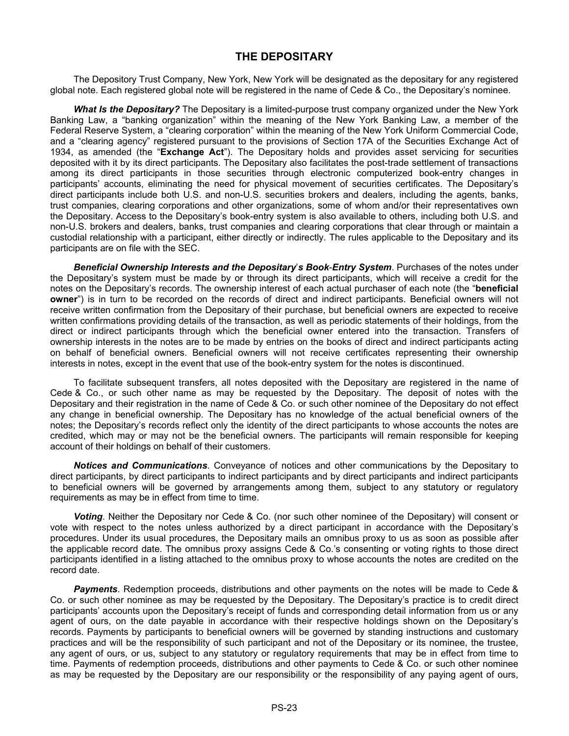## THE DEPOSITARY

The Depository Trust Company, New York, New York will be designated as the depositary for any registered global note. Each registered global note will be registered in the name of Cede & Co., the Depositary's nominee.

***What Is the Depositary?*** The Depositary is a limited-purpose trust company organized under the New York Banking Law, a "banking organization" within the meaning of the New York Banking Law, a member of the Federal Reserve System, a "clearing corporation" within the meaning of the New York Uniform Commercial Code, and a "clearing agency" registered pursuant to the provisions of Section 17A of the Securities Exchange Act of 1934, as amended (the "**Exchange Act**"). The Depositary holds and provides asset servicing for securities deposited with it by its direct participants. The Depositary also facilitates the post-trade settlement of transactions among its direct participants in those securities through electronic computerized book-entry changes in participants' accounts, eliminating the need for physical movement of securities certificates. The Depositary's direct participants include both U.S. and non-U.S. securities brokers and dealers, including the agents, banks, trust companies, clearing corporations and other organizations, some of whom and/or their representatives own the Depositary. Access to the Depositary's book-entry system is also available to others, including both U.S. and non-U.S. brokers and dealers, banks, trust companies and clearing corporations that clear through or maintain a custodial relationship with a participant, either directly or indirectly. The rules applicable to the Depositary and its participants are on file with the SEC.

***Beneficial Ownership Interests and the Depositary's Book-Entry System***. Purchases of the notes under the Depositary's system must be made by or through its direct participants, which will receive a credit for the notes on the Depositary's records. The ownership interest of each actual purchaser of each note (the "**beneficial owner**") is in turn to be recorded on the records of direct and indirect participants. Beneficial owners will not receive written confirmation from the Depositary of their purchase, but beneficial owners are expected to receive written confirmations providing details of the transaction, as well as periodic statements of their holdings, from the direct or indirect participants through which the beneficial owner entered into the transaction. Transfers of ownership interests in the notes are to be made by entries on the books of direct and indirect participants acting on behalf of beneficial owners. Beneficial owners will not receive certificates representing their ownership interests in notes, except in the event that use of the book-entry system for the notes is discontinued.

To facilitate subsequent transfers, all notes deposited with the Depositary are registered in the name of Cede & Co., or such other name as may be requested by the Depositary. The deposit of notes with the Depositary and their registration in the name of Cede & Co. or such other nominee of the Depositary do not effect any change in beneficial ownership. The Depositary has no knowledge of the actual beneficial owners of the notes; the Depositary's records reflect only the identity of the direct participants to whose accounts the notes are credited, which may or may not be the beneficial owners. The participants will remain responsible for keeping account of their holdings on behalf of their customers.

***Notices and Communications***. Conveyance of notices and other communications by the Depositary to direct participants, by direct participants to indirect participants and by direct participants and indirect participants to beneficial owners will be governed by arrangements among them, subject to any statutory or regulatory requirements as may be in effect from time to time.

***Voting***. Neither the Depositary nor Cede & Co. (nor such other nominee of the Depositary) will consent or vote with respect to the notes unless authorized by a direct participant in accordance with the Depositary's procedures. Under its usual procedures, the Depositary mails an omnibus proxy to us as soon as possible after the applicable record date. The omnibus proxy assigns Cede & Co.'s consenting or voting rights to those direct participants identified in a listing attached to the omnibus proxy to whose accounts the notes are credited on the record date.

***Payments***. Redemption proceeds, distributions and other payments on the notes will be made to Cede & Co. or such other nominee as may be requested by the Depositary. The Depositary's practice is to credit direct participants' accounts upon the Depositary's receipt of funds and corresponding detail information from us or any agent of ours, on the date payable in accordance with their respective holdings shown on the Depositary's records. Payments by participants to beneficial owners will be governed by standing instructions and customary practices and will be the responsibility of such participant and not of the Depositary or its nominee, the trustee, any agent of ours, or us, subject to any statutory or regulatory requirements that may be in effect from time to time. Payments of redemption proceeds, distributions and other payments to Cede & Co. or such other nominee as may be requested by the Depositary are our responsibility or the responsibility of any paying agent of ours,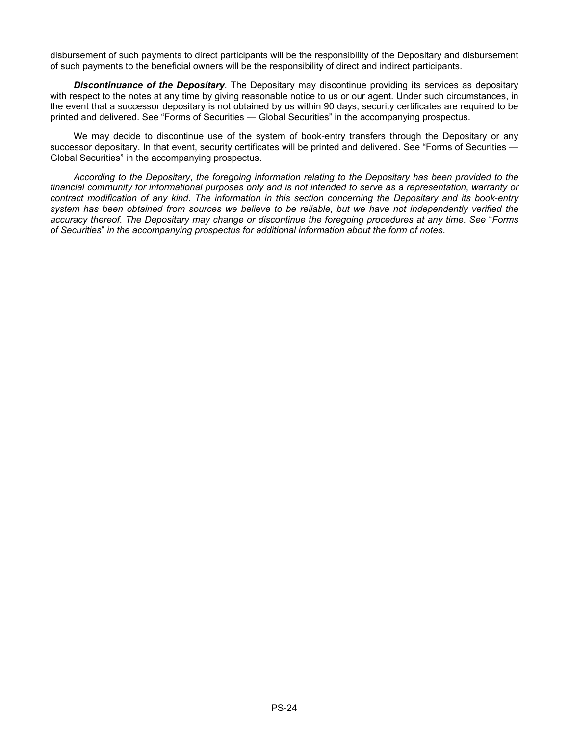disbursement of such payments to direct participants will be the responsibility of the Depositary and disbursement of such payments to the beneficial owners will be the responsibility of direct and indirect participants.

***Discontinuance of the Depositary***. The Depositary may discontinue providing its services as depositary with respect to the notes at any time by giving reasonable notice to us or our agent. Under such circumstances, in the event that a successor depositary is not obtained by us within 90 days, security certificates are required to be printed and delivered. See "Forms of Securities — Global Securities" in the accompanying prospectus.

We may decide to discontinue use of the system of book-entry transfers through the Depositary or any successor depositary. In that event, security certificates will be printed and delivered. See "Forms of Securities — Global Securities" in the accompanying prospectus.

*According to the Depositary*, *the foregoing information relating to the Depositary has been provided to the financial community for informational purposes only and is not intended to serve as a representation*, *warranty or contract modification of any kind*. *The information in this section concerning the Depositary and its book-entry system has been obtained from sources we believe to be reliable*, *but we have not independently verified the accuracy thereof*. *The Depositary may change or discontinue the foregoing procedures at any time*. *See* "*Forms of Securities*" *in the accompanying prospectus for additional information about the form of notes*.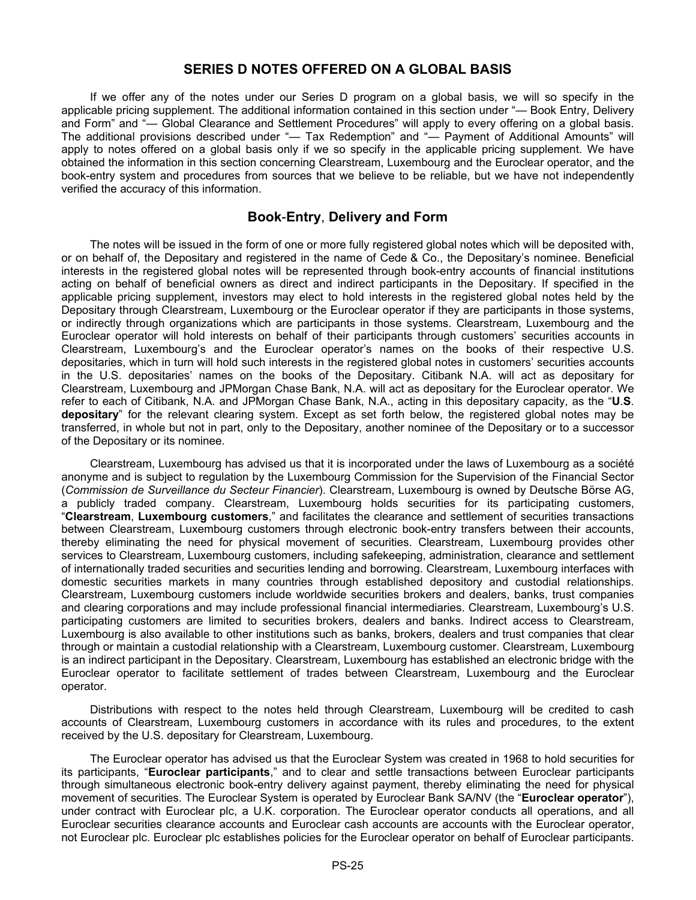## SERIES D NOTES OFFERED ON A GLOBAL BASIS

If we offer any of the notes under our Series D program on a global basis, we will so specify in the applicable pricing supplement. The additional information contained in this section under "— Book Entry, Delivery and Form" and "— Global Clearance and Settlement Procedures" will apply to every offering on a global basis. The additional provisions described under "— Tax Redemption" and "— Payment of Additional Amounts" will apply to notes offered on a global basis only if we so specify in the applicable pricing supplement. We have obtained the information in this section concerning Clearstream, Luxembourg and the Euroclear operator, and the book-entry system and procedures from sources that we believe to be reliable, but we have not independently verified the accuracy of this information.

### Book-Entry, Delivery and Form

The notes will be issued in the form of one or more fully registered global notes which will be deposited with, or on behalf of, the Depositary and registered in the name of Cede & Co., the Depositary's nominee. Beneficial interests in the registered global notes will be represented through book-entry accounts of financial institutions acting on behalf of beneficial owners as direct and indirect participants in the Depositary. If specified in the applicable pricing supplement, investors may elect to hold interests in the registered global notes held by the Depositary through Clearstream, Luxembourg or the Euroclear operator if they are participants in those systems, or indirectly through organizations which are participants in those systems. Clearstream, Luxembourg and the Euroclear operator will hold interests on behalf of their participants through customers' securities accounts in Clearstream, Luxembourg's and the Euroclear operator's names on the books of their respective U.S. depositaries, which in turn will hold such interests in the registered global notes in customers' securities accounts in the U.S. depositaries' names on the books of the Depositary. Citibank N.A. will act as depositary for Clearstream, Luxembourg and JPMorgan Chase Bank, N.A. will act as depositary for the Euroclear operator. We refer to each of Citibank, N.A. and JPMorgan Chase Bank, N.A., acting in this depositary capacity, as the "**U.S. depositary**" for the relevant clearing system. Except as set forth below, the registered global notes may be transferred, in whole but not in part, only to the Depositary, another nominee of the Depositary or to a successor of the Depositary or its nominee.

Clearstream, Luxembourg has advised us that it is incorporated under the laws of Luxembourg as a société anonyme and is subject to regulation by the Luxembourg Commission for the Supervision of the Financial Sector (*Commission de Surveillance du Secteur Financier*). Clearstream, Luxembourg is owned by Deutsche Börse AG, a publicly traded company. Clearstream, Luxembourg holds securities for its participating customers, "**Clearstream, Luxembourg customers**," and facilitates the clearance and settlement of securities transactions between Clearstream, Luxembourg customers through electronic book-entry transfers between their accounts, thereby eliminating the need for physical movement of securities. Clearstream, Luxembourg provides other services to Clearstream, Luxembourg customers, including safekeeping, administration, clearance and settlement of internationally traded securities and securities lending and borrowing. Clearstream, Luxembourg interfaces with domestic securities markets in many countries through established depository and custodial relationships. Clearstream, Luxembourg customers include worldwide securities brokers and dealers, banks, trust companies and clearing corporations and may include professional financial intermediaries. Clearstream, Luxembourg's U.S. participating customers are limited to securities brokers, dealers and banks. Indirect access to Clearstream, Luxembourg is also available to other institutions such as banks, brokers, dealers and trust companies that clear through or maintain a custodial relationship with a Clearstream, Luxembourg customer. Clearstream, Luxembourg is an indirect participant in the Depositary. Clearstream, Luxembourg has established an electronic bridge with the Euroclear operator to facilitate settlement of trades between Clearstream, Luxembourg and the Euroclear operator.

Distributions with respect to the notes held through Clearstream, Luxembourg will be credited to cash accounts of Clearstream, Luxembourg customers in accordance with its rules and procedures, to the extent received by the U.S. depositary for Clearstream, Luxembourg.

The Euroclear operator has advised us that the Euroclear System was created in 1968 to hold securities for its participants, "**Euroclear participants**," and to clear and settle transactions between Euroclear participants through simultaneous electronic book-entry delivery against payment, thereby eliminating the need for physical movement of securities. The Euroclear System is operated by Euroclear Bank SA/NV (the "**Euroclear operator**"), under contract with Euroclear plc, a U.K. corporation. The Euroclear operator conducts all operations, and all Euroclear securities clearance accounts and Euroclear cash accounts are accounts with the Euroclear operator, not Euroclear plc. Euroclear plc establishes policies for the Euroclear operator on behalf of Euroclear participants.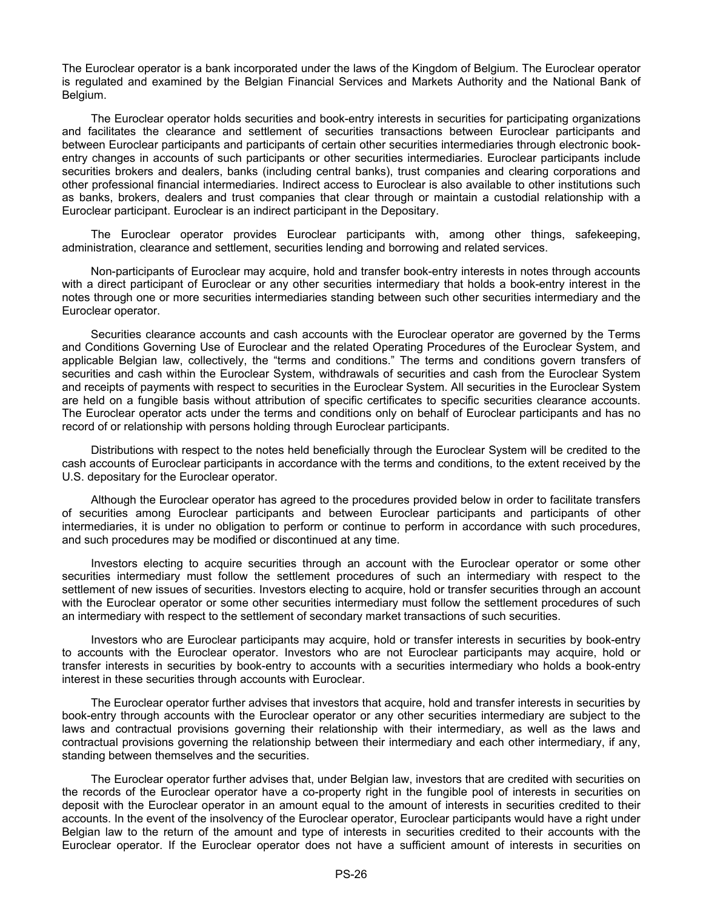The Euroclear operator is a bank incorporated under the laws of the Kingdom of Belgium. The Euroclear operator is regulated and examined by the Belgian Financial Services and Markets Authority and the National Bank of Belgium.

The Euroclear operator holds securities and book-entry interests in securities for participating organizations and facilitates the clearance and settlement of securities transactions between Euroclear participants and between Euroclear participants and participants of certain other securities intermediaries through electronic book-entry changes in accounts of such participants or other securities intermediaries. Euroclear participants include securities brokers and dealers, banks (including central banks), trust companies and clearing corporations and other professional financial intermediaries. Indirect access to Euroclear is also available to other institutions such as banks, brokers, dealers and trust companies that clear through or maintain a custodial relationship with a Euroclear participant. Euroclear is an indirect participant in the Depositary.

The Euroclear operator provides Euroclear participants with, among other things, safekeeping, administration, clearance and settlement, securities lending and borrowing and related services.

Non-participants of Euroclear may acquire, hold and transfer book-entry interests in notes through accounts with a direct participant of Euroclear or any other securities intermediary that holds a book-entry interest in the notes through one or more securities intermediaries standing between such other securities intermediary and the Euroclear operator.

Securities clearance accounts and cash accounts with the Euroclear operator are governed by the Terms and Conditions Governing Use of Euroclear and the related Operating Procedures of the Euroclear System, and applicable Belgian law, collectively, the "terms and conditions." The terms and conditions govern transfers of securities and cash within the Euroclear System, withdrawals of securities and cash from the Euroclear System and receipts of payments with respect to securities in the Euroclear System. All securities in the Euroclear System are held on a fungible basis without attribution of specific certificates to specific securities clearance accounts. The Euroclear operator acts under the terms and conditions only on behalf of Euroclear participants and has no record of or relationship with persons holding through Euroclear participants.

Distributions with respect to the notes held beneficially through the Euroclear System will be credited to the cash accounts of Euroclear participants in accordance with the terms and conditions, to the extent received by the U.S. depositary for the Euroclear operator.

Although the Euroclear operator has agreed to the procedures provided below in order to facilitate transfers of securities among Euroclear participants and between Euroclear participants and participants of other intermediaries, it is under no obligation to perform or continue to perform in accordance with such procedures, and such procedures may be modified or discontinued at any time.

Investors electing to acquire securities through an account with the Euroclear operator or some other securities intermediary must follow the settlement procedures of such an intermediary with respect to the settlement of new issues of securities. Investors electing to acquire, hold or transfer securities through an account with the Euroclear operator or some other securities intermediary must follow the settlement procedures of such an intermediary with respect to the settlement of secondary market transactions of such securities.

Investors who are Euroclear participants may acquire, hold or transfer interests in securities by book-entry to accounts with the Euroclear operator. Investors who are not Euroclear participants may acquire, hold or transfer interests in securities by book-entry to accounts with a securities intermediary who holds a book-entry interest in these securities through accounts with Euroclear.

The Euroclear operator further advises that investors that acquire, hold and transfer interests in securities by book-entry through accounts with the Euroclear operator or any other securities intermediary are subject to the laws and contractual provisions governing their relationship with their intermediary, as well as the laws and contractual provisions governing the relationship between their intermediary and each other intermediary, if any, standing between themselves and the securities.

The Euroclear operator further advises that, under Belgian law, investors that are credited with securities on the records of the Euroclear operator have a co-property right in the fungible pool of interests in securities on deposit with the Euroclear operator in an amount equal to the amount of interests in securities credited to their accounts. In the event of the insolvency of the Euroclear operator, Euroclear participants would have a right under Belgian law to the return of the amount and type of interests in securities credited to their accounts with the Euroclear operator. If the Euroclear operator does not have a sufficient amount of interests in securities on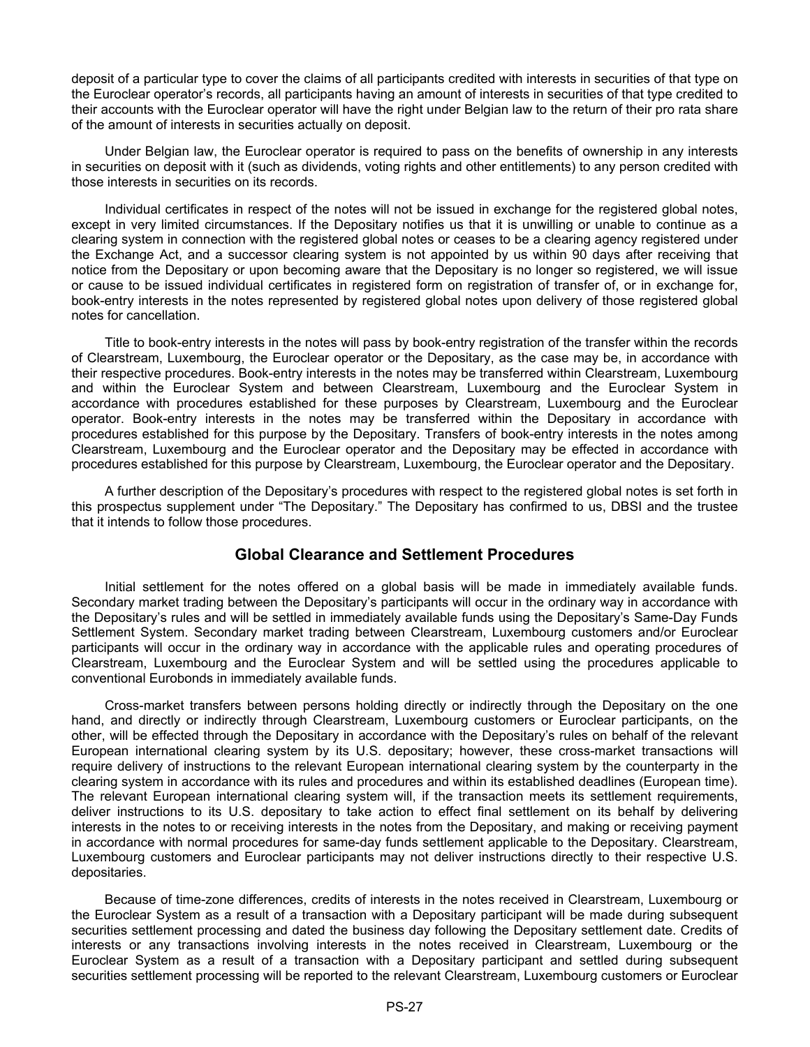deposit of a particular type to cover the claims of all participants credited with interests in securities of that type on the Euroclear operator's records, all participants having an amount of interests in securities of that type credited to their accounts with the Euroclear operator will have the right under Belgian law to the return of their pro rata share of the amount of interests in securities actually on deposit.

Under Belgian law, the Euroclear operator is required to pass on the benefits of ownership in any interests in securities on deposit with it (such as dividends, voting rights and other entitlements) to any person credited with those interests in securities on its records.

Individual certificates in respect of the notes will not be issued in exchange for the registered global notes, except in very limited circumstances. If the Depositary notifies us that it is unwilling or unable to continue as a clearing system in connection with the registered global notes or ceases to be a clearing agency registered under the Exchange Act, and a successor clearing system is not appointed by us within 90 days after receiving that notice from the Depositary or upon becoming aware that the Depositary is no longer so registered, we will issue or cause to be issued individual certificates in registered form on registration of transfer of, or in exchange for, book-entry interests in the notes represented by registered global notes upon delivery of those registered global notes for cancellation.

Title to book-entry interests in the notes will pass by book-entry registration of the transfer within the records of Clearstream, Luxembourg, the Euroclear operator or the Depositary, as the case may be, in accordance with their respective procedures. Book-entry interests in the notes may be transferred within Clearstream, Luxembourg and within the Euroclear System and between Clearstream, Luxembourg and the Euroclear System in accordance with procedures established for these purposes by Clearstream, Luxembourg and the Euroclear operator. Book-entry interests in the notes may be transferred within the Depositary in accordance with procedures established for this purpose by the Depositary. Transfers of book-entry interests in the notes among Clearstream, Luxembourg and the Euroclear operator and the Depositary may be effected in accordance with procedures established for this purpose by Clearstream, Luxembourg, the Euroclear operator and the Depositary.

A further description of the Depositary's procedures with respect to the registered global notes is set forth in this prospectus supplement under "The Depositary." The Depositary has confirmed to us, DBSI and the trustee that it intends to follow those procedures.

## Global Clearance and Settlement Procedures

Initial settlement for the notes offered on a global basis will be made in immediately available funds. Secondary market trading between the Depositary's participants will occur in the ordinary way in accordance with the Depositary's rules and will be settled in immediately available funds using the Depositary's Same-Day Funds Settlement System. Secondary market trading between Clearstream, Luxembourg customers and/or Euroclear participants will occur in the ordinary way in accordance with the applicable rules and operating procedures of Clearstream, Luxembourg and the Euroclear System and will be settled using the procedures applicable to conventional Eurobonds in immediately available funds.

Cross-market transfers between persons holding directly or indirectly through the Depositary on the one hand, and directly or indirectly through Clearstream, Luxembourg customers or Euroclear participants, on the other, will be effected through the Depositary in accordance with the Depositary's rules on behalf of the relevant European international clearing system by its U.S. depositary; however, these cross-market transactions will require delivery of instructions to the relevant European international clearing system by the counterparty in the clearing system in accordance with its rules and procedures and within its established deadlines (European time). The relevant European international clearing system will, if the transaction meets its settlement requirements, deliver instructions to its U.S. depositary to take action to effect final settlement on its behalf by delivering interests in the notes to or receiving interests in the notes from the Depositary, and making or receiving payment in accordance with normal procedures for same-day funds settlement applicable to the Depositary. Clearstream, Luxembourg customers and Euroclear participants may not deliver instructions directly to their respective U.S. depositaries.

Because of time-zone differences, credits of interests in the notes received in Clearstream, Luxembourg or the Euroclear System as a result of a transaction with a Depositary participant will be made during subsequent securities settlement processing and dated the business day following the Depositary settlement date. Credits of interests or any transactions involving interests in the notes received in Clearstream, Luxembourg or the Euroclear System as a result of a transaction with a Depositary participant and settled during subsequent securities settlement processing will be reported to the relevant Clearstream, Luxembourg customers or Euroclear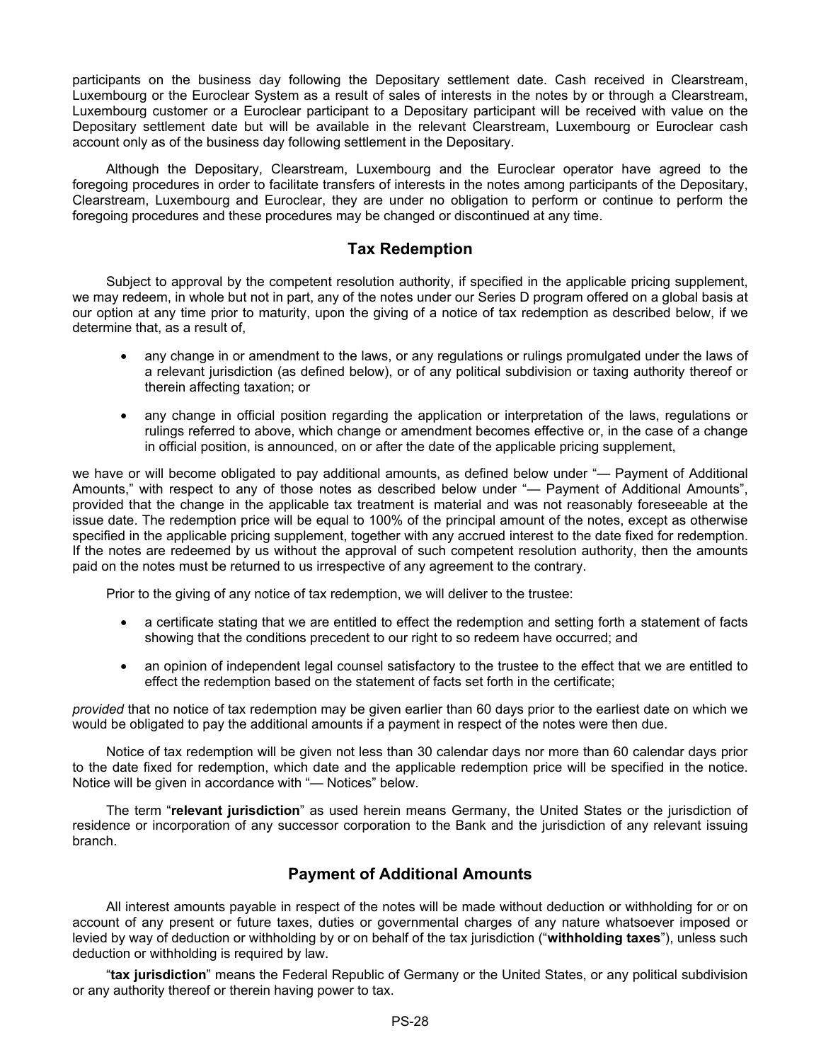participants on the business day following the Depositary settlement date. Cash received in Clearstream, Luxembourg or the Euroclear System as a result of sales of interests in the notes by or through a Clearstream, Luxembourg customer or a Euroclear participant to a Depositary participant will be received with value on the Depositary settlement date but will be available in the relevant Clearstream, Luxembourg or Euroclear cash account only as of the business day following settlement in the Depositary.

Although the Depositary, Clearstream, Luxembourg and the Euroclear operator have agreed to the foregoing procedures in order to facilitate transfers of interests in the notes among participants of the Depositary, Clearstream, Luxembourg and Euroclear, they are under no obligation to perform or continue to perform the foregoing procedures and these procedures may be changed or discontinued at any time.

## Tax Redemption

Subject to approval by the competent resolution authority, if specified in the applicable pricing supplement, we may redeem, in whole but not in part, any of the notes under our Series D program offered on a global basis at our option at any time prior to maturity, upon the giving of a notice of tax redemption as described below, if we determine that, as a result of,

- any change in or amendment to the laws, or any regulations or rulings promulgated under the laws of a relevant jurisdiction (as defined below), or of any political subdivision or taxing authority thereof or therein affecting taxation; or
- any change in official position regarding the application or interpretation of the laws, regulations or rulings referred to above, which change or amendment becomes effective or, in the case of a change in official position, is announced, on or after the date of the applicable pricing supplement,

we have or will become obligated to pay additional amounts, as defined below under "— Payment of Additional Amounts," with respect to any of those notes as described below under "— Payment of Additional Amounts", provided that the change in the applicable tax treatment is material and was not reasonably foreseeable at the issue date. The redemption price will be equal to 100% of the principal amount of the notes, except as otherwise specified in the applicable pricing supplement, together with any accrued interest to the date fixed for redemption. If the notes are redeemed by us without the approval of such competent resolution authority, then the amounts paid on the notes must be returned to us irrespective of any agreement to the contrary.

Prior to the giving of any notice of tax redemption, we will deliver to the trustee:

- a certificate stating that we are entitled to effect the redemption and setting forth a statement of facts showing that the conditions precedent to our right to so redeem have occurred; and
- an opinion of independent legal counsel satisfactory to the trustee to the effect that we are entitled to effect the redemption based on the statement of facts set forth in the certificate;

*provided* that no notice of tax redemption may be given earlier than 60 days prior to the earliest date on which we would be obligated to pay the additional amounts if a payment in respect of the notes were then due.

Notice of tax redemption will be given not less than 30 calendar days nor more than 60 calendar days prior to the date fixed for redemption, which date and the applicable redemption price will be specified in the notice. Notice will be given in accordance with "— Notices" below.

The term "**relevant jurisdiction**" as used herein means Germany, the United States or the jurisdiction of residence or incorporation of any successor corporation to the Bank and the jurisdiction of any relevant issuing branch.

## Payment of Additional Amounts

All interest amounts payable in respect of the notes will be made without deduction or withholding for or on account of any present or future taxes, duties or governmental charges of any nature whatsoever imposed or levied by way of deduction or withholding by or on behalf of the tax jurisdiction ("**withholding taxes**"), unless such deduction or withholding is required by law.

"**tax jurisdiction**" means the Federal Republic of Germany or the United States, or any political subdivision or any authority thereof or therein having power to tax.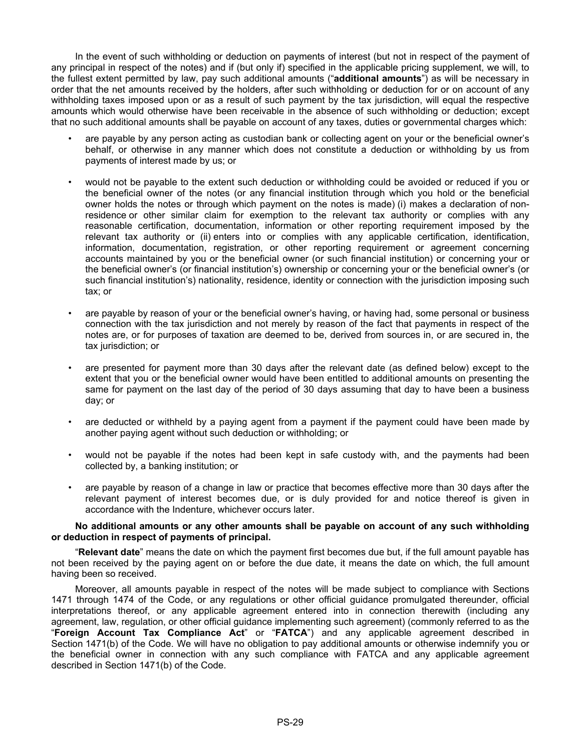In the event of such withholding or deduction on payments of interest (but not in respect of the payment of any principal in respect of the notes) and if (but only if) specified in the applicable pricing supplement, we will, to the fullest extent permitted by law, pay such additional amounts ("**additional amounts**") as will be necessary in order that the net amounts received by the holders, after such withholding or deduction for or on account of any withholding taxes imposed upon or as a result of such payment by the tax jurisdiction, will equal the respective amounts which would otherwise have been receivable in the absence of such withholding or deduction; except that no such additional amounts shall be payable on account of any taxes, duties or governmental charges which:

- are payable by any person acting as custodian bank or collecting agent on your or the beneficial owner's behalf, or otherwise in any manner which does not constitute a deduction or withholding by us from payments of interest made by us; or
- would not be payable to the extent such deduction or withholding could be avoided or reduced if you or the beneficial owner of the notes (or any financial institution through which you hold or the beneficial owner holds the notes or through which payment on the notes is made) (i) makes a declaration of non-residence or other similar claim for exemption to the relevant tax authority or complies with any reasonable certification, documentation, information or other reporting requirement imposed by the relevant tax authority or (ii) enters into or complies with any applicable certification, identification, information, documentation, registration, or other reporting requirement or agreement concerning accounts maintained by you or the beneficial owner (or such financial institution) or concerning your or the beneficial owner's (or financial institution's) ownership or concerning your or the beneficial owner's (or such financial institution's) nationality, residence, identity or connection with the jurisdiction imposing such tax; or
- are payable by reason of your or the beneficial owner's having, or having had, some personal or business connection with the tax jurisdiction and not merely by reason of the fact that payments in respect of the notes are, or for purposes of taxation are deemed to be, derived from sources in, or are secured in, the tax jurisdiction; or
- are presented for payment more than 30 days after the relevant date (as defined below) except to the extent that you or the beneficial owner would have been entitled to additional amounts on presenting the same for payment on the last day of the period of 30 days assuming that day to have been a business day; or
- are deducted or withheld by a paying agent from a payment if the payment could have been made by another paying agent without such deduction or withholding; or
- would not be payable if the notes had been kept in safe custody with, and the payments had been collected by, a banking institution; or
- are payable by reason of a change in law or practice that becomes effective more than 30 days after the relevant payment of interest becomes due, or is duly provided for and notice thereof is given in accordance with the Indenture, whichever occurs later.

**No additional amounts or any other amounts shall be payable on account of any such withholding or deduction in respect of payments of principal.**

"**Relevant date**" means the date on which the payment first becomes due but, if the full amount payable has not been received by the paying agent on or before the due date, it means the date on which, the full amount having been so received.

Moreover, all amounts payable in respect of the notes will be made subject to compliance with Sections 1471 through 1474 of the Code, or any regulations or other official guidance promulgated thereunder, official interpretations thereof, or any applicable agreement entered into in connection therewith (including any agreement, law, regulation, or other official guidance implementing such agreement) (commonly referred to as the "**Foreign Account Tax Compliance Act**" or "**FATCA**") and any applicable agreement described in Section 1471(b) of the Code. We will have no obligation to pay additional amounts or otherwise indemnify you or the beneficial owner in connection with any such compliance with FATCA and any applicable agreement described in Section 1471(b) of the Code.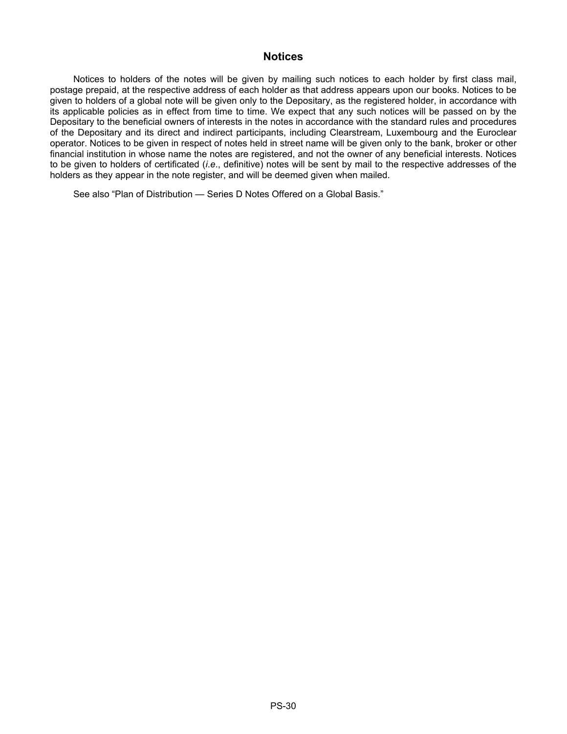## Notices

Notices to holders of the notes will be given by mailing such notices to each holder by first class mail, postage prepaid, at the respective address of each holder as that address appears upon our books. Notices to be given to holders of a global note will be given only to the Depositary, as the registered holder, in accordance with its applicable policies as in effect from time to time. We expect that any such notices will be passed on by the Depositary to the beneficial owners of interests in the notes in accordance with the standard rules and procedures of the Depositary and its direct and indirect participants, including Clearstream, Luxembourg and the Euroclear operator. Notices to be given in respect of notes held in street name will be given only to the bank, broker or other financial institution in whose name the notes are registered, and not the owner of any beneficial interests. Notices to be given to holders of certificated (*i.e.*, definitive) notes will be sent by mail to the respective addresses of the holders as they appear in the note register, and will be deemed given when mailed.

See also "Plan of Distribution — Series D Notes Offered on a Global Basis."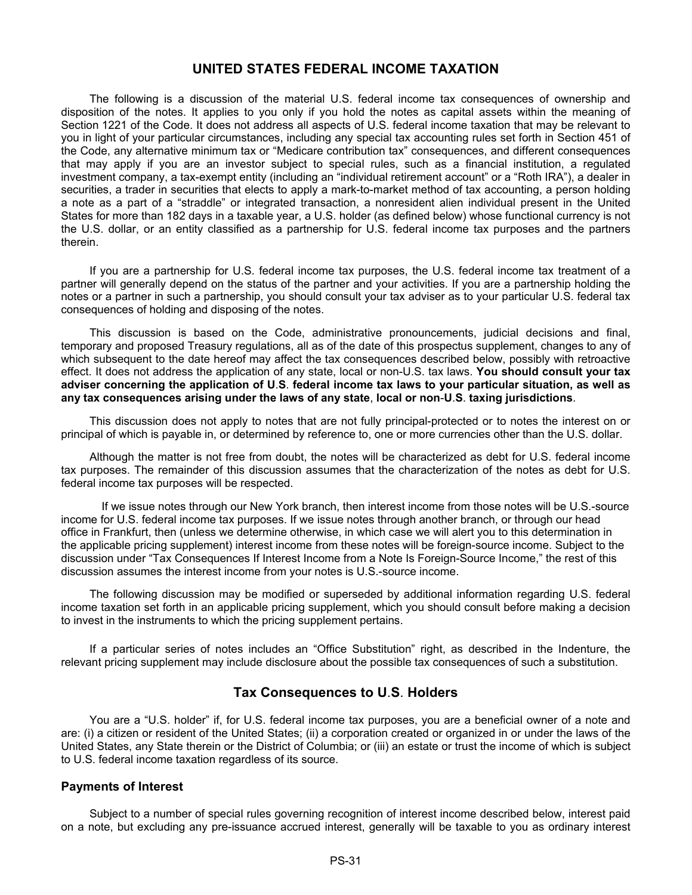# UNITED STATES FEDERAL INCOME TAXATION

The following is a discussion of the material U.S. federal income tax consequences of ownership and disposition of the notes. It applies to you only if you hold the notes as capital assets within the meaning of Section 1221 of the Code. It does not address all aspects of U.S. federal income taxation that may be relevant to you in light of your particular circumstances, including any special tax accounting rules set forth in Section 451 of the Code, any alternative minimum tax or "Medicare contribution tax" consequences, and different consequences that may apply if you are an investor subject to special rules, such as a financial institution, a regulated investment company, a tax-exempt entity (including an "individual retirement account" or a "Roth IRA"), a dealer in securities, a trader in securities that elects to apply a mark-to-market method of tax accounting, a person holding a note as a part of a "straddle" or integrated transaction, a nonresident alien individual present in the United States for more than 182 days in a taxable year, a U.S. holder (as defined below) whose functional currency is not the U.S. dollar, or an entity classified as a partnership for U.S. federal income tax purposes and the partners therein.

If you are a partnership for U.S. federal income tax purposes, the U.S. federal income tax treatment of a partner will generally depend on the status of the partner and your activities. If you are a partnership holding the notes or a partner in such a partnership, you should consult your tax adviser as to your particular U.S. federal tax consequences of holding and disposing of the notes.

This discussion is based on the Code, administrative pronouncements, judicial decisions and final, temporary and proposed Treasury regulations, all as of the date of this prospectus supplement, changes to any of which subsequent to the date hereof may affect the tax consequences described below, possibly with retroactive effect. It does not address the application of any state, local or non-U.S. tax laws. **You should consult your tax adviser concerning the application of U.S. federal income tax laws to your particular situation, as well as any tax consequences arising under the laws of any state, local or non-U.S. taxing jurisdictions**.

This discussion does not apply to notes that are not fully principal-protected or to notes the interest on or principal of which is payable in, or determined by reference to, one or more currencies other than the U.S. dollar.

Although the matter is not free from doubt, the notes will be characterized as debt for U.S. federal income tax purposes. The remainder of this discussion assumes that the characterization of the notes as debt for U.S. federal income tax purposes will be respected.

If we issue notes through our New York branch, then interest income from those notes will be U.S.-source income for U.S. federal income tax purposes. If we issue notes through another branch, or through our head office in Frankfurt, then (unless we determine otherwise, in which case we will alert you to this determination in the applicable pricing supplement) interest income from these notes will be foreign-source income. Subject to the discussion under "Tax Consequences If Interest Income from a Note Is Foreign-Source Income," the rest of this discussion assumes the interest income from your notes is U.S.-source income.

The following discussion may be modified or superseded by additional information regarding U.S. federal income taxation set forth in an applicable pricing supplement, which you should consult before making a decision to invest in the instruments to which the pricing supplement pertains.

If a particular series of notes includes an "Office Substitution" right, as described in the Indenture, the relevant pricing supplement may include disclosure about the possible tax consequences of such a substitution.

## Tax Consequences to U.S. Holders

You are a "U.S. holder" if, for U.S. federal income tax purposes, you are a beneficial owner of a note and are: (i) a citizen or resident of the United States; (ii) a corporation created or organized in or under the laws of the United States, any State therein or the District of Columbia; or (iii) an estate or trust the income of which is subject to U.S. federal income taxation regardless of its source.

### Payments of Interest

Subject to a number of special rules governing recognition of interest income described below, interest paid on a note, but excluding any pre-issuance accrued interest, generally will be taxable to you as ordinary interest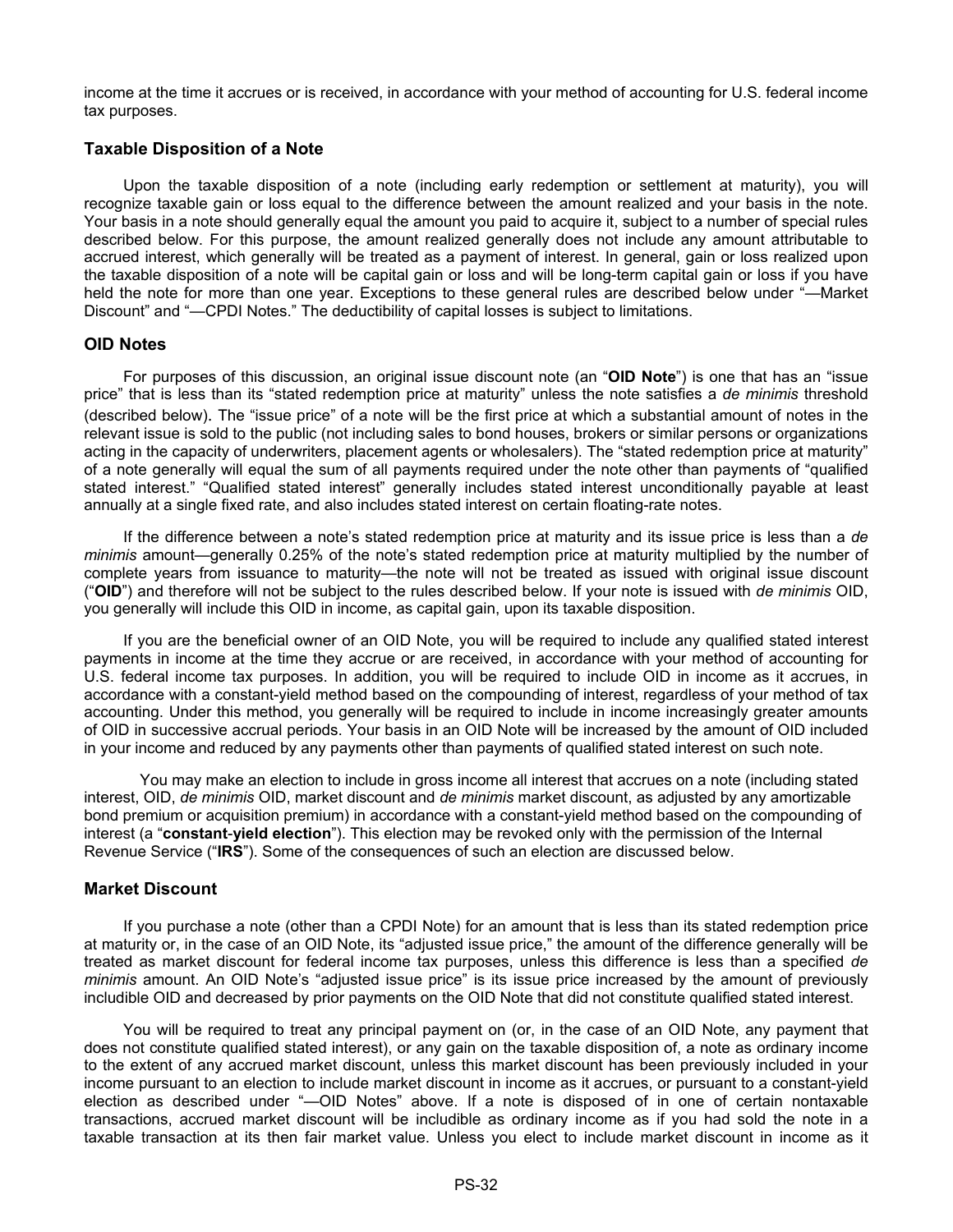income at the time it accrues or is received, in accordance with your method of accounting for U.S. federal income tax purposes.

### Taxable Disposition of a Note

Upon the taxable disposition of a note (including early redemption or settlement at maturity), you will recognize taxable gain or loss equal to the difference between the amount realized and your basis in the note. Your basis in a note should generally equal the amount you paid to acquire it, subject to a number of special rules described below. For this purpose, the amount realized generally does not include any amount attributable to accrued interest, which generally will be treated as a payment of interest. In general, gain or loss realized upon the taxable disposition of a note will be capital gain or loss and will be long-term capital gain or loss if you have held the note for more than one year. Exceptions to these general rules are described below under "—Market Discount" and "—CPDI Notes." The deductibility of capital losses is subject to limitations.

### OID Notes

For purposes of this discussion, an original issue discount note (an "**OID Note**") is one that has an "issue price" that is less than its "stated redemption price at maturity" unless the note satisfies a *de minimis* threshold (described below). The "issue price" of a note will be the first price at which a substantial amount of notes in the relevant issue is sold to the public (not including sales to bond houses, brokers or similar persons or organizations acting in the capacity of underwriters, placement agents or wholesalers). The "stated redemption price at maturity" of a note generally will equal the sum of all payments required under the note other than payments of "qualified stated interest." "Qualified stated interest" generally includes stated interest unconditionally payable at least annually at a single fixed rate, and also includes stated interest on certain floating-rate notes.

If the difference between a note's stated redemption price at maturity and its issue price is less than a *de minimis* amount—generally 0.25% of the note's stated redemption price at maturity multiplied by the number of complete years from issuance to maturity—the note will not be treated as issued with original issue discount ("**OID**") and therefore will not be subject to the rules described below. If your note is issued with *de minimis* OID, you generally will include this OID in income, as capital gain, upon its taxable disposition.

If you are the beneficial owner of an OID Note, you will be required to include any qualified stated interest payments in income at the time they accrue or are received, in accordance with your method of accounting for U.S. federal income tax purposes. In addition, you will be required to include OID in income as it accrues, in accordance with a constant-yield method based on the compounding of interest, regardless of your method of tax accounting. Under this method, you generally will be required to include in income increasingly greater amounts of OID in successive accrual periods. Your basis in an OID Note will be increased by the amount of OID included in your income and reduced by any payments other than payments of qualified stated interest on such note.

You may make an election to include in gross income all interest that accrues on a note (including stated interest, OID, *de minimis* OID, market discount and *de minimis* market discount, as adjusted by any amortizable bond premium or acquisition premium) in accordance with a constant-yield method based on the compounding of interest (a "**constant-yield election**"). This election may be revoked only with the permission of the Internal Revenue Service ("**IRS**"). Some of the consequences of such an election are discussed below.

### Market Discount

If you purchase a note (other than a CPDI Note) for an amount that is less than its stated redemption price at maturity or, in the case of an OID Note, its "adjusted issue price," the amount of the difference generally will be treated as market discount for federal income tax purposes, unless this difference is less than a specified *de minimis* amount. An OID Note's "adjusted issue price" is its issue price increased by the amount of previously includible OID and decreased by prior payments on the OID Note that did not constitute qualified stated interest.

You will be required to treat any principal payment on (or, in the case of an OID Note, any payment that does not constitute qualified stated interest), or any gain on the taxable disposition of, a note as ordinary income to the extent of any accrued market discount, unless this market discount has been previously included in your income pursuant to an election to include market discount in income as it accrues, or pursuant to a constant-yield election as described under "—OID Notes" above. If a note is disposed of in one of certain nontaxable transactions, accrued market discount will be includible as ordinary income as if you had sold the note in a taxable transaction at its then fair market value. Unless you elect to include market discount in income as it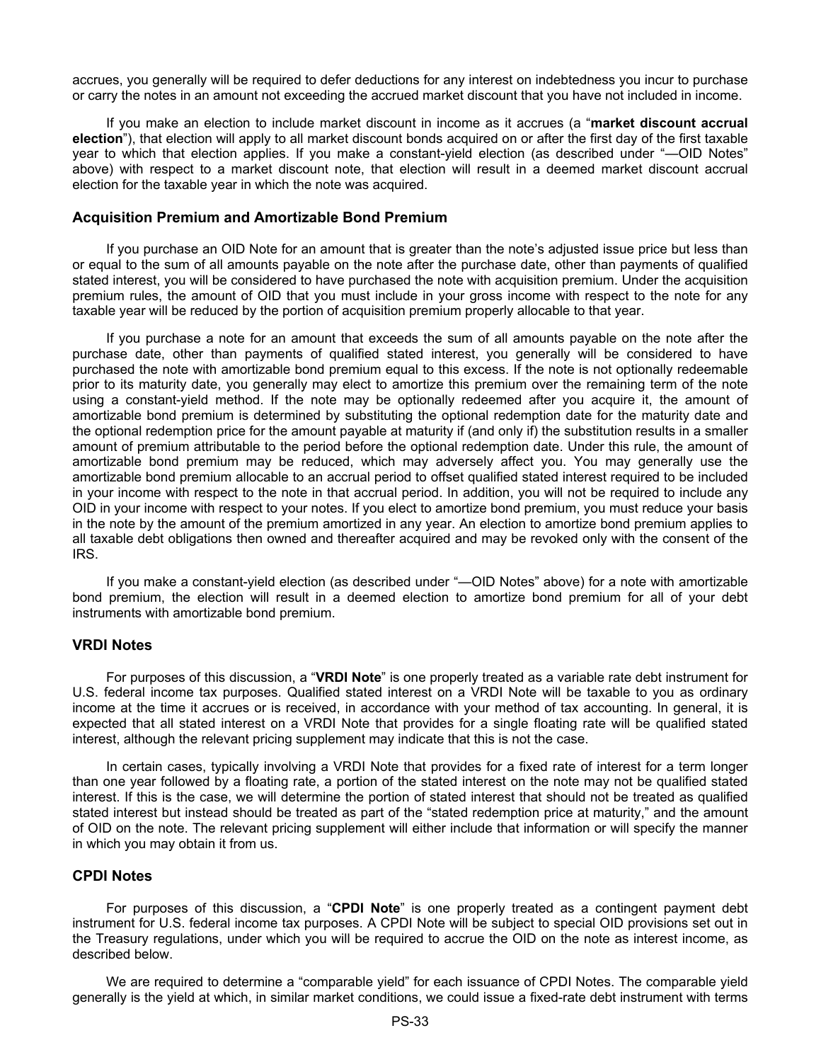accrues, you generally will be required to defer deductions for any interest on indebtedness you incur to purchase or carry the notes in an amount not exceeding the accrued market discount that you have not included in income.

If you make an election to include market discount in income as it accrues (a "**market discount accrual election**"), that election will apply to all market discount bonds acquired on or after the first day of the first taxable year to which that election applies. If you make a constant-yield election (as described under "—OID Notes" above) with respect to a market discount note, that election will result in a deemed market discount accrual election for the taxable year in which the note was acquired.

### Acquisition Premium and Amortizable Bond Premium

If you purchase an OID Note for an amount that is greater than the note's adjusted issue price but less than or equal to the sum of all amounts payable on the note after the purchase date, other than payments of qualified stated interest, you will be considered to have purchased the note with acquisition premium. Under the acquisition premium rules, the amount of OID that you must include in your gross income with respect to the note for any taxable year will be reduced by the portion of acquisition premium properly allocable to that year.

If you purchase a note for an amount that exceeds the sum of all amounts payable on the note after the purchase date, other than payments of qualified stated interest, you generally will be considered to have purchased the note with amortizable bond premium equal to this excess. If the note is not optionally redeemable prior to its maturity date, you generally may elect to amortize this premium over the remaining term of the note using a constant-yield method. If the note may be optionally redeemed after you acquire it, the amount of amortizable bond premium is determined by substituting the optional redemption date for the maturity date and the optional redemption price for the amount payable at maturity if (and only if) the substitution results in a smaller amount of premium attributable to the period before the optional redemption date. Under this rule, the amount of amortizable bond premium may be reduced, which may adversely affect you. You may generally use the amortizable bond premium allocable to an accrual period to offset qualified stated interest required to be included in your income with respect to the note in that accrual period. In addition, you will not be required to include any OID in your income with respect to your notes. If you elect to amortize bond premium, you must reduce your basis in the note by the amount of the premium amortized in any year. An election to amortize bond premium applies to all taxable debt obligations then owned and thereafter acquired and may be revoked only with the consent of the IRS.

If you make a constant-yield election (as described under "—OID Notes" above) for a note with amortizable bond premium, the election will result in a deemed election to amortize bond premium for all of your debt instruments with amortizable bond premium.

### VRDI Notes

For purposes of this discussion, a "**VRDI Note**" is one properly treated as a variable rate debt instrument for U.S. federal income tax purposes. Qualified stated interest on a VRDI Note will be taxable to you as ordinary income at the time it accrues or is received, in accordance with your method of tax accounting. In general, it is expected that all stated interest on a VRDI Note that provides for a single floating rate will be qualified stated interest, although the relevant pricing supplement may indicate that this is not the case.

In certain cases, typically involving a VRDI Note that provides for a fixed rate of interest for a term longer than one year followed by a floating rate, a portion of the stated interest on the note may not be qualified stated interest. If this is the case, we will determine the portion of stated interest that should not be treated as qualified stated interest but instead should be treated as part of the "stated redemption price at maturity," and the amount of OID on the note. The relevant pricing supplement will either include that information or will specify the manner in which you may obtain it from us.

### CPDI Notes

For purposes of this discussion, a "**CPDI Note**" is one properly treated as a contingent payment debt instrument for U.S. federal income tax purposes. A CPDI Note will be subject to special OID provisions set out in the Treasury regulations, under which you will be required to accrue the OID on the note as interest income, as described below.

We are required to determine a "comparable yield" for each issuance of CPDI Notes. The comparable yield generally is the yield at which, in similar market conditions, we could issue a fixed-rate debt instrument with terms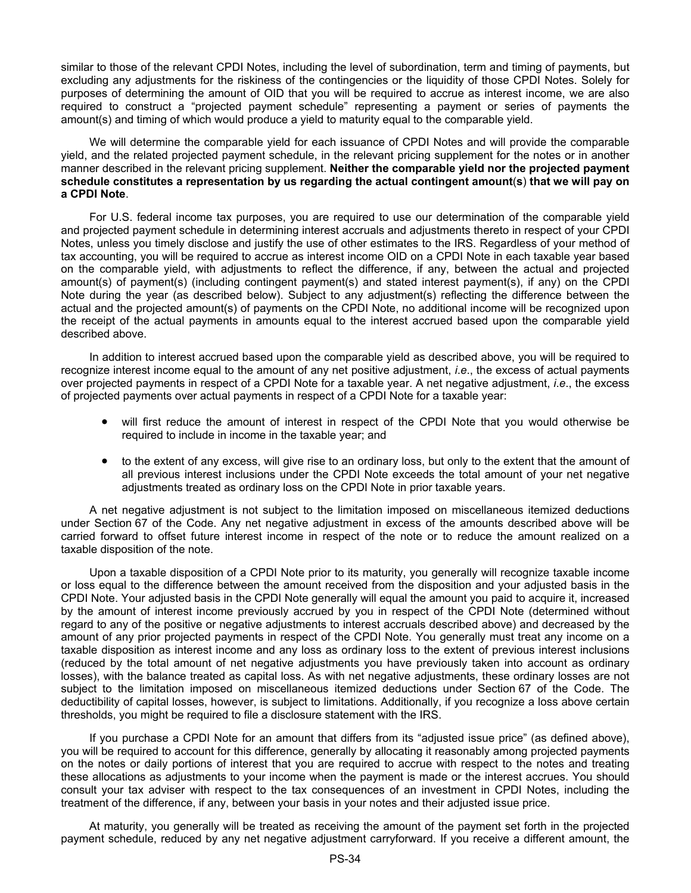similar to those of the relevant CPDI Notes, including the level of subordination, term and timing of payments, but excluding any adjustments for the riskiness of the contingencies or the liquidity of those CPDI Notes. Solely for purposes of determining the amount of OID that you will be required to accrue as interest income, we are also required to construct a "projected payment schedule" representing a payment or series of payments the amount(s) and timing of which would produce a yield to maturity equal to the comparable yield.

We will determine the comparable yield for each issuance of CPDI Notes and will provide the comparable yield, and the related projected payment schedule, in the relevant pricing supplement for the notes or in another manner described in the relevant pricing supplement. **Neither the comparable yield nor the projected payment schedule constitutes a representation by us regarding the actual contingent amount(s) that we will pay on a CPDI Note**.

For U.S. federal income tax purposes, you are required to use our determination of the comparable yield and projected payment schedule in determining interest accruals and adjustments thereto in respect of your CPDI Notes, unless you timely disclose and justify the use of other estimates to the IRS. Regardless of your method of tax accounting, you will be required to accrue as interest income OID on a CPDI Note in each taxable year based on the comparable yield, with adjustments to reflect the difference, if any, between the actual and projected amount(s) of payment(s) (including contingent payment(s) and stated interest payment(s), if any) on the CPDI Note during the year (as described below). Subject to any adjustment(s) reflecting the difference between the actual and the projected amount(s) of payments on the CPDI Note, no additional income will be recognized upon the receipt of the actual payments in amounts equal to the interest accrued based upon the comparable yield described above.

In addition to interest accrued based upon the comparable yield as described above, you will be required to recognize interest income equal to the amount of any net positive adjustment, *i.e*., the excess of actual payments over projected payments in respect of a CPDI Note for a taxable year. A net negative adjustment, *i.e*., the excess of projected payments over actual payments in respect of a CPDI Note for a taxable year:

- will first reduce the amount of interest in respect of the CPDI Note that you would otherwise be required to include in income in the taxable year; and
- to the extent of any excess, will give rise to an ordinary loss, but only to the extent that the amount of all previous interest inclusions under the CPDI Note exceeds the total amount of your net negative adjustments treated as ordinary loss on the CPDI Note in prior taxable years.

A net negative adjustment is not subject to the limitation imposed on miscellaneous itemized deductions under Section 67 of the Code. Any net negative adjustment in excess of the amounts described above will be carried forward to offset future interest income in respect of the note or to reduce the amount realized on a taxable disposition of the note.

Upon a taxable disposition of a CPDI Note prior to its maturity, you generally will recognize taxable income or loss equal to the difference between the amount received from the disposition and your adjusted basis in the CPDI Note. Your adjusted basis in the CPDI Note generally will equal the amount you paid to acquire it, increased by the amount of interest income previously accrued by you in respect of the CPDI Note (determined without regard to any of the positive or negative adjustments to interest accruals described above) and decreased by the amount of any prior projected payments in respect of the CPDI Note. You generally must treat any income on a taxable disposition as interest income and any loss as ordinary loss to the extent of previous interest inclusions (reduced by the total amount of net negative adjustments you have previously taken into account as ordinary losses), with the balance treated as capital loss. As with net negative adjustments, these ordinary losses are not subject to the limitation imposed on miscellaneous itemized deductions under Section 67 of the Code. The deductibility of capital losses, however, is subject to limitations. Additionally, if you recognize a loss above certain thresholds, you might be required to file a disclosure statement with the IRS.

If you purchase a CPDI Note for an amount that differs from its "adjusted issue price" (as defined above), you will be required to account for this difference, generally by allocating it reasonably among projected payments on the notes or daily portions of interest that you are required to accrue with respect to the notes and treating these allocations as adjustments to your income when the payment is made or the interest accrues. You should consult your tax adviser with respect to the tax consequences of an investment in CPDI Notes, including the treatment of the difference, if any, between your basis in your notes and their adjusted issue price.

At maturity, you generally will be treated as receiving the amount of the payment set forth in the projected payment schedule, reduced by any net negative adjustment carryforward. If you receive a different amount, the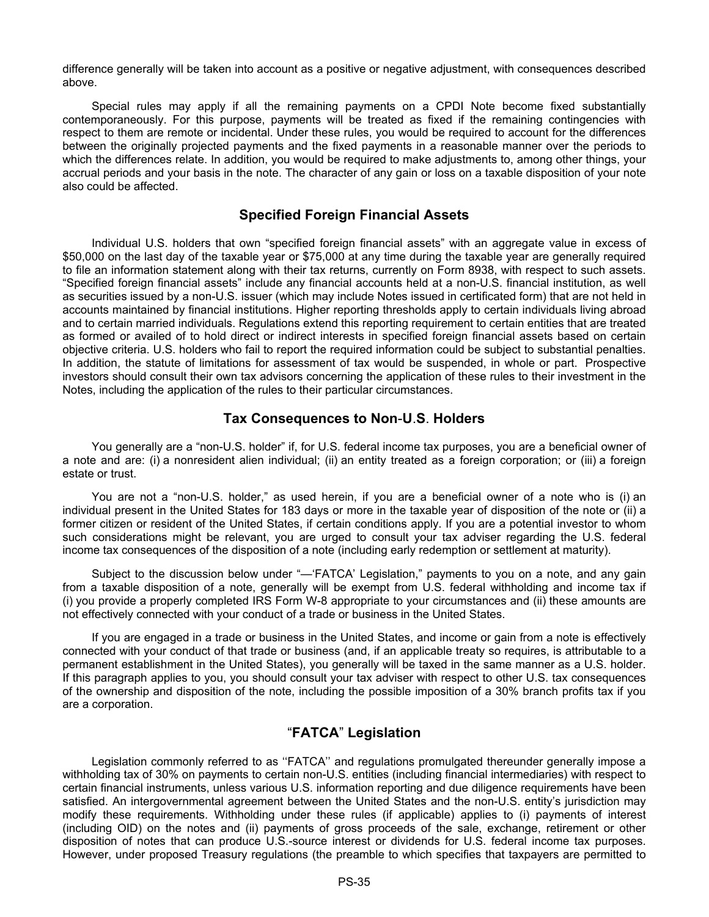difference generally will be taken into account as a positive or negative adjustment, with consequences described above.

Special rules may apply if all the remaining payments on a CPDI Note become fixed substantially contemporaneously. For this purpose, payments will be treated as fixed if the remaining contingencies with respect to them are remote or incidental. Under these rules, you would be required to account for the differences between the originally projected payments and the fixed payments in a reasonable manner over the periods to which the differences relate. In addition, you would be required to make adjustments to, among other things, your accrual periods and your basis in the note. The character of any gain or loss on a taxable disposition of your note also could be affected.

## Specified Foreign Financial Assets

Individual U.S. holders that own "specified foreign financial assets" with an aggregate value in excess of $50,000 on the last day of the taxable year or $75,000 at any time during the taxable year are generally required to file an information statement along with their tax returns, currently on Form 8938, with respect to such assets. "Specified foreign financial assets" include any financial accounts held at a non-U.S. financial institution, as well as securities issued by a non-U.S. issuer (which may include Notes issued in certificated form) that are not held in accounts maintained by financial institutions. Higher reporting thresholds apply to certain individuals living abroad and to certain married individuals. Regulations extend this reporting requirement to certain entities that are treated as formed or availed of to hold direct or indirect interests in specified foreign financial assets based on certain objective criteria. U.S. holders who fail to report the required information could be subject to substantial penalties. In addition, the statute of limitations for assessment of tax would be suspended, in whole or part. Prospective investors should consult their own tax advisors concerning the application of these rules to their investment in the Notes, including the application of the rules to their particular circumstances.

## Tax Consequences to Non-U.S. Holders

You generally are a "non-U.S. holder" if, for U.S. federal income tax purposes, you are a beneficial owner of a note and are: (i) a nonresident alien individual; (ii) an entity treated as a foreign corporation; or (iii) a foreign estate or trust.

You are not a "non-U.S. holder," as used herein, if you are a beneficial owner of a note who is (i) an individual present in the United States for 183 days or more in the taxable year of disposition of the note or (ii) a former citizen or resident of the United States, if certain conditions apply. If you are a potential investor to whom such considerations might be relevant, you are urged to consult your tax adviser regarding the U.S. federal income tax consequences of the disposition of a note (including early redemption or settlement at maturity).

Subject to the discussion below under "—'FATCA' Legislation," payments to you on a note, and any gain from a taxable disposition of a note, generally will be exempt from U.S. federal withholding and income tax if (i) you provide a properly completed IRS Form W-8 appropriate to your circumstances and (ii) these amounts are not effectively connected with your conduct of a trade or business in the United States.

If you are engaged in a trade or business in the United States, and income or gain from a note is effectively connected with your conduct of that trade or business (and, if an applicable treaty so requires, is attributable to a permanent establishment in the United States), you generally will be taxed in the same manner as a U.S. holder. If this paragraph applies to you, you should consult your tax adviser with respect to other U.S. tax consequences of the ownership and disposition of the note, including the possible imposition of a 30% branch profits tax if you are a corporation.

## "FATCA" Legislation

Legislation commonly referred to as "FATCA" and regulations promulgated thereunder generally impose a withholding tax of 30% on payments to certain non-U.S. entities (including financial intermediaries) with respect to certain financial instruments, unless various U.S. information reporting and due diligence requirements have been satisfied. An intergovernmental agreement between the United States and the non-U.S. entity's jurisdiction may modify these requirements. Withholding under these rules (if applicable) applies to (i) payments of interest (including OID) on the notes and (ii) payments of gross proceeds of the sale, exchange, retirement or other disposition of notes that can produce U.S.-source interest or dividends for U.S. federal income tax purposes. However, under proposed Treasury regulations (the preamble to which specifies that taxpayers are permitted to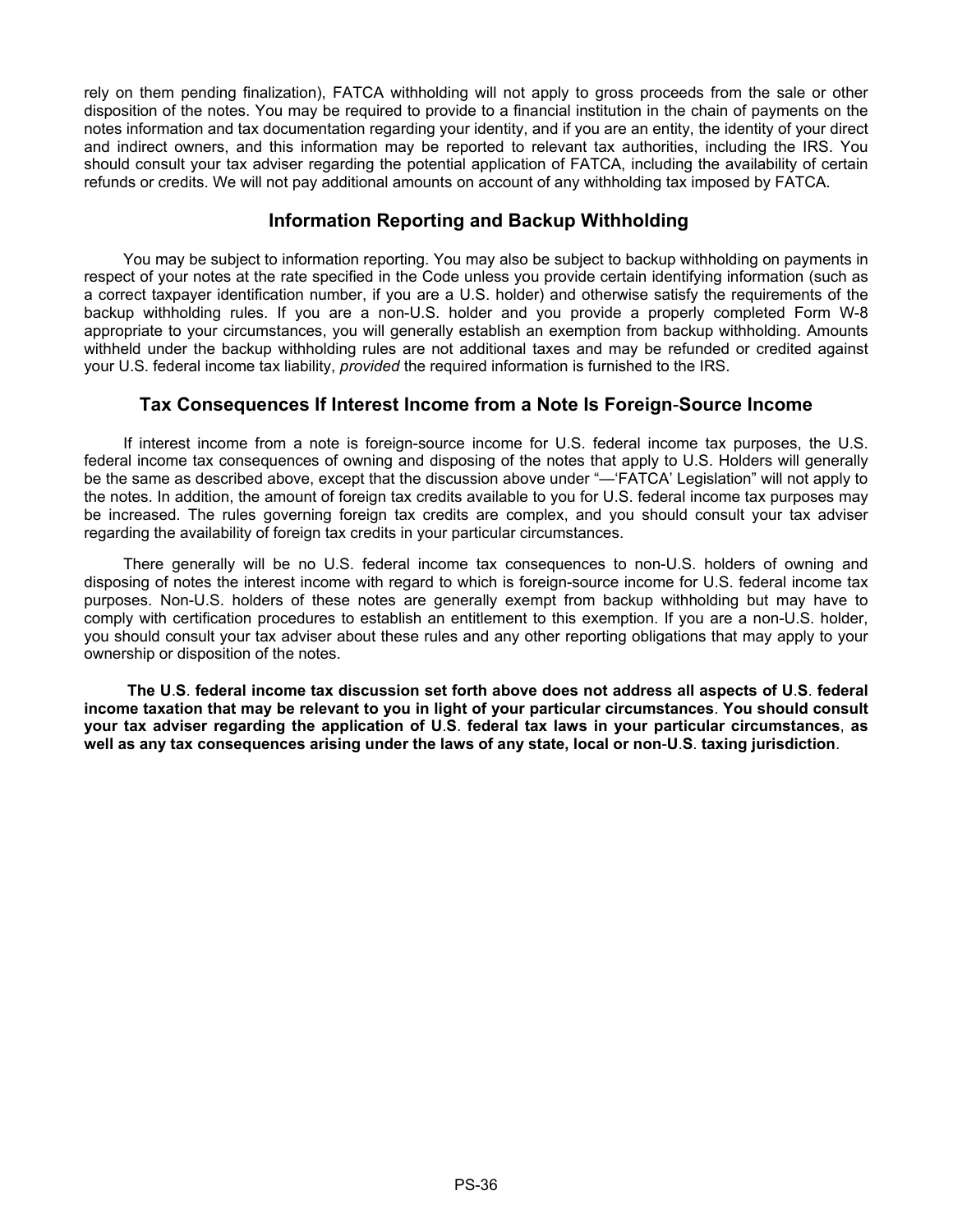rely on them pending finalization), FATCA withholding will not apply to gross proceeds from the sale or other disposition of the notes. You may be required to provide to a financial institution in the chain of payments on the notes information and tax documentation regarding your identity, and if you are an entity, the identity of your direct and indirect owners, and this information may be reported to relevant tax authorities, including the IRS. You should consult your tax adviser regarding the potential application of FATCA, including the availability of certain refunds or credits. We will not pay additional amounts on account of any withholding tax imposed by FATCA.

## Information Reporting and Backup Withholding

You may be subject to information reporting. You may also be subject to backup withholding on payments in respect of your notes at the rate specified in the Code unless you provide certain identifying information (such as a correct taxpayer identification number, if you are a U.S. holder) and otherwise satisfy the requirements of the backup withholding rules. If you are a non-U.S. holder and you provide a properly completed Form W-8 appropriate to your circumstances, you will generally establish an exemption from backup withholding. Amounts withheld under the backup withholding rules are not additional taxes and may be refunded or credited against your U.S. federal income tax liability, *provided* the required information is furnished to the IRS.

## Tax Consequences If Interest Income from a Note Is Foreign-Source Income

If interest income from a note is foreign-source income for U.S. federal income tax purposes, the U.S. federal income tax consequences of owning and disposing of the notes that apply to U.S. Holders will generally be the same as described above, except that the discussion above under "—'FATCA' Legislation" will not apply to the notes. In addition, the amount of foreign tax credits available to you for U.S. federal income tax purposes may be increased. The rules governing foreign tax credits are complex, and you should consult your tax adviser regarding the availability of foreign tax credits in your particular circumstances.

There generally will be no U.S. federal income tax consequences to non-U.S. holders of owning and disposing of notes the interest income with regard to which is foreign-source income for U.S. federal income tax purposes. Non-U.S. holders of these notes are generally exempt from backup withholding but may have to comply with certification procedures to establish an entitlement to this exemption. If you are a non-U.S. holder, you should consult your tax adviser about these rules and any other reporting obligations that may apply to your ownership or disposition of the notes.

**The U.S. federal income tax discussion set forth above does not address all aspects of U.S. federal income taxation that may be relevant to you in light of your particular circumstances. You should consult your tax adviser regarding the application of U.S. federal tax laws in your particular circumstances, as well as any tax consequences arising under the laws of any state, local or non-U.S. taxing jurisdiction.**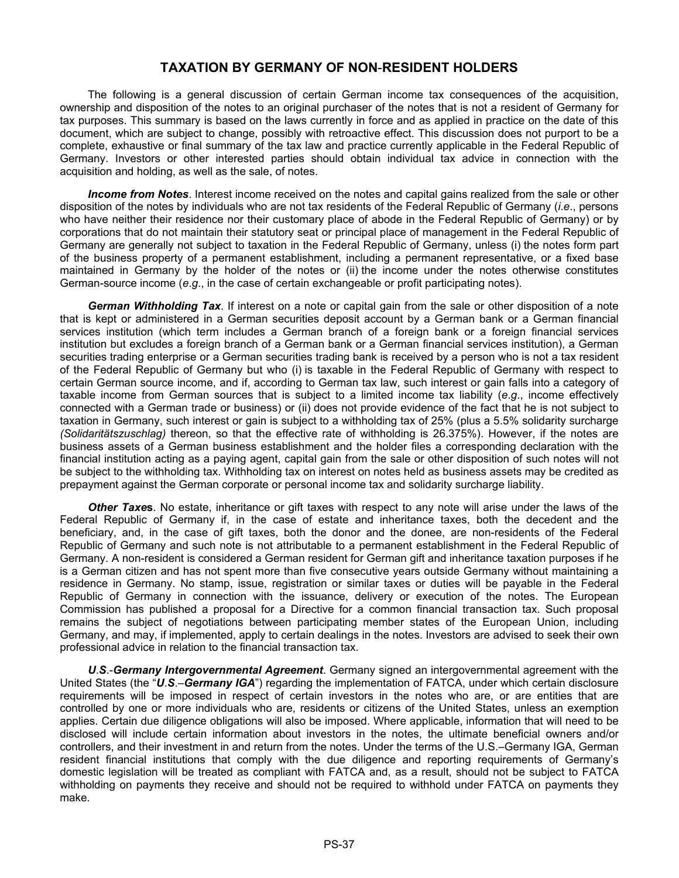## TAXATION BY GERMANY OF NON-RESIDENT HOLDERS

The following is a general discussion of certain German income tax consequences of the acquisition, ownership and disposition of the notes to an original purchaser of the notes that is not a resident of Germany for tax purposes. This summary is based on the laws currently in force and as applied in practice on the date of this document, which are subject to change, possibly with retroactive effect. This discussion does not purport to be a complete, exhaustive or final summary of the tax law and practice currently applicable in the Federal Republic of Germany. Investors or other interested parties should obtain individual tax advice in connection with the acquisition and holding, as well as the sale, of notes.

***Income from Notes***. Interest income received on the notes and capital gains realized from the sale or other disposition of the notes by individuals who are not tax residents of the Federal Republic of Germany (*i.e*., persons who have neither their residence nor their customary place of abode in the Federal Republic of Germany) or by corporations that do not maintain their statutory seat or principal place of management in the Federal Republic of Germany are generally not subject to taxation in the Federal Republic of Germany, unless (i) the notes form part of the business property of a permanent establishment, including a permanent representative, or a fixed base maintained in Germany by the holder of the notes or (ii) the income under the notes otherwise constitutes German-source income (*e.g*., in the case of certain exchangeable or profit participating notes).

***German Withholding Tax***. If interest on a note or capital gain from the sale or other disposition of a note that is kept or administered in a German securities deposit account by a German bank or a German financial services institution (which term includes a German branch of a foreign bank or a foreign financial services institution but excludes a foreign branch of a German bank or a German financial services institution), a German securities trading enterprise or a German securities trading bank is received by a person who is not a tax resident of the Federal Republic of Germany but who (i) is taxable in the Federal Republic of Germany with respect to certain German source income, and if, according to German tax law, such interest or gain falls into a category of taxable income from German sources that is subject to a limited income tax liability (*e.g*., income effectively connected with a German trade or business) or (ii) does not provide evidence of the fact that he is not subject to taxation in Germany, such interest or gain is subject to a withholding tax of 25% (plus a 5.5% solidarity surcharge *(Solidaritätszuschlag)* thereon, so that the effective rate of withholding is 26.375%). However, if the notes are business assets of a German business establishment and the holder files a corresponding declaration with the financial institution acting as a paying agent, capital gain from the sale or other disposition of such notes will not be subject to the withholding tax. Withholding tax on interest on notes held as business assets may be credited as prepayment against the German corporate or personal income tax and solidarity surcharge liability.

***Other Taxes***. No estate, inheritance or gift taxes with respect to any note will arise under the laws of the Federal Republic of Germany if, in the case of estate and inheritance taxes, both the decedent and the beneficiary, and, in the case of gift taxes, both the donor and the donee, are non-residents of the Federal Republic of Germany and such note is not attributable to a permanent establishment in the Federal Republic of Germany. A non-resident is considered a German resident for German gift and inheritance taxation purposes if he is a German citizen and has not spent more than five consecutive years outside Germany without maintaining a residence in Germany. No stamp, issue, registration or similar taxes or duties will be payable in the Federal Republic of Germany in connection with the issuance, delivery or execution of the notes. The European Commission has published a proposal for a Directive for a common financial transaction tax. Such proposal remains the subject of negotiations between participating member states of the European Union, including Germany, and may, if implemented, apply to certain dealings in the notes. Investors are advised to seek their own professional advice in relation to the financial transaction tax.

***U.S.-Germany Intergovernmental Agreement***. Germany signed an intergovernmental agreement with the United States (the "***U.S.–Germany IGA***") regarding the implementation of FATCA, under which certain disclosure requirements will be imposed in respect of certain investors in the notes who are, or are entities that are controlled by one or more individuals who are, residents or citizens of the United States, unless an exemption applies. Certain due diligence obligations will also be imposed. Where applicable, information that will need to be disclosed will include certain information about investors in the notes, the ultimate beneficial owners and/or controllers, and their investment in and return from the notes. Under the terms of the U.S.–Germany IGA, German resident financial institutions that comply with the due diligence and reporting requirements of Germany's domestic legislation will be treated as compliant with FATCA and, as a result, should not be subject to FATCA withholding on payments they receive and should not be required to withhold under FATCA on payments they make.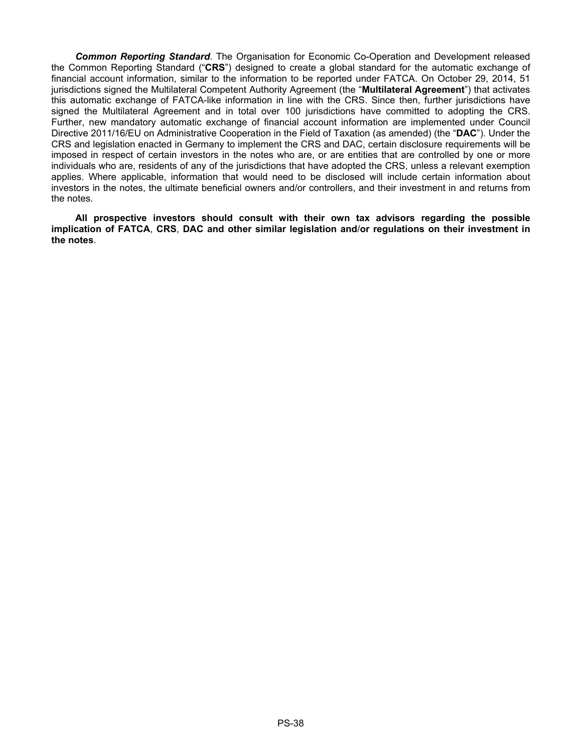***Common Reporting Standard***. The Organisation for Economic Co-Operation and Development released the Common Reporting Standard ("**CRS**") designed to create a global standard for the automatic exchange of financial account information, similar to the information to be reported under FATCA. On October 29, 2014, 51 jurisdictions signed the Multilateral Competent Authority Agreement (the "**Multilateral Agreement**") that activates this automatic exchange of FATCA-like information in line with the CRS. Since then, further jurisdictions have signed the Multilateral Agreement and in total over 100 jurisdictions have committed to adopting the CRS. Further, new mandatory automatic exchange of financial account information are implemented under Council Directive 2011/16/EU on Administrative Cooperation in the Field of Taxation (as amended) (the "**DAC**"). Under the CRS and legislation enacted in Germany to implement the CRS and DAC, certain disclosure requirements will be imposed in respect of certain investors in the notes who are, or are entities that are controlled by one or more individuals who are, residents of any of the jurisdictions that have adopted the CRS, unless a relevant exemption applies. Where applicable, information that would need to be disclosed will include certain information about investors in the notes, the ultimate beneficial owners and/or controllers, and their investment in and returns from the notes.

**All prospective investors should consult with their own tax advisors regarding the possible implication of FATCA, CRS, DAC and other similar legislation and/or regulations on their investment in the notes**.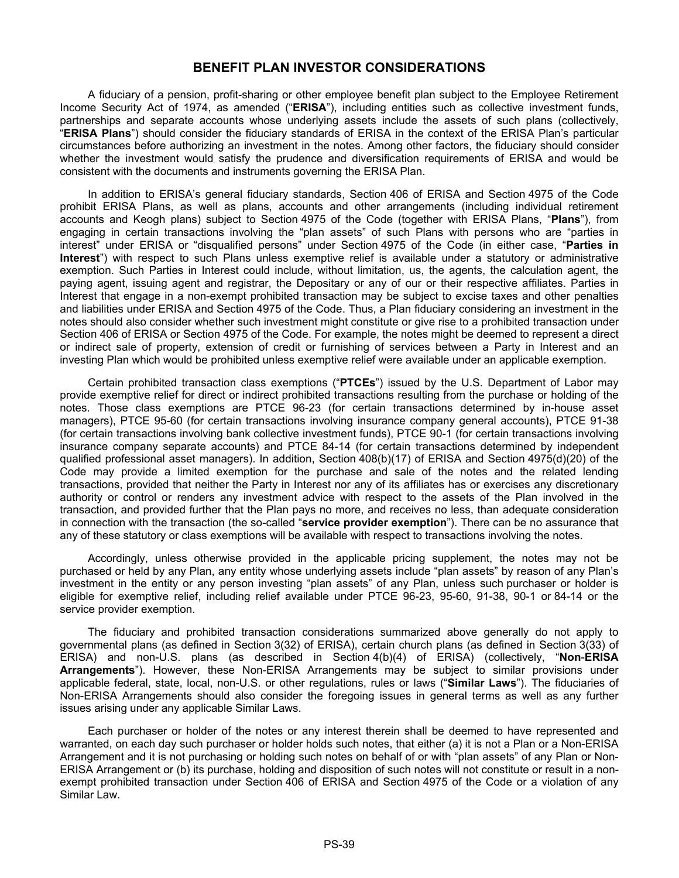# BENEFIT PLAN INVESTOR CONSIDERATIONS

A fiduciary of a pension, profit-sharing or other employee benefit plan subject to the Employee Retirement Income Security Act of 1974, as amended ("**ERISA**"), including entities such as collective investment funds, partnerships and separate accounts whose underlying assets include the assets of such plans (collectively, "**ERISA Plans**") should consider the fiduciary standards of ERISA in the context of the ERISA Plan's particular circumstances before authorizing an investment in the notes. Among other factors, the fiduciary should consider whether the investment would satisfy the prudence and diversification requirements of ERISA and would be consistent with the documents and instruments governing the ERISA Plan.

In addition to ERISA's general fiduciary standards, Section 406 of ERISA and Section 4975 of the Code prohibit ERISA Plans, as well as plans, accounts and other arrangements (including individual retirement accounts and Keogh plans) subject to Section 4975 of the Code (together with ERISA Plans, "**Plans**"), from engaging in certain transactions involving the "plan assets" of such Plans with persons who are "parties in interest" under ERISA or "disqualified persons" under Section 4975 of the Code (in either case, "**Parties in Interest**") with respect to such Plans unless exemptive relief is available under a statutory or administrative exemption. Such Parties in Interest could include, without limitation, us, the agents, the calculation agent, the paying agent, issuing agent and registrar, the Depositary or any of our or their respective affiliates. Parties in Interest that engage in a non-exempt prohibited transaction may be subject to excise taxes and other penalties and liabilities under ERISA and Section 4975 of the Code. Thus, a Plan fiduciary considering an investment in the notes should also consider whether such investment might constitute or give rise to a prohibited transaction under Section 406 of ERISA or Section 4975 of the Code. For example, the notes might be deemed to represent a direct or indirect sale of property, extension of credit or furnishing of services between a Party in Interest and an investing Plan which would be prohibited unless exemptive relief were available under an applicable exemption.

Certain prohibited transaction class exemptions ("**PTCEs**") issued by the U.S. Department of Labor may provide exemptive relief for direct or indirect prohibited transactions resulting from the purchase or holding of the notes. Those class exemptions are PTCE 96-23 (for certain transactions determined by in-house asset managers), PTCE 95-60 (for certain transactions involving insurance company general accounts), PTCE 91-38 (for certain transactions involving bank collective investment funds), PTCE 90-1 (for certain transactions involving insurance company separate accounts) and PTCE 84-14 (for certain transactions determined by independent qualified professional asset managers). In addition, Section 408(b)(17) of ERISA and Section 4975(d)(20) of the Code may provide a limited exemption for the purchase and sale of the notes and the related lending transactions, provided that neither the Party in Interest nor any of its affiliates has or exercises any discretionary authority or control or renders any investment advice with respect to the assets of the Plan involved in the transaction, and provided further that the Plan pays no more, and receives no less, than adequate consideration in connection with the transaction (the so-called "**service provider exemption**"). There can be no assurance that any of these statutory or class exemptions will be available with respect to transactions involving the notes.

Accordingly, unless otherwise provided in the applicable pricing supplement, the notes may not be purchased or held by any Plan, any entity whose underlying assets include "plan assets" by reason of any Plan's investment in the entity or any person investing "plan assets" of any Plan, unless such purchaser or holder is eligible for exemptive relief, including relief available under PTCE 96-23, 95-60, 91-38, 90-1 or 84-14 or the service provider exemption.

The fiduciary and prohibited transaction considerations summarized above generally do not apply to governmental plans (as defined in Section 3(32) of ERISA), certain church plans (as defined in Section 3(33) of ERISA) and non-U.S. plans (as described in Section 4(b)(4) of ERISA) (collectively, "**Non-ERISA Arrangements**"). However, these Non-ERISA Arrangements may be subject to similar provisions under applicable federal, state, local, non-U.S. or other regulations, rules or laws ("**Similar Laws**"). The fiduciaries of Non-ERISA Arrangements should also consider the foregoing issues in general terms as well as any further issues arising under any applicable Similar Laws.

Each purchaser or holder of the notes or any interest therein shall be deemed to have represented and warranted, on each day such purchaser or holder holds such notes, that either (a) it is not a Plan or a Non-ERISA Arrangement and it is not purchasing or holding such notes on behalf of or with "plan assets" of any Plan or Non-ERISA Arrangement or (b) its purchase, holding and disposition of such notes will not constitute or result in a non-exempt prohibited transaction under Section 406 of ERISA and Section 4975 of the Code or a violation of any Similar Law.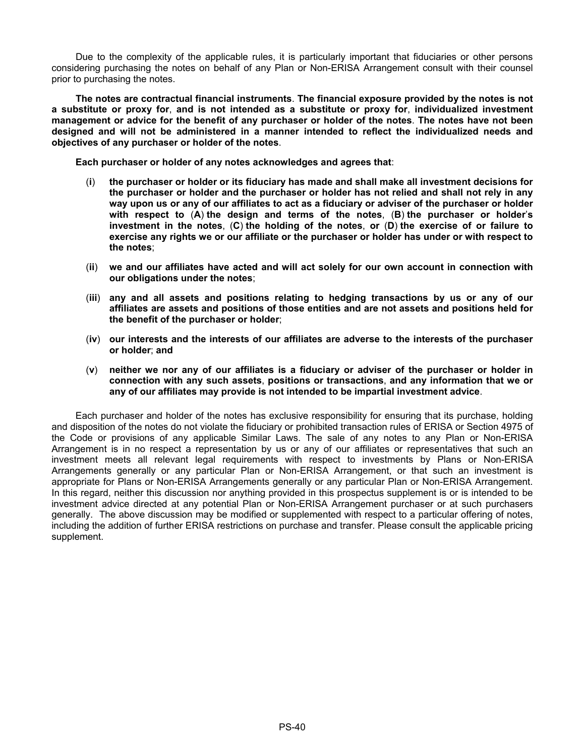Due to the complexity of the applicable rules, it is particularly important that fiduciaries or other persons considering purchasing the notes on behalf of any Plan or Non-ERISA Arrangement consult with their counsel prior to purchasing the notes.

**The notes are contractual financial instruments. The financial exposure provided by the notes is not a substitute or proxy for, and is not intended as a substitute or proxy for, individualized investment management or advice for the benefit of any purchaser or holder of the notes. The notes have not been designed and will not be administered in a manner intended to reflect the individualized needs and objectives of any purchaser or holder of the notes.**

**Each purchaser or holder of any notes acknowledges and agrees that:**

(**i**) **the purchaser or holder or its fiduciary has made and shall make all investment decisions for the purchaser or holder and the purchaser or holder has not relied and shall not rely in any way upon us or any of our affiliates to act as a fiduciary or adviser of the purchaser or holder with respect to (A) the design and terms of the notes, (B) the purchaser or holder's investment in the notes, (C) the holding of the notes, or (D) the exercise of or failure to exercise any rights we or our affiliate or the purchaser or holder has under or with respect to the notes;**

(**ii**) **we and our affiliates have acted and will act solely for our own account in connection with our obligations under the notes;**

(**iii**) **any and all assets and positions relating to hedging transactions by us or any of our affiliates are assets and positions of those entities and are not assets and positions held for the benefit of the purchaser or holder;**

(**iv**) **our interests and the interests of our affiliates are adverse to the interests of the purchaser or holder; and**

(**v**) **neither we nor any of our affiliates is a fiduciary or adviser of the purchaser or holder in connection with any such assets, positions or transactions, and any information that we or any of our affiliates may provide is not intended to be impartial investment advice.**

Each purchaser and holder of the notes has exclusive responsibility for ensuring that its purchase, holding and disposition of the notes do not violate the fiduciary or prohibited transaction rules of ERISA or Section 4975 of the Code or provisions of any applicable Similar Laws. The sale of any notes to any Plan or Non-ERISA Arrangement is in no respect a representation by us or any of our affiliates or representatives that such an investment meets all relevant legal requirements with respect to investments by Plans or Non-ERISA Arrangements generally or any particular Plan or Non-ERISA Arrangement, or that such an investment is appropriate for Plans or Non-ERISA Arrangements generally or any particular Plan or Non-ERISA Arrangement. In this regard, neither this discussion nor anything provided in this prospectus supplement is or is intended to be investment advice directed at any potential Plan or Non-ERISA Arrangement purchaser or at such purchasers generally. The above discussion may be modified or supplemented with respect to a particular offering of notes, including the addition of further ERISA restrictions on purchase and transfer. Please consult the applicable pricing supplement.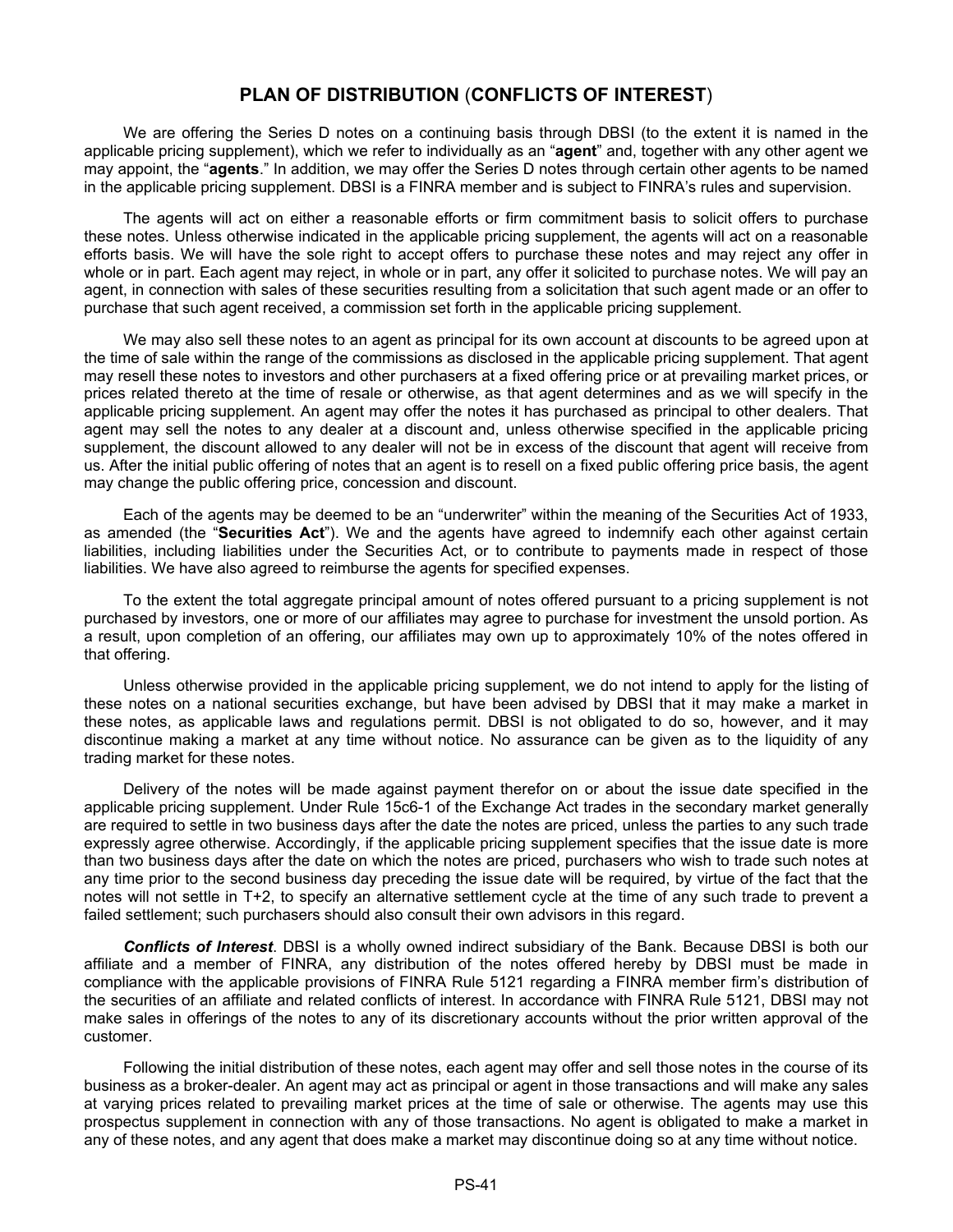## PLAN OF DISTRIBUTION (CONFLICTS OF INTEREST)

We are offering the Series D notes on a continuing basis through DBSI (to the extent it is named in the applicable pricing supplement), which we refer to individually as an "**agent**" and, together with any other agent we may appoint, the "**agents**." In addition, we may offer the Series D notes through certain other agents to be named in the applicable pricing supplement. DBSI is a FINRA member and is subject to FINRA's rules and supervision.

The agents will act on either a reasonable efforts or firm commitment basis to solicit offers to purchase these notes. Unless otherwise indicated in the applicable pricing supplement, the agents will act on a reasonable efforts basis. We will have the sole right to accept offers to purchase these notes and may reject any offer in whole or in part. Each agent may reject, in whole or in part, any offer it solicited to purchase notes. We will pay an agent, in connection with sales of these securities resulting from a solicitation that such agent made or an offer to purchase that such agent received, a commission set forth in the applicable pricing supplement.

We may also sell these notes to an agent as principal for its own account at discounts to be agreed upon at the time of sale within the range of the commissions as disclosed in the applicable pricing supplement. That agent may resell these notes to investors and other purchasers at a fixed offering price or at prevailing market prices, or prices related thereto at the time of resale or otherwise, as that agent determines and as we will specify in the applicable pricing supplement. An agent may offer the notes it has purchased as principal to other dealers. That agent may sell the notes to any dealer at a discount and, unless otherwise specified in the applicable pricing supplement, the discount allowed to any dealer will not be in excess of the discount that agent will receive from us. After the initial public offering of notes that an agent is to resell on a fixed public offering price basis, the agent may change the public offering price, concession and discount.

Each of the agents may be deemed to be an "underwriter" within the meaning of the Securities Act of 1933, as amended (the "**Securities Act**"). We and the agents have agreed to indemnify each other against certain liabilities, including liabilities under the Securities Act, or to contribute to payments made in respect of those liabilities. We have also agreed to reimburse the agents for specified expenses.

To the extent the total aggregate principal amount of notes offered pursuant to a pricing supplement is not purchased by investors, one or more of our affiliates may agree to purchase for investment the unsold portion. As a result, upon completion of an offering, our affiliates may own up to approximately 10% of the notes offered in that offering.

Unless otherwise provided in the applicable pricing supplement, we do not intend to apply for the listing of these notes on a national securities exchange, but have been advised by DBSI that it may make a market in these notes, as applicable laws and regulations permit. DBSI is not obligated to do so, however, and it may discontinue making a market at any time without notice. No assurance can be given as to the liquidity of any trading market for these notes.

Delivery of the notes will be made against payment therefor on or about the issue date specified in the applicable pricing supplement. Under Rule 15c6-1 of the Exchange Act trades in the secondary market generally are required to settle in two business days after the date the notes are priced, unless the parties to any such trade expressly agree otherwise. Accordingly, if the applicable pricing supplement specifies that the issue date is more than two business days after the date on which the notes are priced, purchasers who wish to trade such notes at any time prior to the second business day preceding the issue date will be required, by virtue of the fact that the notes will not settle in T+2, to specify an alternative settlement cycle at the time of any such trade to prevent a failed settlement; such purchasers should also consult their own advisors in this regard.

***Conflicts of Interest***. DBSI is a wholly owned indirect subsidiary of the Bank. Because DBSI is both our affiliate and a member of FINRA, any distribution of the notes offered hereby by DBSI must be made in compliance with the applicable provisions of FINRA Rule 5121 regarding a FINRA member firm's distribution of the securities of an affiliate and related conflicts of interest. In accordance with FINRA Rule 5121, DBSI may not make sales in offerings of the notes to any of its discretionary accounts without the prior written approval of the customer.

Following the initial distribution of these notes, each agent may offer and sell those notes in the course of its business as a broker-dealer. An agent may act as principal or agent in those transactions and will make any sales at varying prices related to prevailing market prices at the time of sale or otherwise. The agents may use this prospectus supplement in connection with any of those transactions. No agent is obligated to make a market in any of these notes, and any agent that does make a market may discontinue doing so at any time without notice.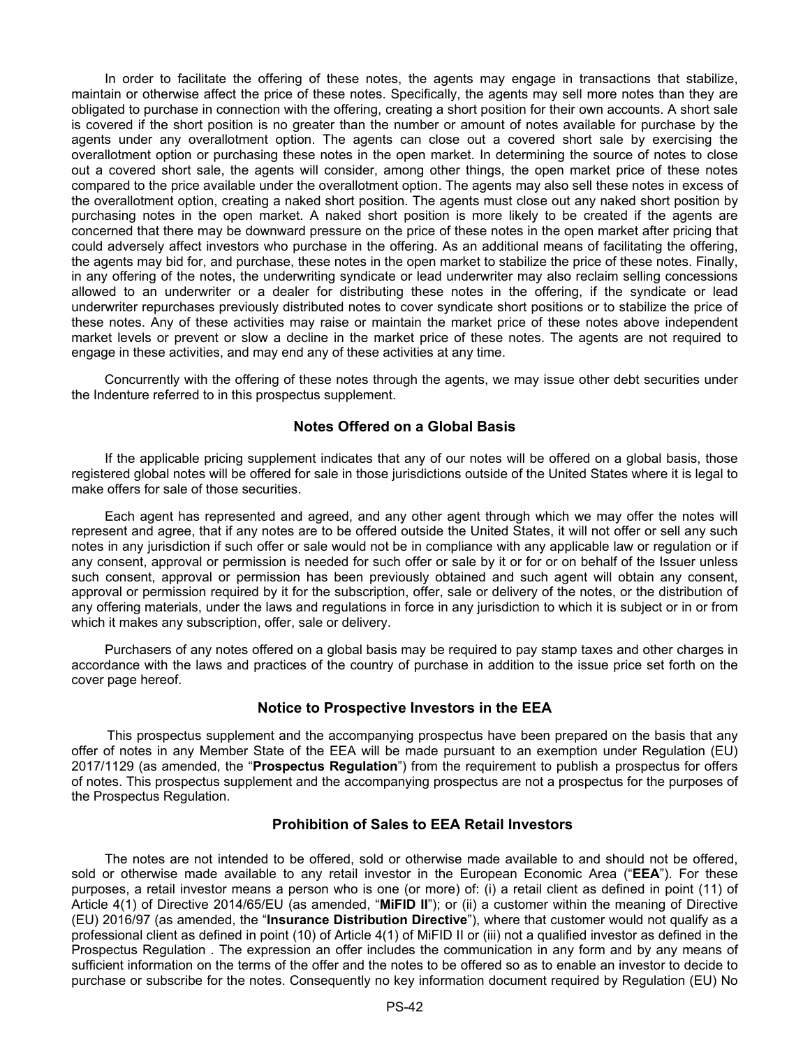In order to facilitate the offering of these notes, the agents may engage in transactions that stabilize, maintain or otherwise affect the price of these notes. Specifically, the agents may sell more notes than they are obligated to purchase in connection with the offering, creating a short position for their own accounts. A short sale is covered if the short position is no greater than the number or amount of notes available for purchase by the agents under any overallotment option. The agents can close out a covered short sale by exercising the overallotment option or purchasing these notes in the open market. In determining the source of notes to close out a covered short sale, the agents will consider, among other things, the open market price of these notes compared to the price available under the overallotment option. The agents may also sell these notes in excess of the overallotment option, creating a naked short position. The agents must close out any naked short position by purchasing notes in the open market. A naked short position is more likely to be created if the agents are concerned that there may be downward pressure on the price of these notes in the open market after pricing that could adversely affect investors who purchase in the offering. As an additional means of facilitating the offering, the agents may bid for, and purchase, these notes in the open market to stabilize the price of these notes. Finally, in any offering of the notes, the underwriting syndicate or lead underwriter may also reclaim selling concessions allowed to an underwriter or a dealer for distributing these notes in the offering, if the syndicate or lead underwriter repurchases previously distributed notes to cover syndicate short positions or to stabilize the price of these notes. Any of these activities may raise or maintain the market price of these notes above independent market levels or prevent or slow a decline in the market price of these notes. The agents are not required to engage in these activities, and may end any of these activities at any time.

Concurrently with the offering of these notes through the agents, we may issue other debt securities under the Indenture referred to in this prospectus supplement.

## Notes Offered on a Global Basis

If the applicable pricing supplement indicates that any of our notes will be offered on a global basis, those registered global notes will be offered for sale in those jurisdictions outside of the United States where it is legal to make offers for sale of those securities.

Each agent has represented and agreed, and any other agent through which we may offer the notes will represent and agree, that if any notes are to be offered outside the United States, it will not offer or sell any such notes in any jurisdiction if such offer or sale would not be in compliance with any applicable law or regulation or if any consent, approval or permission is needed for such offer or sale by it or for or on behalf of the Issuer unless such consent, approval or permission has been previously obtained and such agent will obtain any consent, approval or permission required by it for the subscription, offer, sale or delivery of the notes, or the distribution of any offering materials, under the laws and regulations in force in any jurisdiction to which it is subject or in or from which it makes any subscription, offer, sale or delivery.

Purchasers of any notes offered on a global basis may be required to pay stamp taxes and other charges in accordance with the laws and practices of the country of purchase in addition to the issue price set forth on the cover page hereof.

## Notice to Prospective Investors in the EEA

This prospectus supplement and the accompanying prospectus have been prepared on the basis that any offer of notes in any Member State of the EEA will be made pursuant to an exemption under Regulation (EU) 2017/1129 (as amended, the "**Prospectus Regulation**") from the requirement to publish a prospectus for offers of notes. This prospectus supplement and the accompanying prospectus are not a prospectus for the purposes of the Prospectus Regulation.

## Prohibition of Sales to EEA Retail Investors

The notes are not intended to be offered, sold or otherwise made available to and should not be offered, sold or otherwise made available to any retail investor in the European Economic Area ("**EEA**"). For these purposes, a retail investor means a person who is one (or more) of: (i) a retail client as defined in point (11) of Article 4(1) of Directive 2014/65/EU (as amended, "**MiFID II**"); or (ii) a customer within the meaning of Directive (EU) 2016/97 (as amended, the "**Insurance Distribution Directive**"), where that customer would not qualify as a professional client as defined in point (10) of Article 4(1) of MiFID II or (iii) not a qualified investor as defined in the Prospectus Regulation . The expression an offer includes the communication in any form and by any means of sufficient information on the terms of the offer and the notes to be offered so as to enable an investor to decide to purchase or subscribe for the notes. Consequently no key information document required by Regulation (EU) No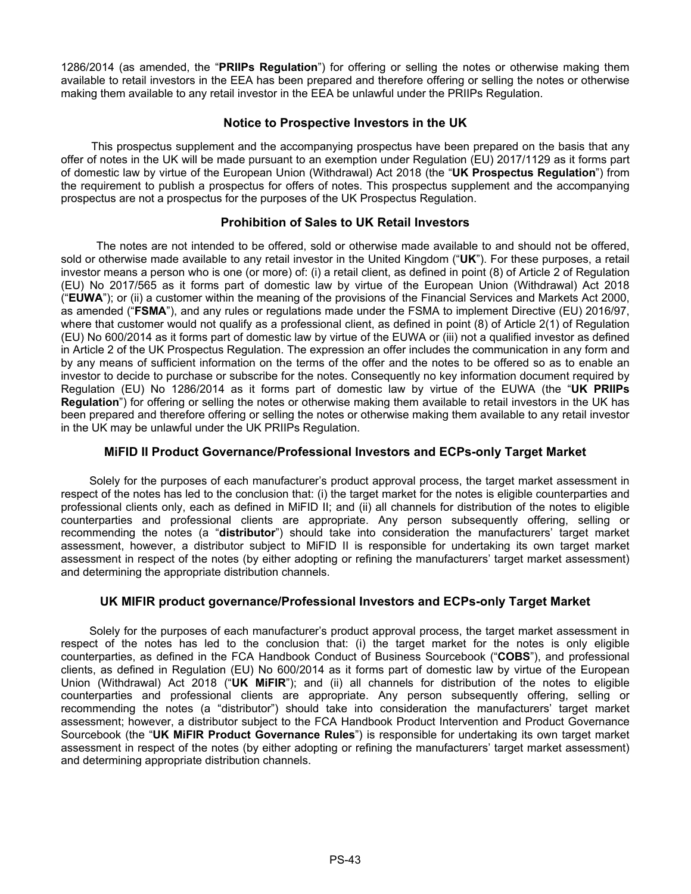1286/2014 (as amended, the "**PRIIPs Regulation**") for offering or selling the notes or otherwise making them available to retail investors in the EEA has been prepared and therefore offering or selling the notes or otherwise making them available to any retail investor in the EEA be unlawful under the PRIIPs Regulation.

### Notice to Prospective Investors in the UK

This prospectus supplement and the accompanying prospectus have been prepared on the basis that any offer of notes in the UK will be made pursuant to an exemption under Regulation (EU) 2017/1129 as it forms part of domestic law by virtue of the European Union (Withdrawal) Act 2018 (the "**UK Prospectus Regulation**") from the requirement to publish a prospectus for offers of notes. This prospectus supplement and the accompanying prospectus are not a prospectus for the purposes of the UK Prospectus Regulation.

### Prohibition of Sales to UK Retail Investors

The notes are not intended to be offered, sold or otherwise made available to and should not be offered, sold or otherwise made available to any retail investor in the United Kingdom ("**UK**"). For these purposes, a retail investor means a person who is one (or more) of: (i) a retail client, as defined in point (8) of Article 2 of Regulation (EU) No 2017/565 as it forms part of domestic law by virtue of the European Union (Withdrawal) Act 2018 ("**EUWA**"); or (ii) a customer within the meaning of the provisions of the Financial Services and Markets Act 2000, as amended ("**FSMA**"), and any rules or regulations made under the FSMA to implement Directive (EU) 2016/97, where that customer would not qualify as a professional client, as defined in point (8) of Article 2(1) of Regulation (EU) No 600/2014 as it forms part of domestic law by virtue of the EUWA or (iii) not a qualified investor as defined in Article 2 of the UK Prospectus Regulation. The expression an offer includes the communication in any form and by any means of sufficient information on the terms of the offer and the notes to be offered so as to enable an investor to decide to purchase or subscribe for the notes. Consequently no key information document required by Regulation (EU) No 1286/2014 as it forms part of domestic law by virtue of the EUWA (the "**UK PRIIPs Regulation**") for offering or selling the notes or otherwise making them available to retail investors in the UK has been prepared and therefore offering or selling the notes or otherwise making them available to any retail investor in the UK may be unlawful under the UK PRIIPs Regulation.

### MiFID II Product Governance/Professional Investors and ECPs-only Target Market

Solely for the purposes of each manufacturer's product approval process, the target market assessment in respect of the notes has led to the conclusion that: (i) the target market for the notes is eligible counterparties and professional clients only, each as defined in MiFID II; and (ii) all channels for distribution of the notes to eligible counterparties and professional clients are appropriate. Any person subsequently offering, selling or recommending the notes (a "**distributor**") should take into consideration the manufacturers' target market assessment, however, a distributor subject to MiFID II is responsible for undertaking its own target market assessment in respect of the notes (by either adopting or refining the manufacturers' target market assessment) and determining the appropriate distribution channels.

### UK MIFIR product governance/Professional Investors and ECPs-only Target Market

Solely for the purposes of each manufacturer's product approval process, the target market assessment in respect of the notes has led to the conclusion that: (i) the target market for the notes is only eligible counterparties, as defined in the FCA Handbook Conduct of Business Sourcebook ("**COBS**"), and professional clients, as defined in Regulation (EU) No 600/2014 as it forms part of domestic law by virtue of the European Union (Withdrawal) Act 2018 ("**UK MiFIR**"); and (ii) all channels for distribution of the notes to eligible counterparties and professional clients are appropriate. Any person subsequently offering, selling or recommending the notes (a "distributor") should take into consideration the manufacturers' target market assessment; however, a distributor subject to the FCA Handbook Product Intervention and Product Governance Sourcebook (the "**UK MiFIR Product Governance Rules**") is responsible for undertaking its own target market assessment in respect of the notes (by either adopting or refining the manufacturers' target market assessment) and determining appropriate distribution channels.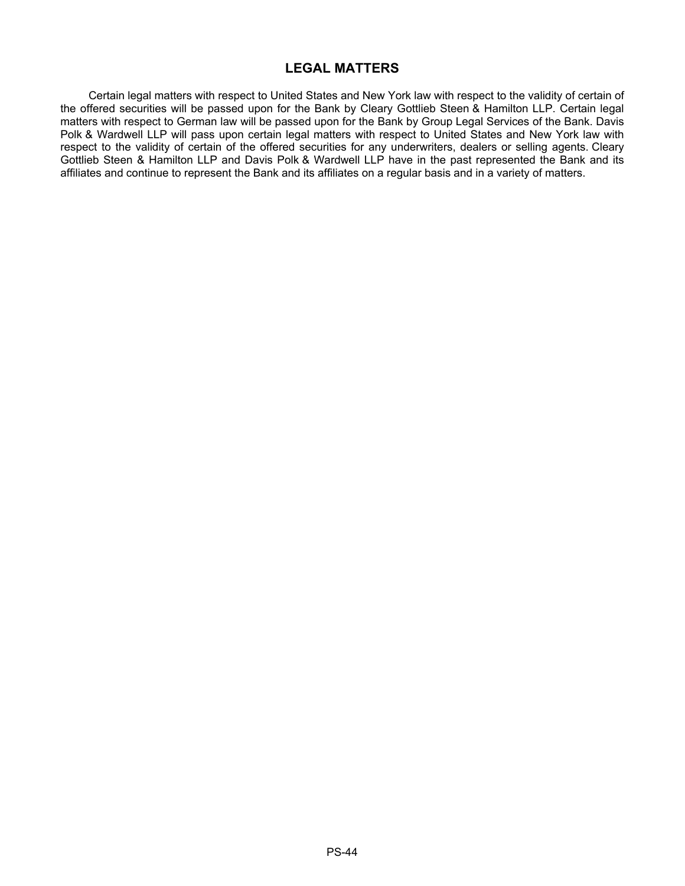## LEGAL MATTERS

Certain legal matters with respect to United States and New York law with respect to the validity of certain of the offered securities will be passed upon for the Bank by Cleary Gottlieb Steen & Hamilton LLP. Certain legal matters with respect to German law will be passed upon for the Bank by Group Legal Services of the Bank. Davis Polk & Wardwell LLP will pass upon certain legal matters with respect to United States and New York law with respect to the validity of certain of the offered securities for any underwriters, dealers or selling agents. Cleary Gottlieb Steen & Hamilton LLP and Davis Polk & Wardwell LLP have in the past represented the Bank and its affiliates and continue to represent the Bank and its affiliates on a regular basis and in a variety of matters.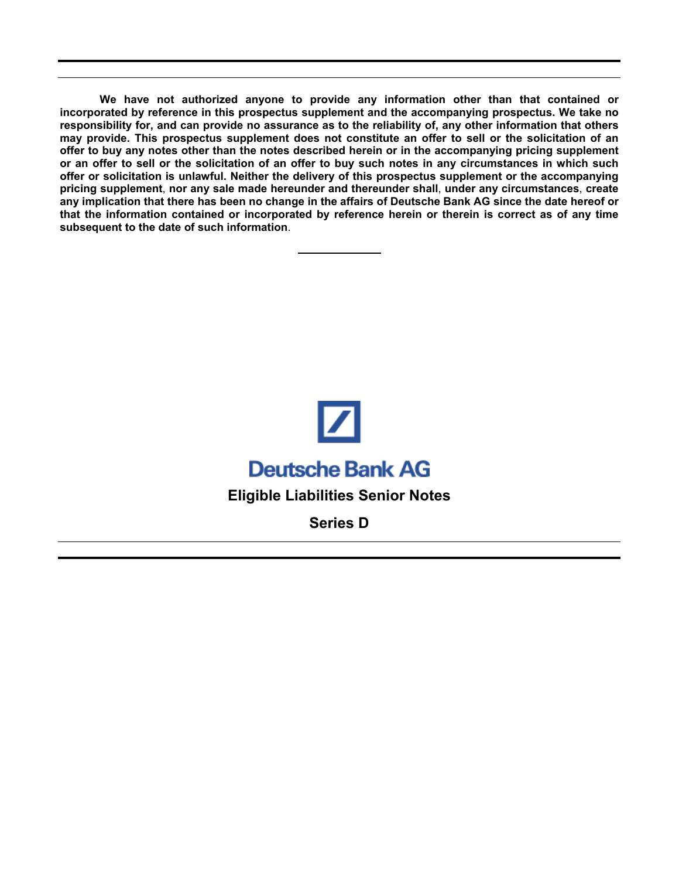**We have not authorized anyone to provide any information other than that contained or incorporated by reference in this prospectus supplement and the accompanying prospectus. We take no responsibility for, and can provide no assurance as to the reliability of, any other information that others may provide. This prospectus supplement does not constitute an offer to sell or the solicitation of an offer to buy any notes other than the notes described herein or in the accompanying pricing supplement or an offer to sell or the solicitation of an offer to buy such notes in any circumstances in which such offer or solicitation is unlawful. Neither the delivery of this prospectus supplement or the accompanying pricing supplement, nor any sale made hereunder and thereunder shall, under any circumstances, create any implication that there has been no change in the affairs of Deutsche Bank AG since the date hereof or that the information contained or incorporated by reference herein or therein is correct as of any time subsequent to the date of such information.**

---

# Deutsche Bank AG

## Eligible Liabilities Senior Notes

## Series D